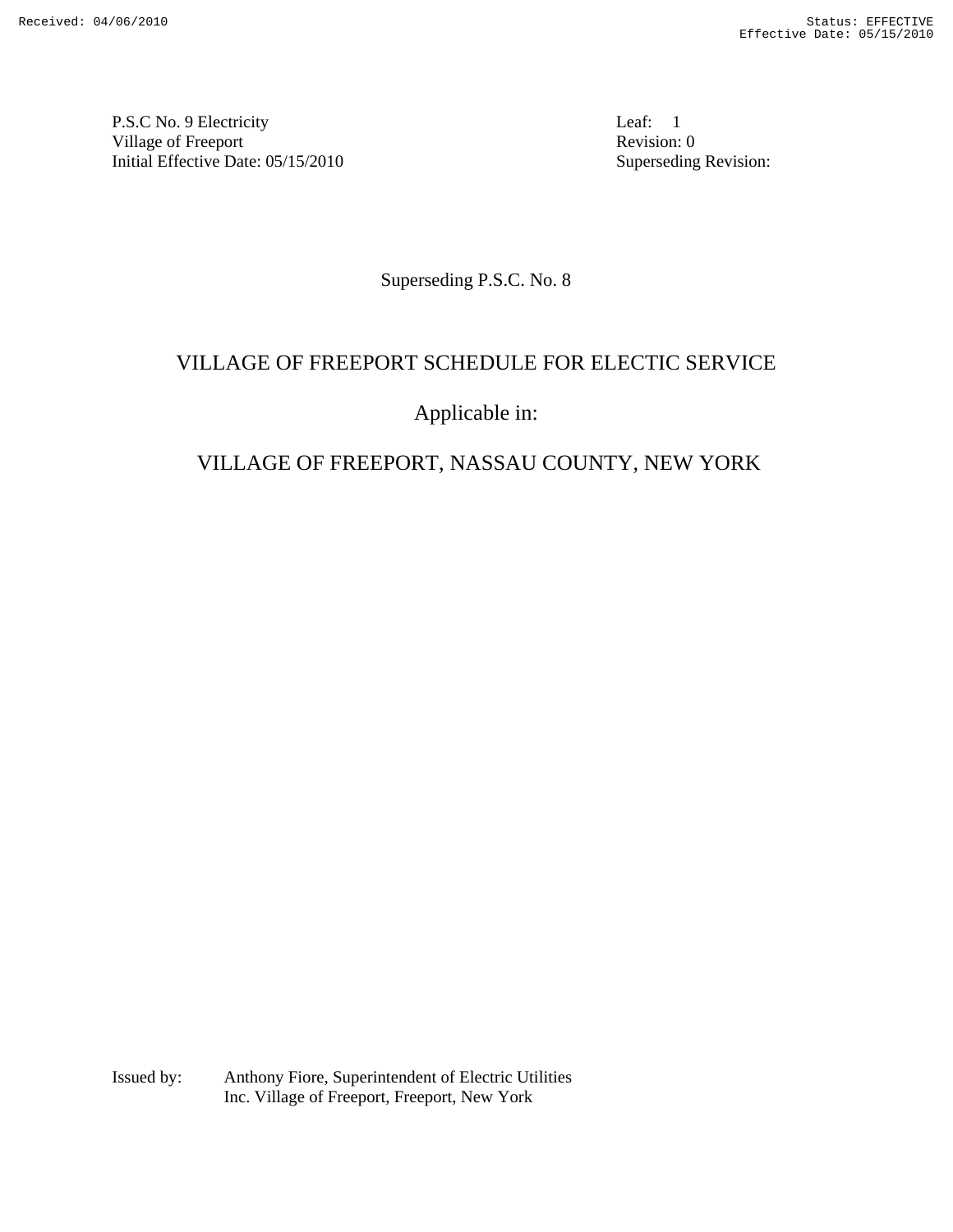P.S.C No. 9 Electricity
Village of Freeport
Initial Effective Date: 05/15/2010

Leaf: 1
Revision: 0
Superseding Revision:

Superseding P.S.C. No. 8

# VILLAGE OF FREEPORT SCHEDULE FOR ELECTIC SERVICE

## Applicable in:

## VILLAGE OF FREEPORT, NASSAU COUNTY, NEW YORK

Issued by: Anthony Fiore, Superintendent of Electric Utilities
Inc. Village of Freeport, Freeport, New York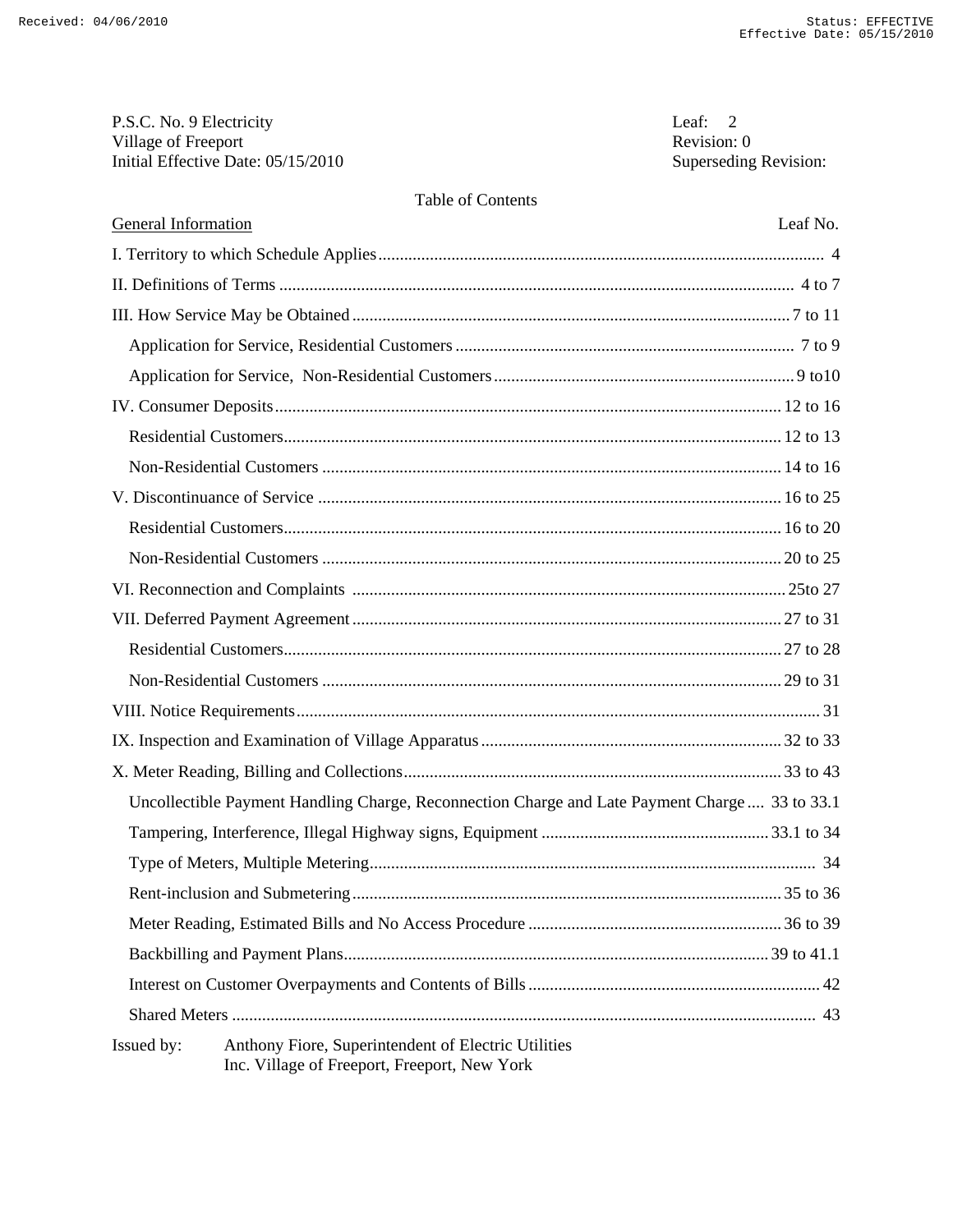P.S.C. No. 9 Electricity
Village of Freeport
Initial Effective Date: 05/15/2010

Leaf: 2
Revision: 0
Superseding Revision:

## Table of Contents

| General Information | Leaf No. |
|---|---|
| I. Territory to which Schedule Applies | 4 |
| II. Definitions of Terms | 4 to 7 |
| III. How Service May be Obtained | 7 to 11 |
| Application for Service, Residential Customers | 7 to 9 |
| Application for Service, Non-Residential Customers | 9 to10 |
| IV. Consumer Deposits | 12 to 16 |
| Residential Customers | 12 to 13 |
| Non-Residential Customers | 14 to 16 |
| V. Discontinuance of Service | 16 to 25 |
| Residential Customers | 16 to 20 |
| Non-Residential Customers | 20 to 25 |
| VI. Reconnection and Complaints | 25to 27 |
| VII. Deferred Payment Agreement | 27 to 31 |
| Residential Customers | 27 to 28 |
| Non-Residential Customers | 29 to 31 |
| VIII. Notice Requirements | 31 |
| IX. Inspection and Examination of Village Apparatus | 32 to 33 |
| X. Meter Reading, Billing and Collections | 33 to 43 |
| Uncollectible Payment Handling Charge, Reconnection Charge and Late Payment Charge | 33 to 33.1 |
| Tampering, Interference, Illegal Highway signs, Equipment | 33.1 to 34 |
| Type of Meters, Multiple Metering | 34 |
| Rent-inclusion and Submetering | 35 to 36 |
| Meter Reading, Estimated Bills and No Access Procedure | 36 to 39 |
| Backbilling and Payment Plans | 39 to 41.1 |
| Interest on Customer Overpayments and Contents of Bills | 42 |
| Shared Meters | 43 |

Issued by: Anthony Fiore, Superintendent of Electric Utilities
Inc. Village of Freeport, Freeport, New York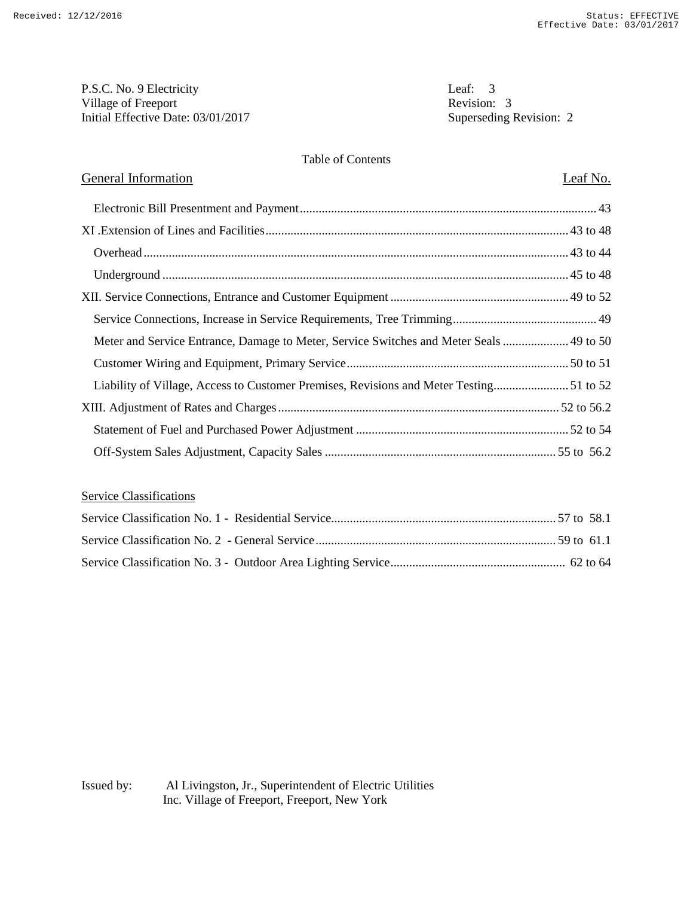P.S.C. No. 9 Electricity
Village of Freeport
Initial Effective Date: 03/01/2017

Leaf: 3
Revision: 3
Superseding Revision: 2

Table of Contents

| General Information | Leaf No. |
|---|---|
| Electronic Bill Presentment and Payment | 43 |
| XI .Extension of Lines and Facilities | 43 to 48 |
| Overhead | 43 to 44 |
| Underground | 45 to 48 |
| XII. Service Connections, Entrance and Customer Equipment | 49 to 52 |
| Service Connections, Increase in Service Requirements, Tree Trimming | 49 |
| Meter and Service Entrance, Damage to Meter, Service Switches and Meter Seals | 49 to 50 |
| Customer Wiring and Equipment, Primary Service | 50 to 51 |
| Liability of Village, Access to Customer Premises, Revisions and Meter Testing | 51 to 52 |
| XIII. Adjustment of Rates and Charges | 52 to 56.2 |
| Statement of Fuel and Purchased Power Adjustment | 52 to 54 |
| Off-System Sales Adjustment, Capacity Sales | 55 to 56.2 |

| Service Classifications | |
|---|---|
| Service Classification No. 1 - Residential Service | 57 to 58.1 |
| Service Classification No. 2 - General Service | 59 to 61.1 |
| Service Classification No. 3 - Outdoor Area Lighting Service | 62 to 64 |

Issued by: Al Livingston, Jr., Superintendent of Electric Utilities
Inc. Village of Freeport, Freeport, New York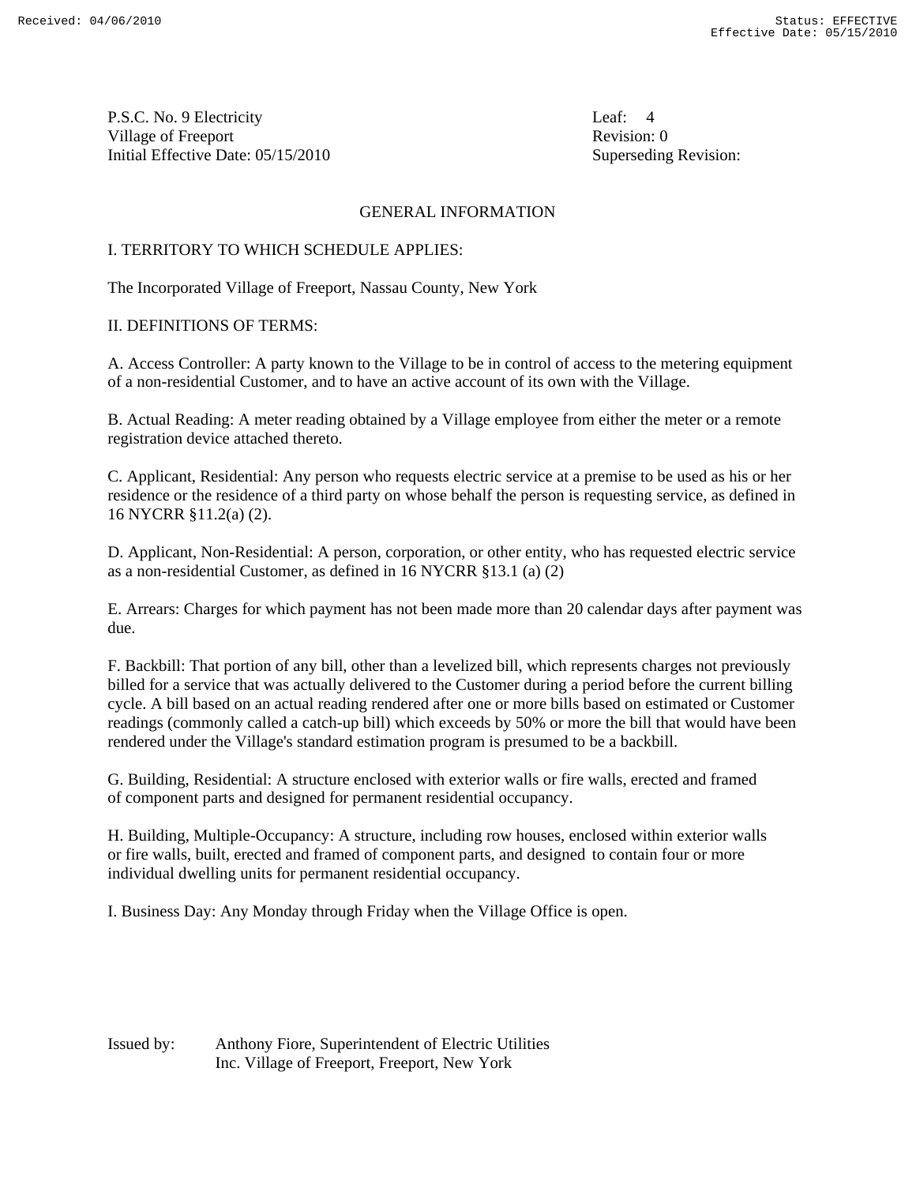P.S.C. No. 9 Electricity
Village of Freeport
Initial Effective Date: 05/15/2010

Leaf: 4
Revision: 0
Superseding Revision:

## GENERAL INFORMATION

### I. TERRITORY TO WHICH SCHEDULE APPLIES:

The Incorporated Village of Freeport, Nassau County, New York

### II. DEFINITIONS OF TERMS:

A. Access Controller: A party known to the Village to be in control of access to the metering equipment of a non-residential Customer, and to have an active account of its own with the Village.

B. Actual Reading: A meter reading obtained by a Village employee from either the meter or a remote registration device attached thereto.

C. Applicant, Residential: Any person who requests electric service at a premise to be used as his or her residence or the residence of a third party on whose behalf the person is requesting service, as defined in 16 NYCRR §11.2(a) (2).

D. Applicant, Non-Residential: A person, corporation, or other entity, who has requested electric service as a non-residential Customer, as defined in 16 NYCRR §13.1 (a) (2)

E. Arrears: Charges for which payment has not been made more than 20 calendar days after payment was due.

F. Backbill: That portion of any bill, other than a levelized bill, which represents charges not previously billed for a service that was actually delivered to the Customer during a period before the current billing cycle. A bill based on an actual reading rendered after one or more bills based on estimated or Customer readings (commonly called a catch-up bill) which exceeds by 50% or more the bill that would have been rendered under the Village's standard estimation program is presumed to be a backbill.

G. Building, Residential: A structure enclosed with exterior walls or fire walls, erected and framed of component parts and designed for permanent residential occupancy.

H. Building, Multiple-Occupancy: A structure, including row houses, enclosed within exterior walls or fire walls, built, erected and framed of component parts, and designed to contain four or more individual dwelling units for permanent residential occupancy.

I. Business Day: Any Monday through Friday when the Village Office is open.

Issued by: Anthony Fiore, Superintendent of Electric Utilities
Inc. Village of Freeport, Freeport, New York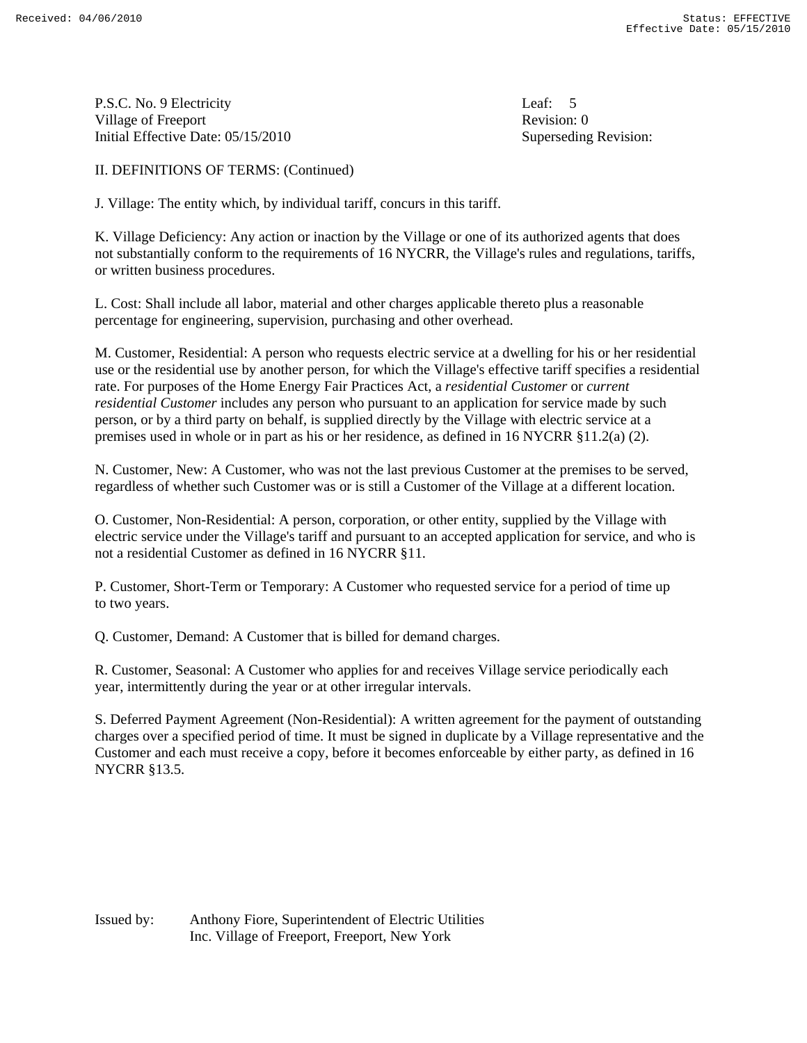II. DEFINITIONS OF TERMS: (Continued)

J. Village: The entity which, by individual tariff, concurs in this tariff.

K. Village Deficiency: Any action or inaction by the Village or one of its authorized agents that does not substantially conform to the requirements of 16 NYCRR, the Village's rules and regulations, tariffs, or written business procedures.

L. Cost: Shall include all labor, material and other charges applicable thereto plus a reasonable percentage for engineering, supervision, purchasing and other overhead.

M. Customer, Residential: A person who requests electric service at a dwelling for his or her residential use or the residential use by another person, for which the Village's effective tariff specifies a residential rate. For purposes of the Home Energy Fair Practices Act, a *residential Customer* or *current residential Customer* includes any person who pursuant to an application for service made by such person, or by a third party on behalf, is supplied directly by the Village with electric service at a premises used in whole or in part as his or her residence, as defined in 16 NYCRR §11.2(a) (2).

N. Customer, New: A Customer, who was not the last previous Customer at the premises to be served, regardless of whether such Customer was or is still a Customer of the Village at a different location.

O. Customer, Non-Residential: A person, corporation, or other entity, supplied by the Village with electric service under the Village's tariff and pursuant to an accepted application for service, and who is not a residential Customer as defined in 16 NYCRR §11.

P. Customer, Short-Term or Temporary: A Customer who requested service for a period of time up to two years.

Q. Customer, Demand: A Customer that is billed for demand charges.

R. Customer, Seasonal: A Customer who applies for and receives Village service periodically each year, intermittently during the year or at other irregular intervals.

S. Deferred Payment Agreement (Non-Residential): A written agreement for the payment of outstanding charges over a specified period of time. It must be signed in duplicate by a Village representative and the Customer and each must receive a copy, before it becomes enforceable by either party, as defined in 16 NYCRR §13.5.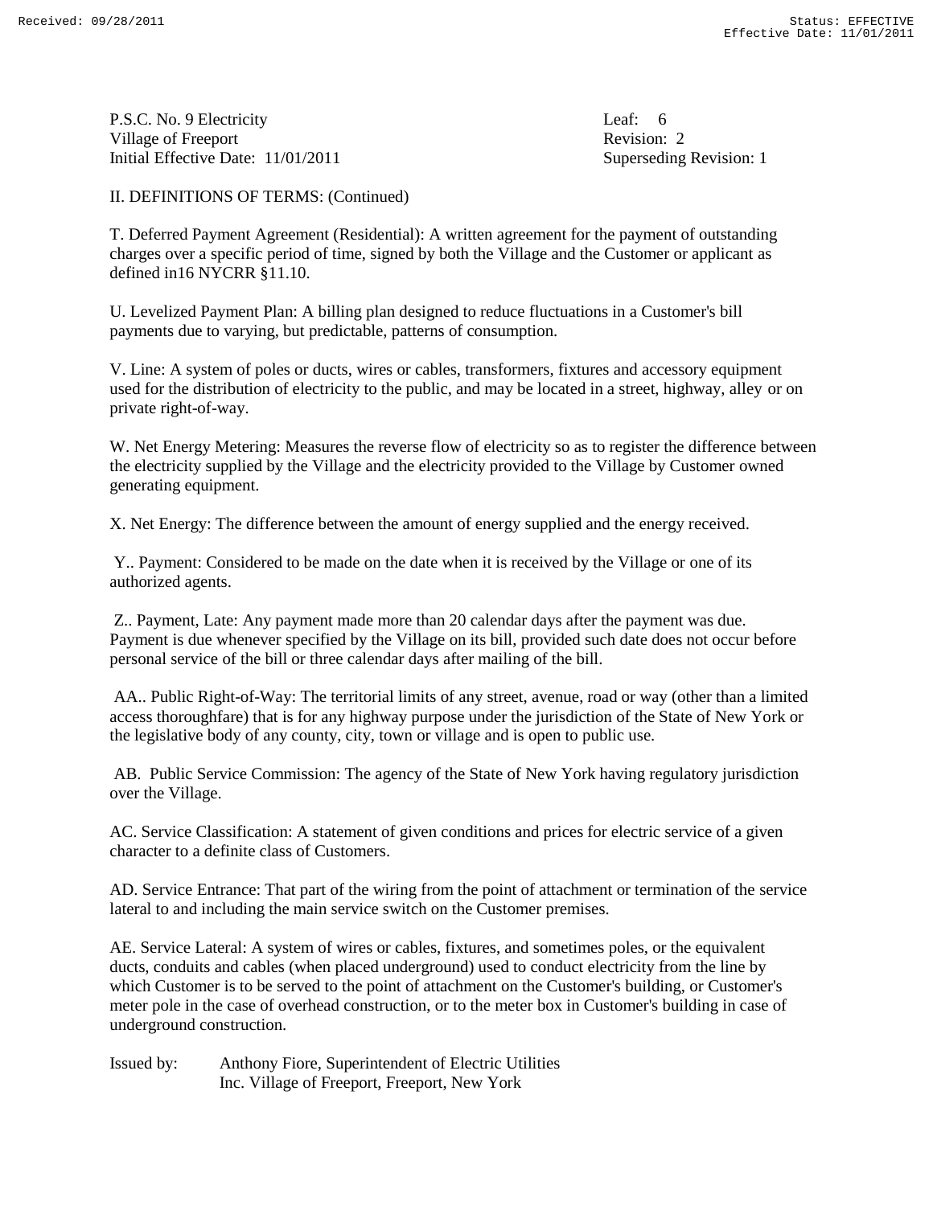P.S.C. No. 9 Electricity
Village of Freeport
Initial Effective Date: 11/01/2011

Leaf: 6
Revision: 2
Superseding Revision: 1

II. DEFINITIONS OF TERMS: (Continued)

T. Deferred Payment Agreement (Residential): A written agreement for the payment of outstanding charges over a specific period of time, signed by both the Village and the Customer or applicant as defined in16 NYCRR §11.10.

U. Levelized Payment Plan: A billing plan designed to reduce fluctuations in a Customer's bill payments due to varying, but predictable, patterns of consumption.

V. Line: A system of poles or ducts, wires or cables, transformers, fixtures and accessory equipment used for the distribution of electricity to the public, and may be located in a street, highway, alley or on private right-of-way.

W. Net Energy Metering: Measures the reverse flow of electricity so as to register the difference between the electricity supplied by the Village and the electricity provided to the Village by Customer owned generating equipment.

X. Net Energy: The difference between the amount of energy supplied and the energy received.

Y.. Payment: Considered to be made on the date when it is received by the Village or one of its authorized agents.

Z.. Payment, Late: Any payment made more than 20 calendar days after the payment was due. Payment is due whenever specified by the Village on its bill, provided such date does not occur before personal service of the bill or three calendar days after mailing of the bill.

AA.. Public Right-of-Way: The territorial limits of any street, avenue, road or way (other than a limited access thoroughfare) that is for any highway purpose under the jurisdiction of the State of New York or the legislative body of any county, city, town or village and is open to public use.

AB. Public Service Commission: The agency of the State of New York having regulatory jurisdiction over the Village.

AC. Service Classification: A statement of given conditions and prices for electric service of a given character to a definite class of Customers.

AD. Service Entrance: That part of the wiring from the point of attachment or termination of the service lateral to and including the main service switch on the Customer premises.

AE. Service Lateral: A system of wires or cables, fixtures, and sometimes poles, or the equivalent ducts, conduits and cables (when placed underground) used to conduct electricity from the line by which Customer is to be served to the point of attachment on the Customer's building, or Customer's meter pole in the case of overhead construction, or to the meter box in Customer's building in case of underground construction.

Issued by: Anthony Fiore, Superintendent of Electric Utilities
Inc. Village of Freeport, Freeport, New York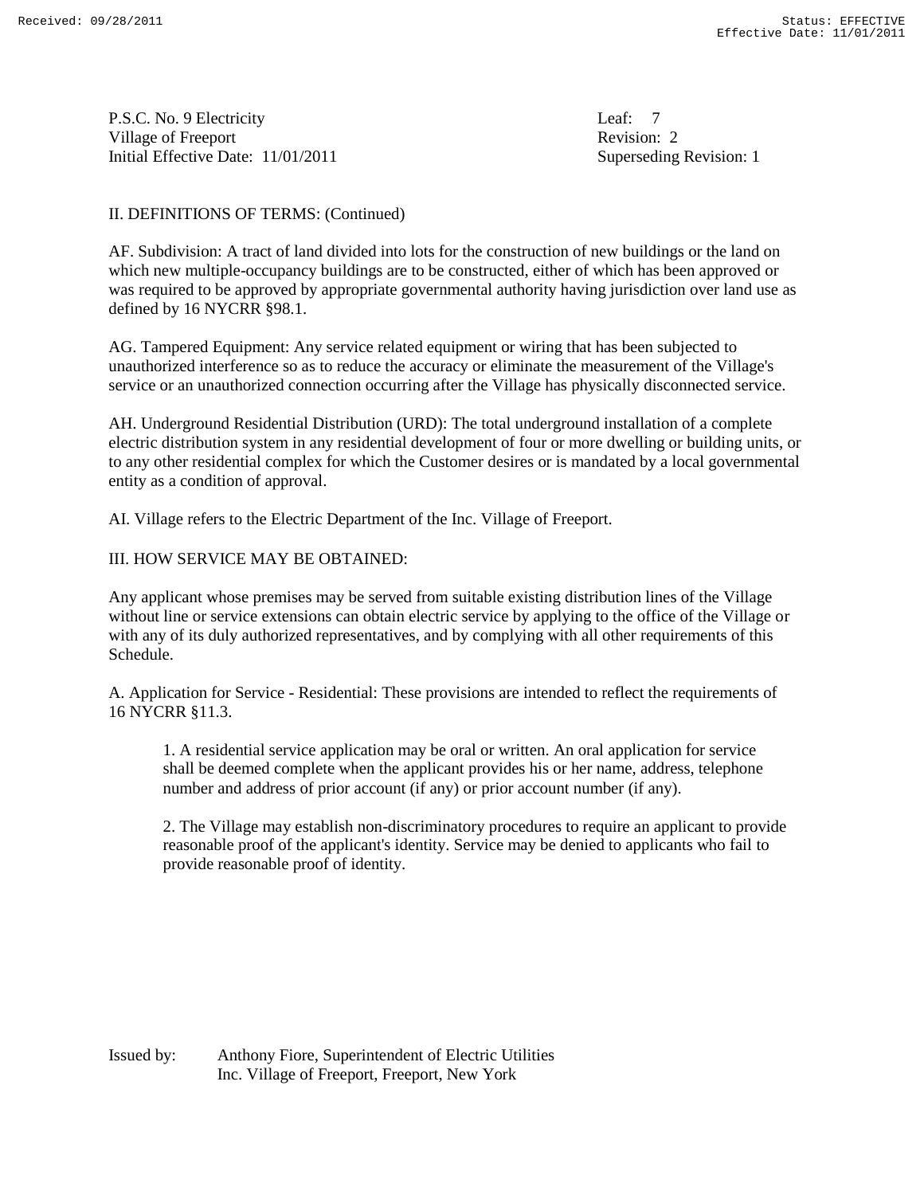P.S.C. No. 9 Electricity
Village of Freeport
Initial Effective Date: 11/01/2011

Leaf: 7
Revision: 2
Superseding Revision: 1

## II. DEFINITIONS OF TERMS: (Continued)

AF. Subdivision: A tract of land divided into lots for the construction of new buildings or the land on which new multiple-occupancy buildings are to be constructed, either of which has been approved or was required to be approved by appropriate governmental authority having jurisdiction over land use as defined by 16 NYCRR §98.1.

AG. Tampered Equipment: Any service related equipment or wiring that has been subjected to unauthorized interference so as to reduce the accuracy or eliminate the measurement of the Village's service or an unauthorized connection occurring after the Village has physically disconnected service.

AH. Underground Residential Distribution (URD): The total underground installation of a complete electric distribution system in any residential development of four or more dwelling or building units, or to any other residential complex for which the Customer desires or is mandated by a local governmental entity as a condition of approval.

AI. Village refers to the Electric Department of the Inc. Village of Freeport.

## III. HOW SERVICE MAY BE OBTAINED:

Any applicant whose premises may be served from suitable existing distribution lines of the Village without line or service extensions can obtain electric service by applying to the office of the Village or with any of its duly authorized representatives, and by complying with all other requirements of this Schedule.

A. Application for Service - Residential: These provisions are intended to reflect the requirements of 16 NYCRR §11.3.

1. A residential service application may be oral or written. An oral application for service shall be deemed complete when the applicant provides his or her name, address, telephone number and address of prior account (if any) or prior account number (if any).

2. The Village may establish non-discriminatory procedures to require an applicant to provide reasonable proof of the applicant's identity. Service may be denied to applicants who fail to provide reasonable proof of identity.

Issued by: Anthony Fiore, Superintendent of Electric Utilities
Inc. Village of Freeport, Freeport, New York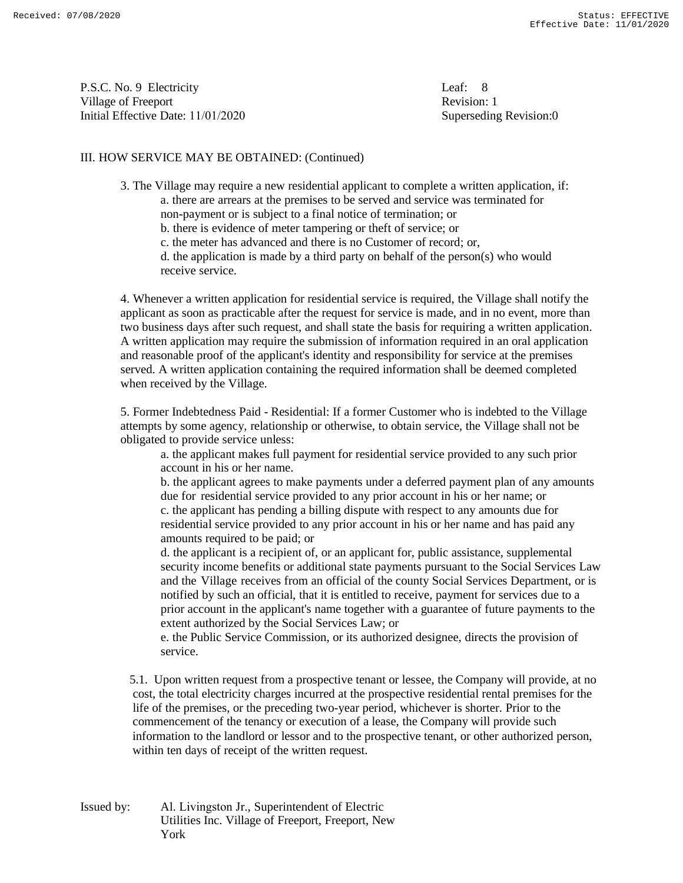P.S.C. No. 9 Electricity
Village of Freeport
Initial Effective Date: 11/01/2020

Leaf: 8
Revision: 1
Superseding Revision:0

III. HOW SERVICE MAY BE OBTAINED: (Continued)

3. The Village may require a new residential applicant to complete a written application, if:
   a. there are arrears at the premises to be served and service was terminated for non-payment or is subject to a final notice of termination; or
   b. there is evidence of meter tampering or theft of service; or
   c. the meter has advanced and there is no Customer of record; or,
   d. the application is made by a third party on behalf of the person(s) who would receive service.

4. Whenever a written application for residential service is required, the Village shall notify the applicant as soon as practicable after the request for service is made, and in no event, more than two business days after such request, and shall state the basis for requiring a written application. A written application may require the submission of information required in an oral application and reasonable proof of the applicant's identity and responsibility for service at the premises served. A written application containing the required information shall be deemed completed when received by the Village.

5. Former Indebtedness Paid - Residential: If a former Customer who is indebted to the Village attempts by some agency, relationship or otherwise, to obtain service, the Village shall not be obligated to provide service unless:
   a. the applicant makes full payment for residential service provided to any such prior account in his or her name.
   b. the applicant agrees to make payments under a deferred payment plan of any amounts due for residential service provided to any prior account in his or her name; or
   c. the applicant has pending a billing dispute with respect to any amounts due for residential service provided to any prior account in his or her name and has paid any amounts required to be paid; or
   d. the applicant is a recipient of, or an applicant for, public assistance, supplemental security income benefits or additional state payments pursuant to the Social Services Law and the Village receives from an official of the county Social Services Department, or is notified by such an official, that it is entitled to receive, payment for services due to a prior account in the applicant's name together with a guarantee of future payments to the extent authorized by the Social Services Law; or
   e. the Public Service Commission, or its authorized designee, directs the provision of service.

5.1. Upon written request from a prospective tenant or lessee, the Company will provide, at no cost, the total electricity charges incurred at the prospective residential rental premises for the life of the premises, or the preceding two-year period, whichever is shorter. Prior to the commencement of the tenancy or execution of a lease, the Company will provide such information to the landlord or lessor and to the prospective tenant, or other authorized person, within ten days of receipt of the written request.

Issued by: Al. Livingston Jr., Superintendent of Electric Utilities Inc. Village of Freeport, Freeport, New York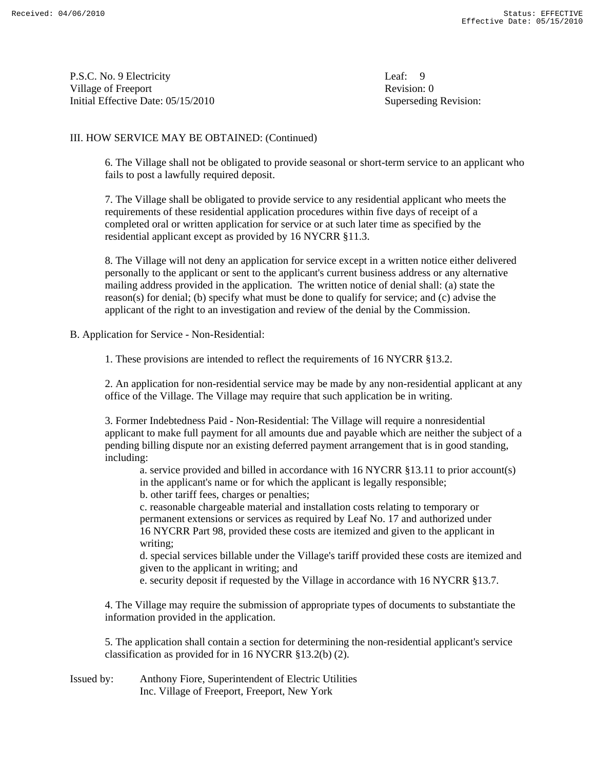III. HOW SERVICE MAY BE OBTAINED: (Continued)

6. The Village shall not be obligated to provide seasonal or short-term service to an applicant who fails to post a lawfully required deposit.

7. The Village shall be obligated to provide service to any residential applicant who meets the requirements of these residential application procedures within five days of receipt of a completed oral or written application for service or at such later time as specified by the residential applicant except as provided by 16 NYCRR §11.3.

8. The Village will not deny an application for service except in a written notice either delivered personally to the applicant or sent to the applicant's current business address or any alternative mailing address provided in the application. The written notice of denial shall: (a) state the reason(s) for denial; (b) specify what must be done to qualify for service; and (c) advise the applicant of the right to an investigation and review of the denial by the Commission.

B. Application for Service - Non-Residential:

1. These provisions are intended to reflect the requirements of 16 NYCRR §13.2.

2. An application for non-residential service may be made by any non-residential applicant at any office of the Village. The Village may require that such application be in writing.

3. Former Indebtedness Paid - Non-Residential: The Village will require a nonresidential applicant to make full payment for all amounts due and payable which are neither the subject of a pending billing dispute nor an existing deferred payment arrangement that is in good standing, including:

a. service provided and billed in accordance with 16 NYCRR §13.11 to prior account(s) in the applicant's name or for which the applicant is legally responsible;
b. other tariff fees, charges or penalties;
c. reasonable chargeable material and installation costs relating to temporary or permanent extensions or services as required by Leaf No. 17 and authorized under 16 NYCRR Part 98, provided these costs are itemized and given to the applicant in writing;
d. special services billable under the Village's tariff provided these costs are itemized and given to the applicant in writing; and
e. security deposit if requested by the Village in accordance with 16 NYCRR §13.7.

4. The Village may require the submission of appropriate types of documents to substantiate the information provided in the application.

5. The application shall contain a section for determining the non-residential applicant's service classification as provided for in 16 NYCRR §13.2(b) (2).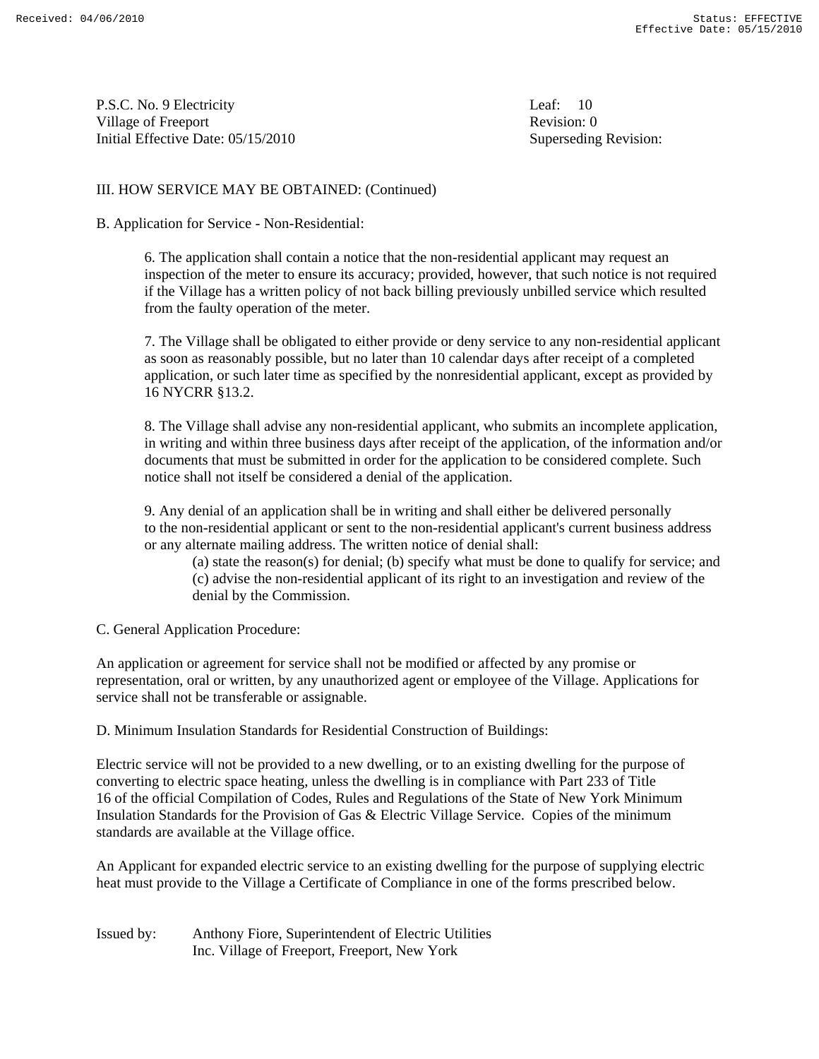P.S.C. No. 9 Electricity
Village of Freeport
Initial Effective Date: 05/15/2010

Leaf: 10
Revision: 0
Superseding Revision:

III. HOW SERVICE MAY BE OBTAINED: (Continued)

B. Application for Service - Non-Residential:

6. The application shall contain a notice that the non-residential applicant may request an inspection of the meter to ensure its accuracy; provided, however, that such notice is not required if the Village has a written policy of not back billing previously unbilled service which resulted from the faulty operation of the meter.

7. The Village shall be obligated to either provide or deny service to any non-residential applicant as soon as reasonably possible, but no later than 10 calendar days after receipt of a completed application, or such later time as specified by the nonresidential applicant, except as provided by 16 NYCRR §13.2.

8. The Village shall advise any non-residential applicant, who submits an incomplete application, in writing and within three business days after receipt of the application, of the information and/or documents that must be submitted in order for the application to be considered complete. Such notice shall not itself be considered a denial of the application.

9. Any denial of an application shall be in writing and shall either be delivered personally to the non-residential applicant or sent to the non-residential applicant's current business address or any alternate mailing address. The written notice of denial shall:

(a) state the reason(s) for denial; (b) specify what must be done to qualify for service; and (c) advise the non-residential applicant of its right to an investigation and review of the denial by the Commission.

C. General Application Procedure:

An application or agreement for service shall not be modified or affected by any promise or representation, oral or written, by any unauthorized agent or employee of the Village. Applications for service shall not be transferable or assignable.

D. Minimum Insulation Standards for Residential Construction of Buildings:

Electric service will not be provided to a new dwelling, or to an existing dwelling for the purpose of converting to electric space heating, unless the dwelling is in compliance with Part 233 of Title 16 of the official Compilation of Codes, Rules and Regulations of the State of New York Minimum Insulation Standards for the Provision of Gas & Electric Village Service. Copies of the minimum standards are available at the Village office.

An Applicant for expanded electric service to an existing dwelling for the purpose of supplying electric heat must provide to the Village a Certificate of Compliance in one of the forms prescribed below.

Issued by: Anthony Fiore, Superintendent of Electric Utilities
Inc. Village of Freeport, Freeport, New York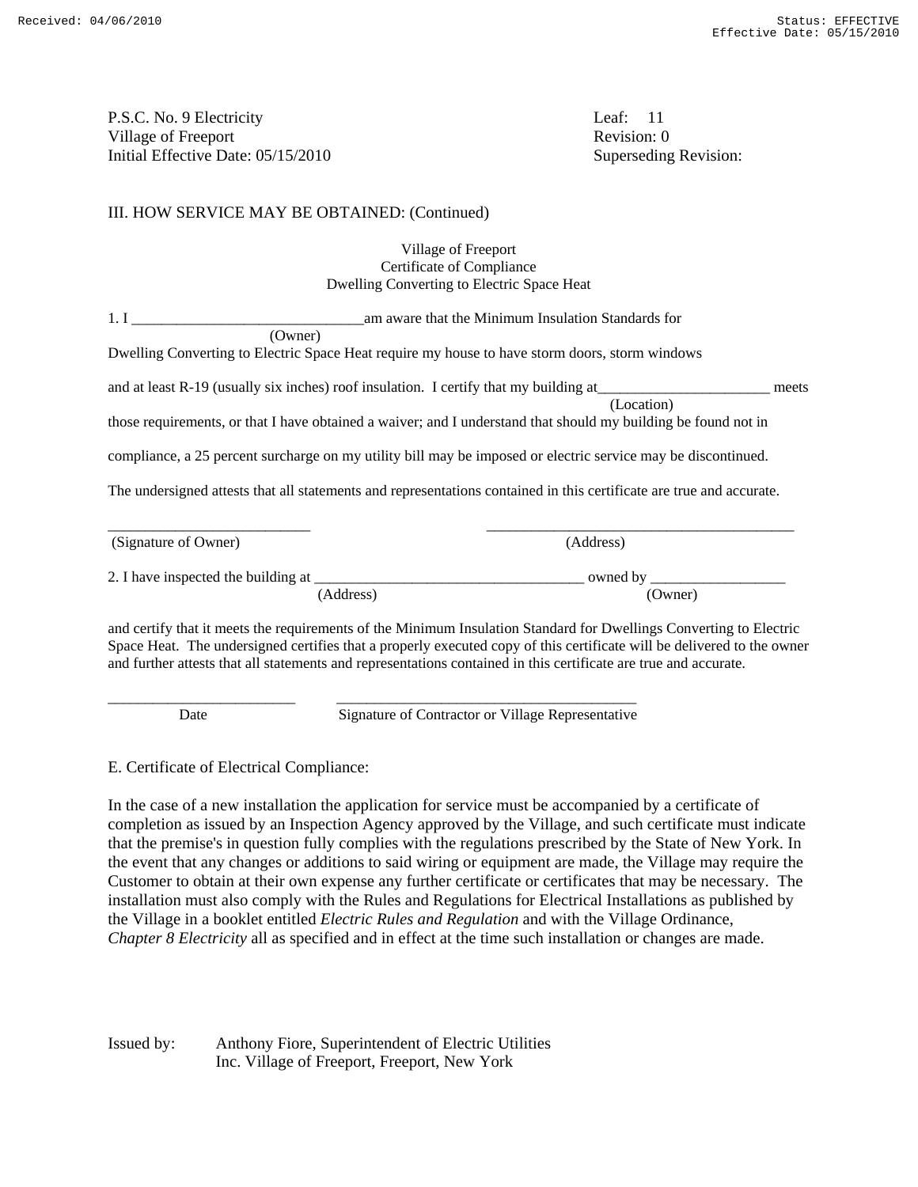P.S.C. No. 9 Electricity
Village of Freeport
Initial Effective Date: 05/15/2010

Leaf: 11
Revision: 0
Superseding Revision:

III. HOW SERVICE MAY BE OBTAINED: (Continued)

Village of Freeport
Certificate of Compliance
Dwelling Converting to Electric Space Heat

1. I ______________________________am aware that the Minimum Insulation Standards for
(Owner)
Dwelling Converting to Electric Space Heat require my house to have storm doors, storm windows

and at least R-19 (usually six inches) roof insulation. I certify that my building at______________________ meets
(Location)
those requirements, or that I have obtained a waiver; and I understand that should my building be found not in

compliance, a 25 percent surcharge on my utility bill may be imposed or electric service may be discontinued.

The undersigned attests that all statements and representations contained in this certificate are true and accurate.

__________________________ ________________________________________
(Signature of Owner) (Address)

2. I have inspected the building at ___________________________________ owned by __________________
(Address) (Owner)

and certify that it meets the requirements of the Minimum Insulation Standard for Dwellings Converting to Electric Space Heat. The undersigned certifies that a properly executed copy of this certificate will be delivered to the owner and further attests that all statements and representations contained in this certificate are true and accurate.

________________________ _______________________________________
Date Signature of Contractor or Village Representative

E. Certificate of Electrical Compliance:

In the case of a new installation the application for service must be accompanied by a certificate of completion as issued by an Inspection Agency approved by the Village, and such certificate must indicate that the premise's in question fully complies with the regulations prescribed by the State of New York. In the event that any changes or additions to said wiring or equipment are made, the Village may require the Customer to obtain at their own expense any further certificate or certificates that may be necessary. The installation must also comply with the Rules and Regulations for Electrical Installations as published by the Village in a booklet entitled *Electric Rules and Regulation* and with the Village Ordinance, *Chapter 8 Electricity* all as specified and in effect at the time such installation or changes are made.

Issued by: Anthony Fiore, Superintendent of Electric Utilities
Inc. Village of Freeport, Freeport, New York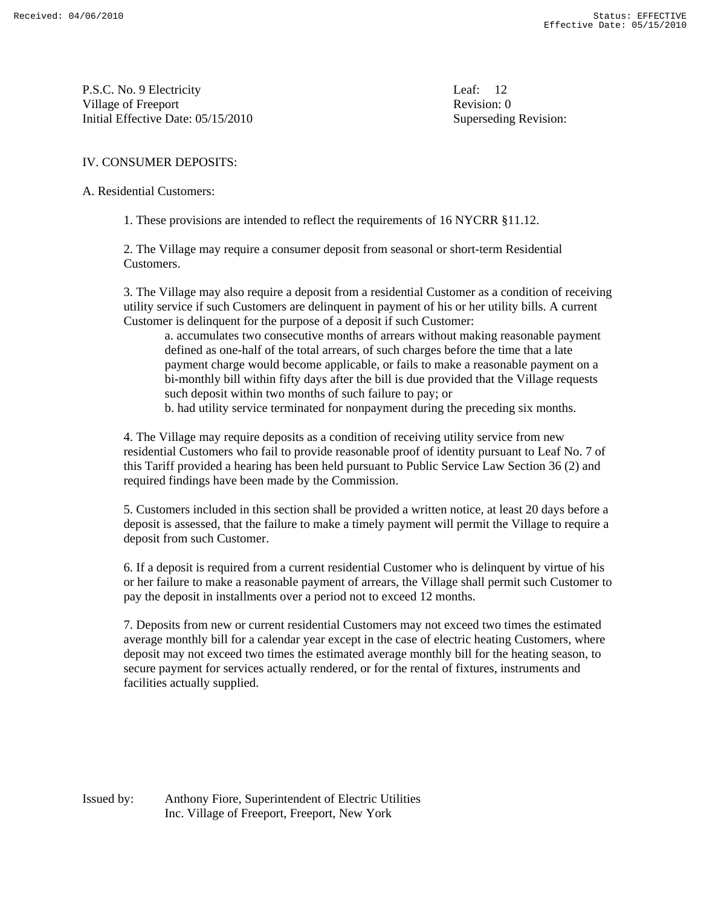P.S.C. No. 9 Electricity
Village of Freeport
Initial Effective Date: 05/15/2010

Leaf: 12
Revision: 0
Superseding Revision:

## IV. CONSUMER DEPOSITS:

### A. Residential Customers:

1. These provisions are intended to reflect the requirements of 16 NYCRR §11.12.

2. The Village may require a consumer deposit from seasonal or short-term Residential Customers.

3. The Village may also require a deposit from a residential Customer as a condition of receiving utility service if such Customers are delinquent in payment of his or her utility bills. A current Customer is delinquent for the purpose of a deposit if such Customer:
   a. accumulates two consecutive months of arrears without making reasonable payment defined as one-half of the total arrears, of such charges before the time that a late payment charge would become applicable, or fails to make a reasonable payment on a bi-monthly bill within fifty days after the bill is due provided that the Village requests such deposit within two months of such failure to pay; or
   b. had utility service terminated for nonpayment during the preceding six months.

4. The Village may require deposits as a condition of receiving utility service from new residential Customers who fail to provide reasonable proof of identity pursuant to Leaf No. 7 of this Tariff provided a hearing has been held pursuant to Public Service Law Section 36 (2) and required findings have been made by the Commission.

5. Customers included in this section shall be provided a written notice, at least 20 days before a deposit is assessed, that the failure to make a timely payment will permit the Village to require a deposit from such Customer.

6. If a deposit is required from a current residential Customer who is delinquent by virtue of his or her failure to make a reasonable payment of arrears, the Village shall permit such Customer to pay the deposit in installments over a period not to exceed 12 months.

7. Deposits from new or current residential Customers may not exceed two times the estimated average monthly bill for a calendar year except in the case of electric heating Customers, where deposit may not exceed two times the estimated average monthly bill for the heating season, to secure payment for services actually rendered, or for the rental of fixtures, instruments and facilities actually supplied.

Issued by: Anthony Fiore, Superintendent of Electric Utilities
Inc. Village of Freeport, Freeport, New York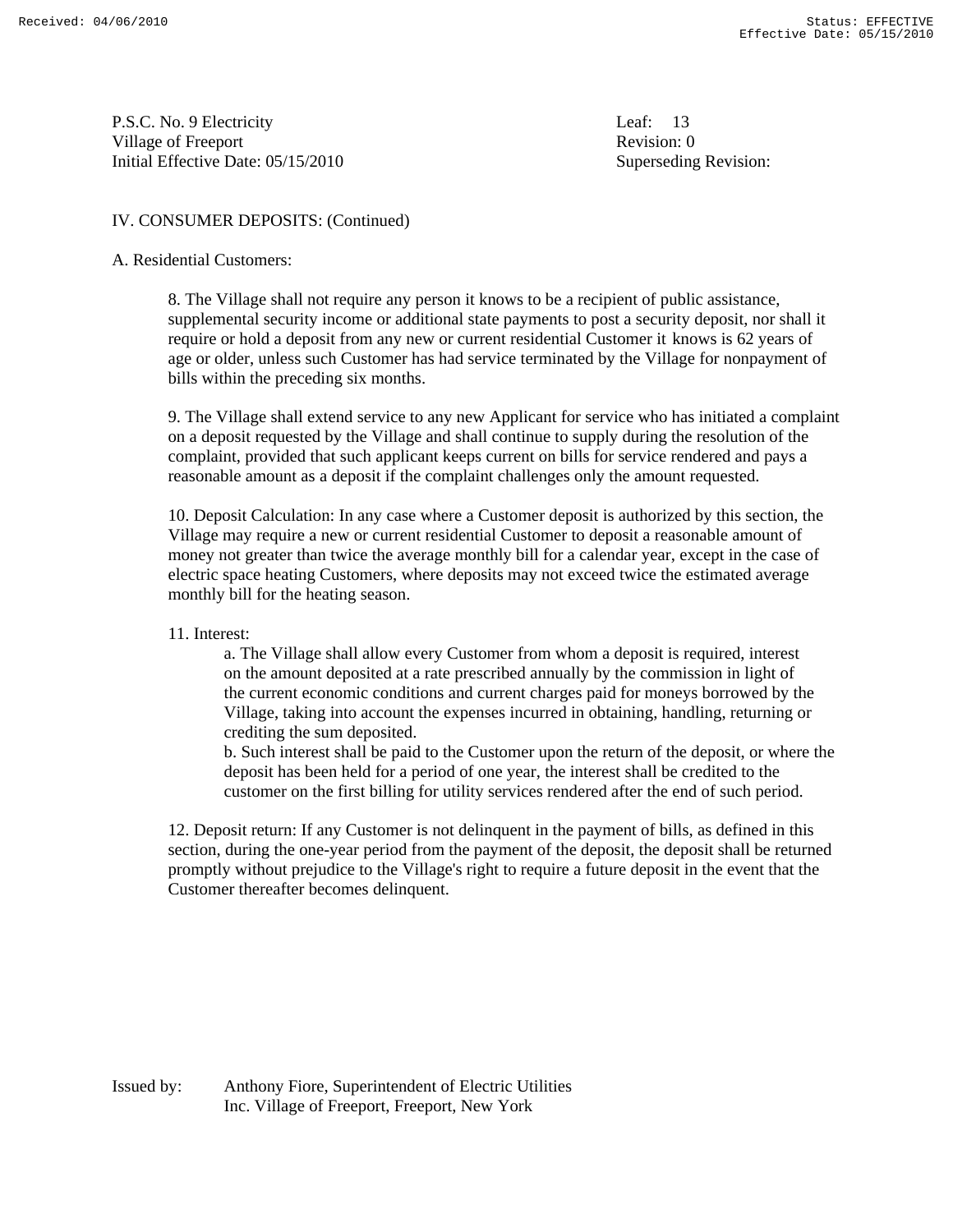P.S.C. No. 9 Electricity
Village of Freeport
Initial Effective Date: 05/15/2010

Leaf: 13
Revision: 0
Superseding Revision:

IV. CONSUMER DEPOSITS: (Continued)

A. Residential Customers:

8. The Village shall not require any person it knows to be a recipient of public assistance, supplemental security income or additional state payments to post a security deposit, nor shall it require or hold a deposit from any new or current residential Customer it knows is 62 years of age or older, unless such Customer has had service terminated by the Village for nonpayment of bills within the preceding six months.

9. The Village shall extend service to any new Applicant for service who has initiated a complaint on a deposit requested by the Village and shall continue to supply during the resolution of the complaint, provided that such applicant keeps current on bills for service rendered and pays a reasonable amount as a deposit if the complaint challenges only the amount requested.

10. Deposit Calculation: In any case where a Customer deposit is authorized by this section, the Village may require a new or current residential Customer to deposit a reasonable amount of money not greater than twice the average monthly bill for a calendar year, except in the case of electric space heating Customers, where deposits may not exceed twice the estimated average monthly bill for the heating season.

11. Interest:

a. The Village shall allow every Customer from whom a deposit is required, interest on the amount deposited at a rate prescribed annually by the commission in light of the current economic conditions and current charges paid for moneys borrowed by the Village, taking into account the expenses incurred in obtaining, handling, returning or crediting the sum deposited.

b. Such interest shall be paid to the Customer upon the return of the deposit, or where the deposit has been held for a period of one year, the interest shall be credited to the customer on the first billing for utility services rendered after the end of such period.

12. Deposit return: If any Customer is not delinquent in the payment of bills, as defined in this section, during the one-year period from the payment of the deposit, the deposit shall be returned promptly without prejudice to the Village's right to require a future deposit in the event that the Customer thereafter becomes delinquent.

Issued by: Anthony Fiore, Superintendent of Electric Utilities
Inc. Village of Freeport, Freeport, New York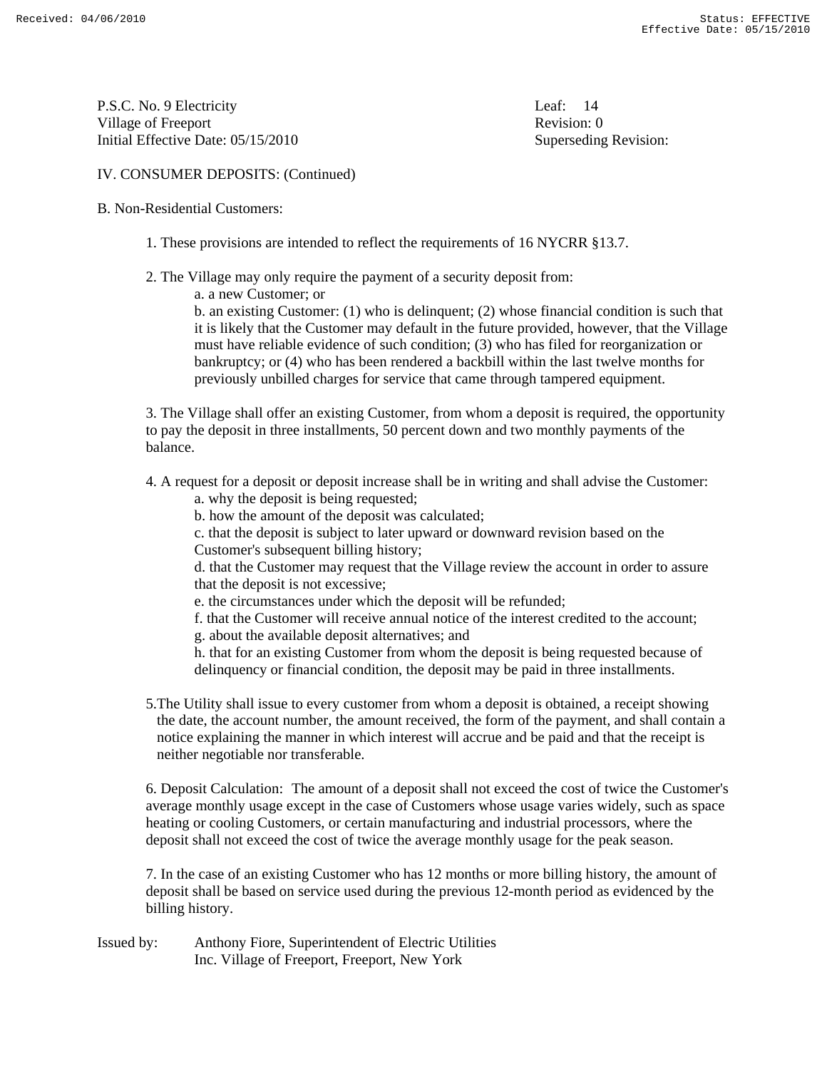P.S.C. No. 9 Electricity
Village of Freeport
Initial Effective Date: 05/15/2010

Leaf: 14
Revision: 0
Superseding Revision:

IV. CONSUMER DEPOSITS: (Continued)

B. Non-Residential Customers:

1. These provisions are intended to reflect the requirements of 16 NYCRR §13.7.

2. The Village may only require the payment of a security deposit from:
   a. a new Customer; or
   b. an existing Customer: (1) who is delinquent; (2) whose financial condition is such that it is likely that the Customer may default in the future provided, however, that the Village must have reliable evidence of such condition; (3) who has filed for reorganization or bankruptcy; or (4) who has been rendered a backbill within the last twelve months for previously unbilled charges for service that came through tampered equipment.

3. The Village shall offer an existing Customer, from whom a deposit is required, the opportunity to pay the deposit in three installments, 50 percent down and two monthly payments of the balance.

4. A request for a deposit or deposit increase shall be in writing and shall advise the Customer:
   a. why the deposit is being requested;
   b. how the amount of the deposit was calculated;
   c. that the deposit is subject to later upward or downward revision based on the Customer's subsequent billing history;
   d. that the Customer may request that the Village review the account in order to assure that the deposit is not excessive;
   e. the circumstances under which the deposit will be refunded;
   f. that the Customer will receive annual notice of the interest credited to the account;
   g. about the available deposit alternatives; and
   h. that for an existing Customer from whom the deposit is being requested because of delinquency or financial condition, the deposit may be paid in three installments.

5. The Utility shall issue to every customer from whom a deposit is obtained, a receipt showing the date, the account number, the amount received, the form of the payment, and shall contain a notice explaining the manner in which interest will accrue and be paid and that the receipt is neither negotiable nor transferable.

6. Deposit Calculation: The amount of a deposit shall not exceed the cost of twice the Customer's average monthly usage except in the case of Customers whose usage varies widely, such as space heating or cooling Customers, or certain manufacturing and industrial processors, where the deposit shall not exceed the cost of twice the average monthly usage for the peak season.

7. In the case of an existing Customer who has 12 months or more billing history, the amount of deposit shall be based on service used during the previous 12-month period as evidenced by the billing history.

Issued by: Anthony Fiore, Superintendent of Electric Utilities
Inc. Village of Freeport, Freeport, New York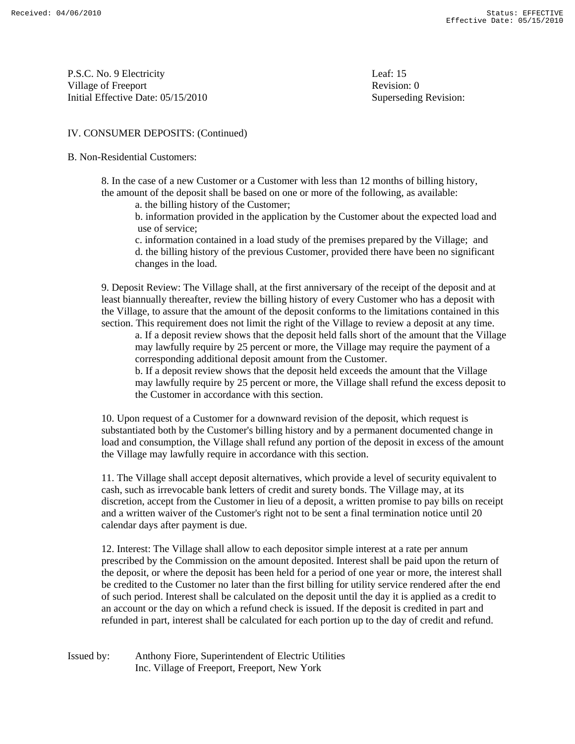P.S.C. No. 9 Electricity
Village of Freeport
Initial Effective Date: 05/15/2010

Leaf: 15
Revision: 0
Superseding Revision:

IV. CONSUMER DEPOSITS: (Continued)

B. Non-Residential Customers:

8. In the case of a new Customer or a Customer with less than 12 months of billing history, the amount of the deposit shall be based on one or more of the following, as available:

   a. the billing history of the Customer;
   b. information provided in the application by the Customer about the expected load and use of service;
   c. information contained in a load study of the premises prepared by the Village; and
   d. the billing history of the previous Customer, provided there have been no significant changes in the load.

9. Deposit Review: The Village shall, at the first anniversary of the receipt of the deposit and at least biannually thereafter, review the billing history of every Customer who has a deposit with the Village, to assure that the amount of the deposit conforms to the limitations contained in this section. This requirement does not limit the right of the Village to review a deposit at any time.

   a. If a deposit review shows that the deposit held falls short of the amount that the Village may lawfully require by 25 percent or more, the Village may require the payment of a corresponding additional deposit amount from the Customer.
   b. If a deposit review shows that the deposit held exceeds the amount that the Village may lawfully require by 25 percent or more, the Village shall refund the excess deposit to the Customer in accordance with this section.

10. Upon request of a Customer for a downward revision of the deposit, which request is substantiated both by the Customer's billing history and by a permanent documented change in load and consumption, the Village shall refund any portion of the deposit in excess of the amount the Village may lawfully require in accordance with this section.

11. The Village shall accept deposit alternatives, which provide a level of security equivalent to cash, such as irrevocable bank letters of credit and surety bonds. The Village may, at its discretion, accept from the Customer in lieu of a deposit, a written promise to pay bills on receipt and a written waiver of the Customer's right not to be sent a final termination notice until 20 calendar days after payment is due.

12. Interest: The Village shall allow to each depositor simple interest at a rate per annum prescribed by the Commission on the amount deposited. Interest shall be paid upon the return of the deposit, or where the deposit has been held for a period of one year or more, the interest shall be credited to the Customer no later than the first billing for utility service rendered after the end of such period. Interest shall be calculated on the deposit until the day it is applied as a credit to an account or the day on which a refund check is issued. If the deposit is credited in part and refunded in part, interest shall be calculated for each portion up to the day of credit and refund.

Issued by: Anthony Fiore, Superintendent of Electric Utilities
Inc. Village of Freeport, Freeport, New York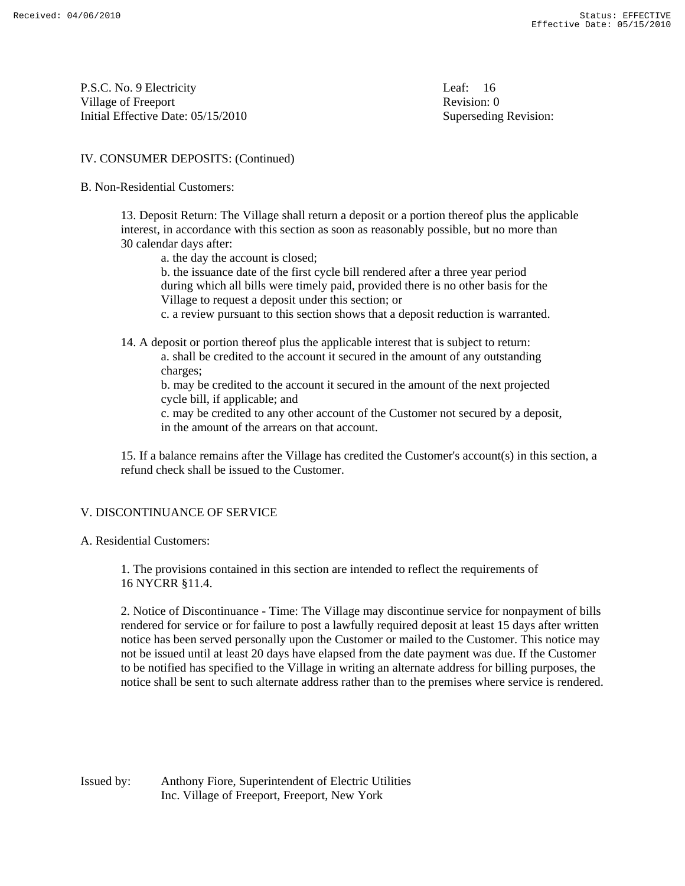IV. CONSUMER DEPOSITS: (Continued)

B. Non-Residential Customers:

13. Deposit Return: The Village shall return a deposit or a portion thereof plus the applicable interest, in accordance with this section as soon as reasonably possible, but no more than 30 calendar days after:

a. the day the account is closed;

b. the issuance date of the first cycle bill rendered after a three year period during which all bills were timely paid, provided there is no other basis for the Village to request a deposit under this section; or

c. a review pursuant to this section shows that a deposit reduction is warranted.

14. A deposit or portion thereof plus the applicable interest that is subject to return:

a. shall be credited to the account it secured in the amount of any outstanding charges;

b. may be credited to the account it secured in the amount of the next projected cycle bill, if applicable; and

c. may be credited to any other account of the Customer not secured by a deposit, in the amount of the arrears on that account.

15. If a balance remains after the Village has credited the Customer's account(s) in this section, a refund check shall be issued to the Customer.

V. DISCONTINUANCE OF SERVICE

A. Residential Customers:

1. The provisions contained in this section are intended to reflect the requirements of 16 NYCRR §11.4.

2. Notice of Discontinuance - Time: The Village may discontinue service for nonpayment of bills rendered for service or for failure to post a lawfully required deposit at least 15 days after written notice has been served personally upon the Customer or mailed to the Customer. This notice may not be issued until at least 20 days have elapsed from the date payment was due. If the Customer to be notified has specified to the Village in writing an alternate address for billing purposes, the notice shall be sent to such alternate address rather than to the premises where service is rendered.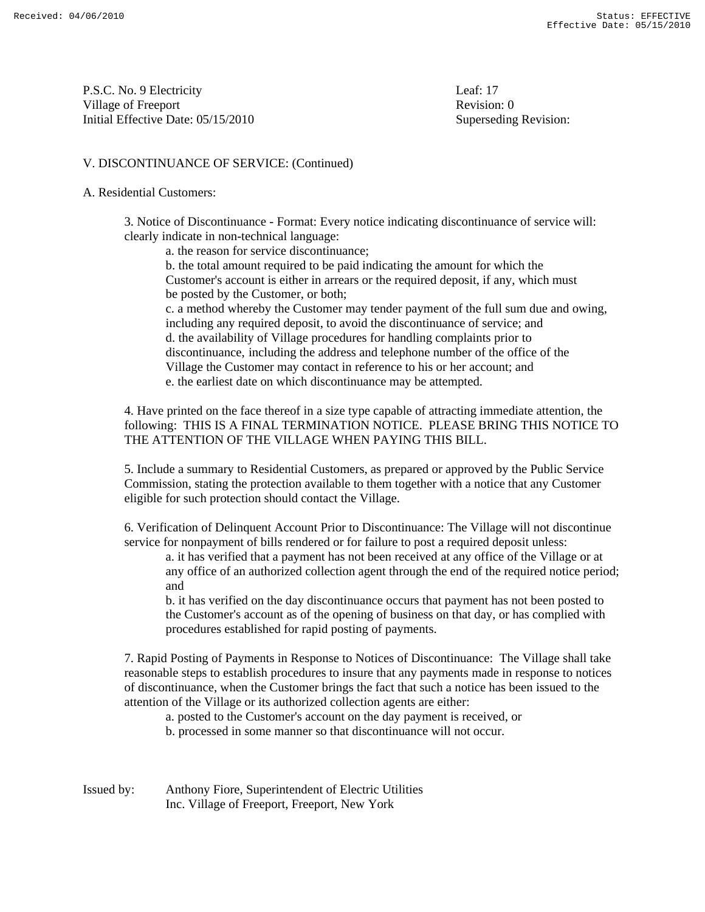P.S.C. No. 9 Electricity
Village of Freeport
Initial Effective Date: 05/15/2010

Leaf: 17
Revision: 0
Superseding Revision:

V. DISCONTINUANCE OF SERVICE: (Continued)

A. Residential Customers:

3. Notice of Discontinuance - Format: Every notice indicating discontinuance of service will: clearly indicate in non-technical language:

a. the reason for service discontinuance;

b. the total amount required to be paid indicating the amount for which the Customer's account is either in arrears or the required deposit, if any, which must be posted by the Customer, or both;

c. a method whereby the Customer may tender payment of the full sum due and owing, including any required deposit, to avoid the discontinuance of service; and

d. the availability of Village procedures for handling complaints prior to discontinuance, including the address and telephone number of the office of the Village the Customer may contact in reference to his or her account; and

e. the earliest date on which discontinuance may be attempted.

4. Have printed on the face thereof in a size type capable of attracting immediate attention, the following: THIS IS A FINAL TERMINATION NOTICE. PLEASE BRING THIS NOTICE TO THE ATTENTION OF THE VILLAGE WHEN PAYING THIS BILL.

5. Include a summary to Residential Customers, as prepared or approved by the Public Service Commission, stating the protection available to them together with a notice that any Customer eligible for such protection should contact the Village.

6. Verification of Delinquent Account Prior to Discontinuance: The Village will not discontinue service for nonpayment of bills rendered or for failure to post a required deposit unless:

a. it has verified that a payment has not been received at any office of the Village or at any office of an authorized collection agent through the end of the required notice period; and

b. it has verified on the day discontinuance occurs that payment has not been posted to the Customer's account as of the opening of business on that day, or has complied with procedures established for rapid posting of payments.

7. Rapid Posting of Payments in Response to Notices of Discontinuance: The Village shall take reasonable steps to establish procedures to insure that any payments made in response to notices of discontinuance, when the Customer brings the fact that such a notice has been issued to the attention of the Village or its authorized collection agents are either:

a. posted to the Customer's account on the day payment is received, or

b. processed in some manner so that discontinuance will not occur.

Issued by: Anthony Fiore, Superintendent of Electric Utilities
Inc. Village of Freeport, Freeport, New York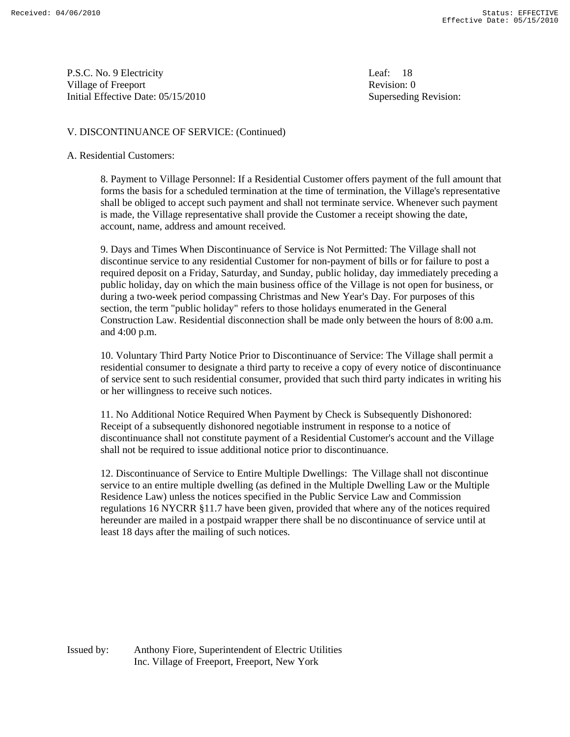P.S.C. No. 9 Electricity
Village of Freeport
Initial Effective Date: 05/15/2010

Leaf: 18
Revision: 0
Superseding Revision:

V. DISCONTINUANCE OF SERVICE: (Continued)

A. Residential Customers:

8. Payment to Village Personnel: If a Residential Customer offers payment of the full amount that forms the basis for a scheduled termination at the time of termination, the Village's representative shall be obliged to accept such payment and shall not terminate service. Whenever such payment is made, the Village representative shall provide the Customer a receipt showing the date, account, name, address and amount received.

9. Days and Times When Discontinuance of Service is Not Permitted: The Village shall not discontinue service to any residential Customer for non-payment of bills or for failure to post a required deposit on a Friday, Saturday, and Sunday, public holiday, day immediately preceding a public holiday, day on which the main business office of the Village is not open for business, or during a two-week period compassing Christmas and New Year's Day. For purposes of this section, the term "public holiday" refers to those holidays enumerated in the General Construction Law. Residential disconnection shall be made only between the hours of 8:00 a.m. and 4:00 p.m.

10. Voluntary Third Party Notice Prior to Discontinuance of Service: The Village shall permit a residential consumer to designate a third party to receive a copy of every notice of discontinuance of service sent to such residential consumer, provided that such third party indicates in writing his or her willingness to receive such notices.

11. No Additional Notice Required When Payment by Check is Subsequently Dishonored: Receipt of a subsequently dishonored negotiable instrument in response to a notice of discontinuance shall not constitute payment of a Residential Customer's account and the Village shall not be required to issue additional notice prior to discontinuance.

12. Discontinuance of Service to Entire Multiple Dwellings: The Village shall not discontinue service to an entire multiple dwelling (as defined in the Multiple Dwelling Law or the Multiple Residence Law) unless the notices specified in the Public Service Law and Commission regulations 16 NYCRR §11.7 have been given, provided that where any of the notices required hereunder are mailed in a postpaid wrapper there shall be no discontinuance of service until at least 18 days after the mailing of such notices.

Issued by: Anthony Fiore, Superintendent of Electric Utilities
Inc. Village of Freeport, Freeport, New York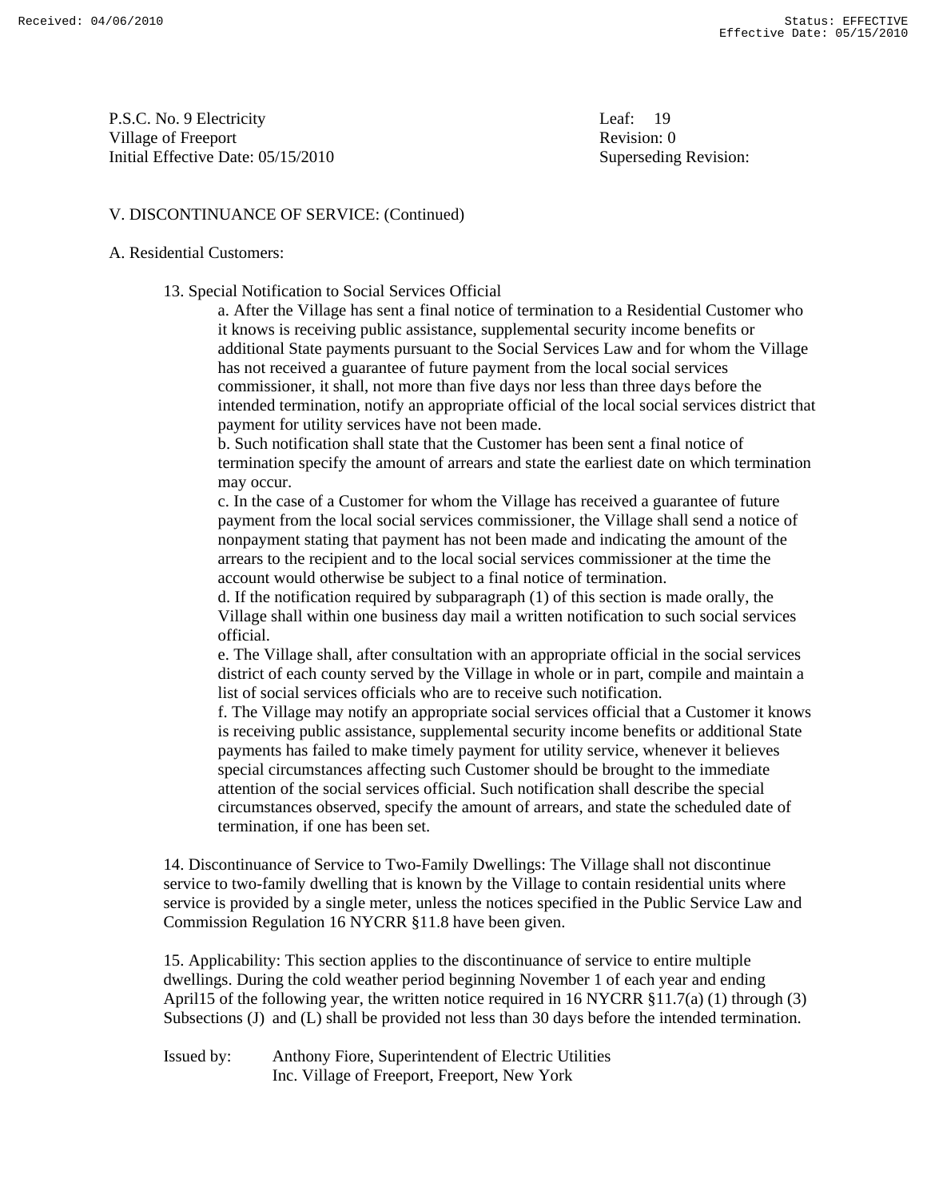P.S.C. No. 9 Electricity
Village of Freeport
Initial Effective Date: 05/15/2010

Leaf: 19
Revision: 0
Superseding Revision:

V. DISCONTINUANCE OF SERVICE: (Continued)

A. Residential Customers:

13. Special Notification to Social Services Official

a. After the Village has sent a final notice of termination to a Residential Customer who it knows is receiving public assistance, supplemental security income benefits or additional State payments pursuant to the Social Services Law and for whom the Village has not received a guarantee of future payment from the local social services commissioner, it shall, not more than five days nor less than three days before the intended termination, notify an appropriate official of the local social services district that payment for utility services have not been made.

b. Such notification shall state that the Customer has been sent a final notice of termination specify the amount of arrears and state the earliest date on which termination may occur.

c. In the case of a Customer for whom the Village has received a guarantee of future payment from the local social services commissioner, the Village shall send a notice of nonpayment stating that payment has not been made and indicating the amount of the arrears to the recipient and to the local social services commissioner at the time the account would otherwise be subject to a final notice of termination.

d. If the notification required by subparagraph (1) of this section is made orally, the Village shall within one business day mail a written notification to such social services official.

e. The Village shall, after consultation with an appropriate official in the social services district of each county served by the Village in whole or in part, compile and maintain a list of social services officials who are to receive such notification.

f. The Village may notify an appropriate social services official that a Customer it knows is receiving public assistance, supplemental security income benefits or additional State payments has failed to make timely payment for utility service, whenever it believes special circumstances affecting such Customer should be brought to the immediate attention of the social services official. Such notification shall describe the special circumstances observed, specify the amount of arrears, and state the scheduled date of termination, if one has been set.

14. Discontinuance of Service to Two-Family Dwellings: The Village shall not discontinue service to two-family dwelling that is known by the Village to contain residential units where service is provided by a single meter, unless the notices specified in the Public Service Law and Commission Regulation 16 NYCRR §11.8 have been given.

15. Applicability: This section applies to the discontinuance of service to entire multiple dwellings. During the cold weather period beginning November 1 of each year and ending April15 of the following year, the written notice required in 16 NYCRR §11.7(a) (1) through (3) Subsections (J) and (L) shall be provided not less than 30 days before the intended termination.

Issued by: Anthony Fiore, Superintendent of Electric Utilities
Inc. Village of Freeport, Freeport, New York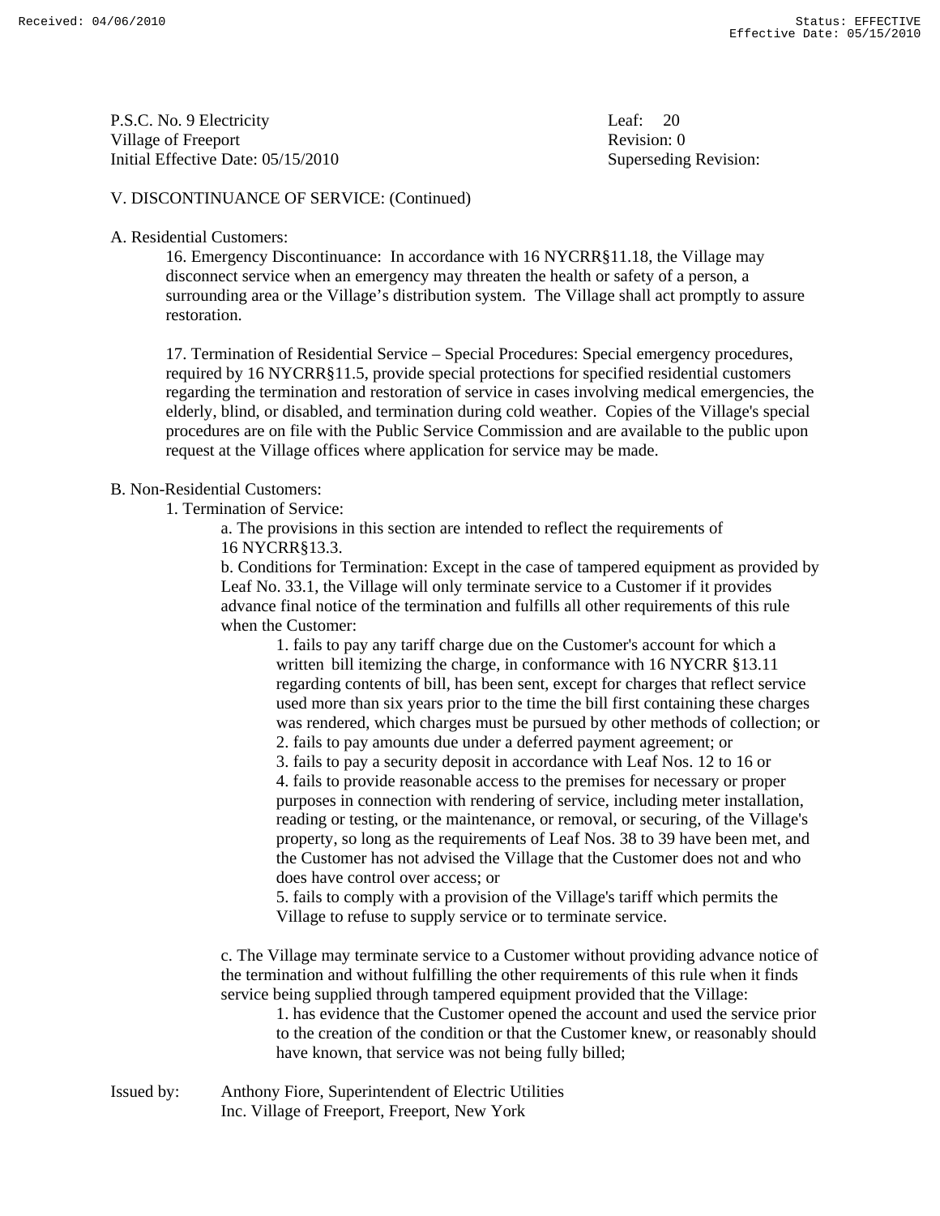P.S.C. No. 9 Electricity
Village of Freeport
Initial Effective Date: 05/15/2010

Leaf: 20
Revision: 0
Superseding Revision:

V. DISCONTINUANCE OF SERVICE: (Continued)

A. Residential Customers:

16. Emergency Discontinuance: In accordance with 16 NYCRR§11.18, the Village may disconnect service when an emergency may threaten the health or safety of a person, a surrounding area or the Village's distribution system. The Village shall act promptly to assure restoration.

17. Termination of Residential Service – Special Procedures: Special emergency procedures, required by 16 NYCRR§11.5, provide special protections for specified residential customers regarding the termination and restoration of service in cases involving medical emergencies, the elderly, blind, or disabled, and termination during cold weather. Copies of the Village's special procedures are on file with the Public Service Commission and are available to the public upon request at the Village offices where application for service may be made.

B. Non-Residential Customers:

1. Termination of Service:

a. The provisions in this section are intended to reflect the requirements of 16 NYCRR§13.3.

b. Conditions for Termination: Except in the case of tampered equipment as provided by Leaf No. 33.1, the Village will only terminate service to a Customer if it provides advance final notice of the termination and fulfills all other requirements of this rule when the Customer:

1. fails to pay any tariff charge due on the Customer's account for which a written bill itemizing the charge, in conformance with 16 NYCRR §13.11 regarding contents of bill, has been sent, except for charges that reflect service used more than six years prior to the time the bill first containing these charges was rendered, which charges must be pursued by other methods of collection; or
2. fails to pay amounts due under a deferred payment agreement; or
3. fails to pay a security deposit in accordance with Leaf Nos. 12 to 16 or
4. fails to provide reasonable access to the premises for necessary or proper purposes in connection with rendering of service, including meter installation, reading or testing, or the maintenance, or removal, or securing, of the Village's property, so long as the requirements of Leaf Nos. 38 to 39 have been met, and the Customer has not advised the Village that the Customer does not and who does have control over access; or
5. fails to comply with a provision of the Village's tariff which permits the Village to refuse to supply service or to terminate service.

c. The Village may terminate service to a Customer without providing advance notice of the termination and without fulfilling the other requirements of this rule when it finds service being supplied through tampered equipment provided that the Village:

1. has evidence that the Customer opened the account and used the service prior to the creation of the condition or that the Customer knew, or reasonably should have known, that service was not being fully billed;

Issued by: Anthony Fiore, Superintendent of Electric Utilities
Inc. Village of Freeport, Freeport, New York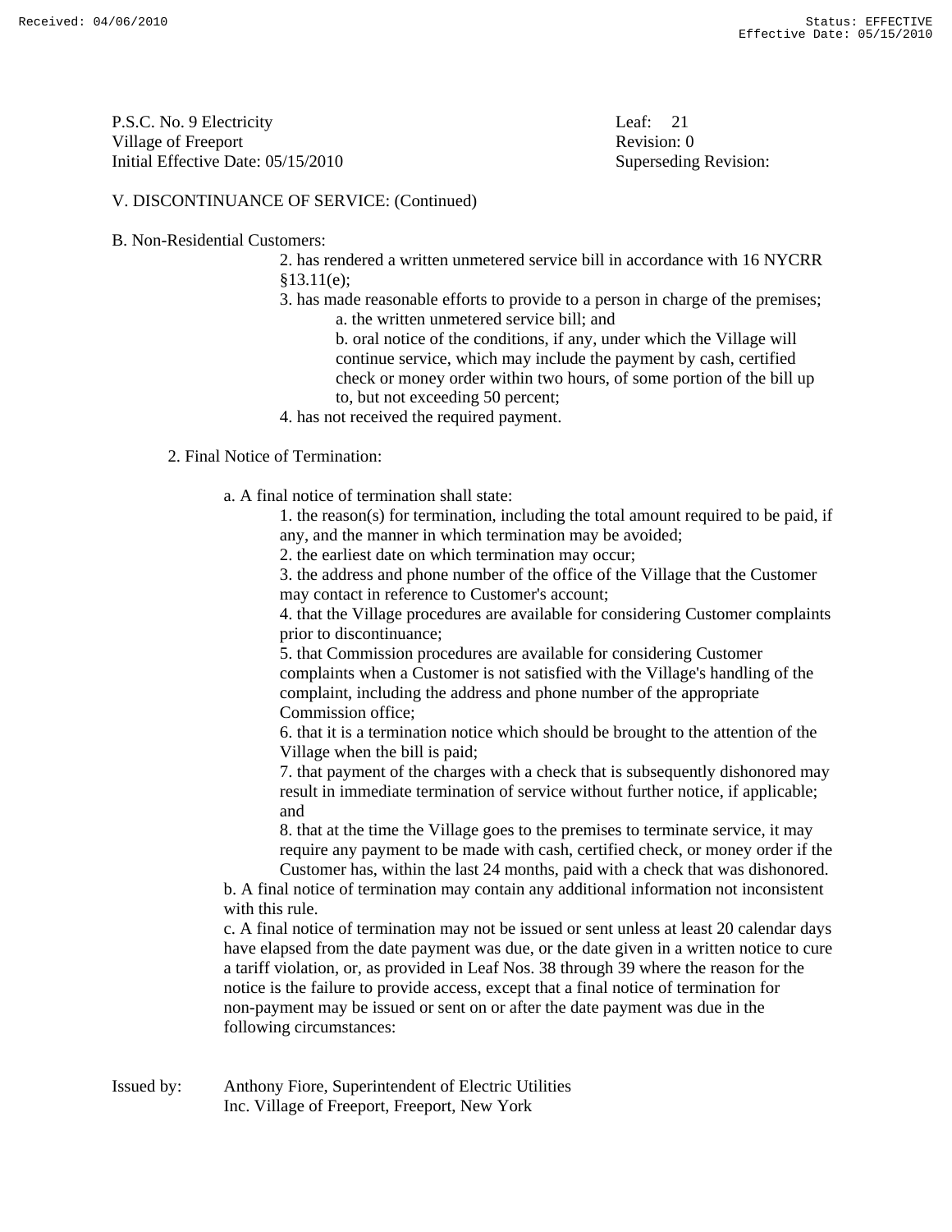P.S.C. No. 9 Electricity
Village of Freeport
Initial Effective Date: 05/15/2010

Leaf: 21
Revision: 0
Superseding Revision:

V. DISCONTINUANCE OF SERVICE: (Continued)

B. Non-Residential Customers:

2. has rendered a written unmetered service bill in accordance with 16 NYCRR §13.11(e);
3. has made reasonable efforts to provide to a person in charge of the premises;
   a. the written unmetered service bill; and
   b. oral notice of the conditions, if any, under which the Village will continue service, which may include the payment by cash, certified check or money order within two hours, of some portion of the bill up to, but not exceeding 50 percent;
4. has not received the required payment.

2. Final Notice of Termination:

a. A final notice of termination shall state:
   1. the reason(s) for termination, including the total amount required to be paid, if any, and the manner in which termination may be avoided;
   2. the earliest date on which termination may occur;
   3. the address and phone number of the office of the Village that the Customer may contact in reference to Customer's account;
   4. that the Village procedures are available for considering Customer complaints prior to discontinuance;
   5. that Commission procedures are available for considering Customer complaints when a Customer is not satisfied with the Village's handling of the complaint, including the address and phone number of the appropriate Commission office;
   6. that it is a termination notice which should be brought to the attention of the Village when the bill is paid;
   7. that payment of the charges with a check that is subsequently dishonored may result in immediate termination of service without further notice, if applicable; and
   8. that at the time the Village goes to the premises to terminate service, it may require any payment to be made with cash, certified check, or money order if the Customer has, within the last 24 months, paid with a check that was dishonored.

b. A final notice of termination may contain any additional information not inconsistent with this rule.

c. A final notice of termination may not be issued or sent unless at least 20 calendar days have elapsed from the date payment was due, or the date given in a written notice to cure a tariff violation, or, as provided in Leaf Nos. 38 through 39 where the reason for the notice is the failure to provide access, except that a final notice of termination for non-payment may be issued or sent on or after the date payment was due in the following circumstances:

Issued by: Anthony Fiore, Superintendent of Electric Utilities
Inc. Village of Freeport, Freeport, New York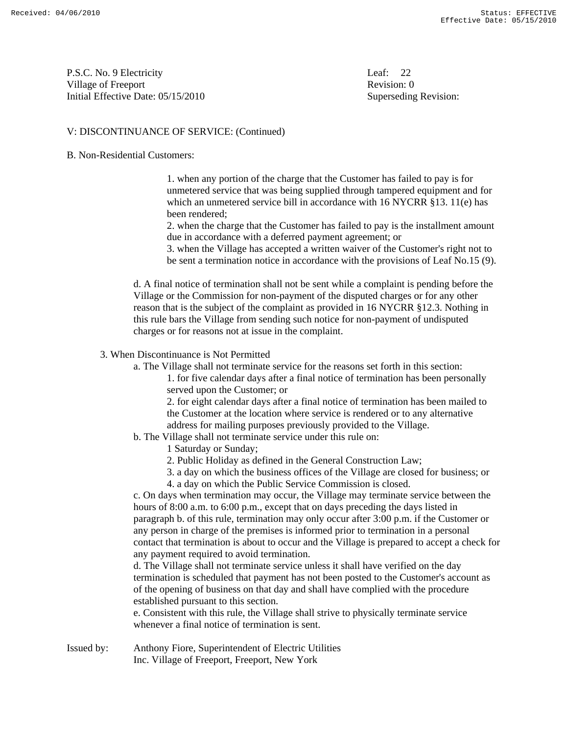P.S.C. No. 9 Electricity
Village of Freeport
Initial Effective Date: 05/15/2010

Leaf: 22
Revision: 0
Superseding Revision:

V: DISCONTINUANCE OF SERVICE: (Continued)

B. Non-Residential Customers:

1. when any portion of the charge that the Customer has failed to pay is for unmetered service that was being supplied through tampered equipment and for which an unmetered service bill in accordance with 16 NYCRR §13. 11(e) has been rendered;
2. when the charge that the Customer has failed to pay is the installment amount due in accordance with a deferred payment agreement; or
3. when the Village has accepted a written waiver of the Customer's right not to be sent a termination notice in accordance with the provisions of Leaf No.15 (9).

d. A final notice of termination shall not be sent while a complaint is pending before the Village or the Commission for non-payment of the disputed charges or for any other reason that is the subject of the complaint as provided in 16 NYCRR §12.3. Nothing in this rule bars the Village from sending such notice for non-payment of undisputed charges or for reasons not at issue in the complaint.

3. When Discontinuance is Not Permitted

a. The Village shall not terminate service for the reasons set forth in this section:
1. for five calendar days after a final notice of termination has been personally served upon the Customer; or
2. for eight calendar days after a final notice of termination has been mailed to the Customer at the location where service is rendered or to any alternative address for mailing purposes previously provided to the Village.

b. The Village shall not terminate service under this rule on:
1 Saturday or Sunday;
2. Public Holiday as defined in the General Construction Law;
3. a day on which the business offices of the Village are closed for business; or
4. a day on which the Public Service Commission is closed.

c. On days when termination may occur, the Village may terminate service between the hours of 8:00 a.m. to 6:00 p.m., except that on days preceding the days listed in paragraph b. of this rule, termination may only occur after 3:00 p.m. if the Customer or any person in charge of the premises is informed prior to termination in a personal contact that termination is about to occur and the Village is prepared to accept a check for any payment required to avoid termination.

d. The Village shall not terminate service unless it shall have verified on the day termination is scheduled that payment has not been posted to the Customer's account as of the opening of business on that day and shall have complied with the procedure established pursuant to this section.

e. Consistent with this rule, the Village shall strive to physically terminate service whenever a final notice of termination is sent.

Issued by: Anthony Fiore, Superintendent of Electric Utilities
Inc. Village of Freeport, Freeport, New York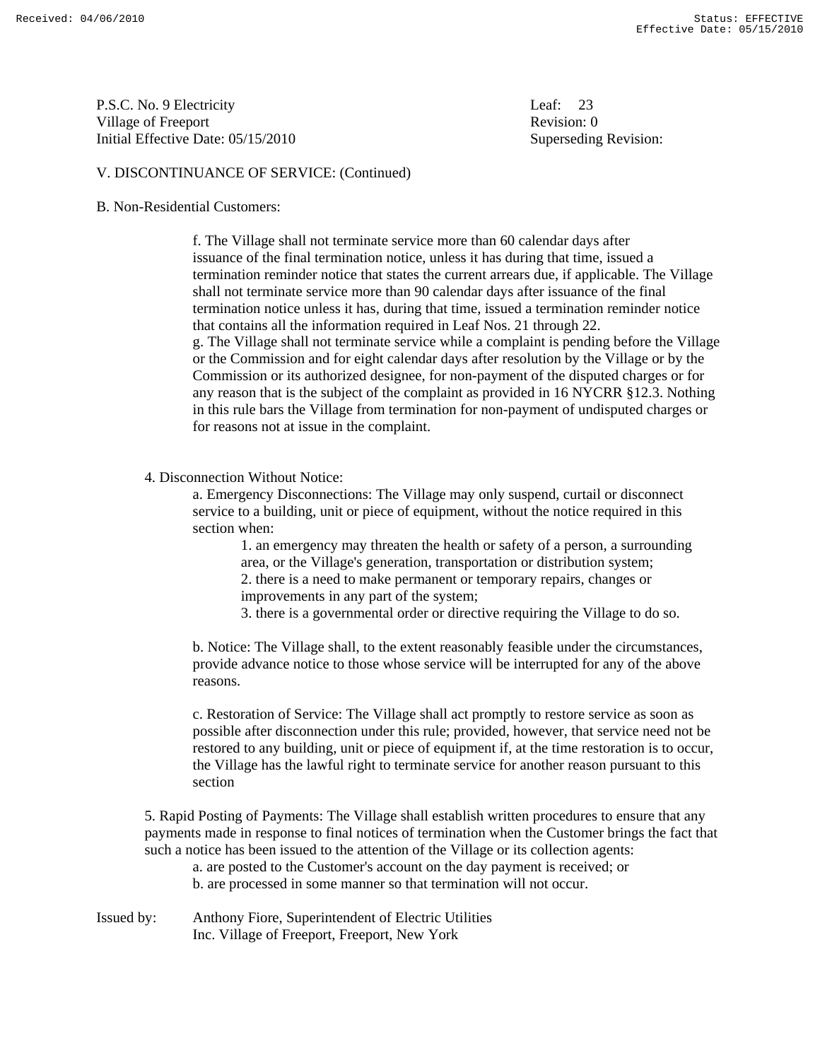P.S.C. No. 9 Electricity
Village of Freeport
Initial Effective Date: 05/15/2010

Leaf: 23
Revision: 0
Superseding Revision:

V. DISCONTINUANCE OF SERVICE: (Continued)

B. Non-Residential Customers:

f. The Village shall not terminate service more than 60 calendar days after issuance of the final termination notice, unless it has during that time, issued a termination reminder notice that states the current arrears due, if applicable. The Village shall not terminate service more than 90 calendar days after issuance of the final termination notice unless it has, during that time, issued a termination reminder notice that contains all the information required in Leaf Nos. 21 through 22.

g. The Village shall not terminate service while a complaint is pending before the Village or the Commission and for eight calendar days after resolution by the Village or by the Commission or its authorized designee, for non-payment of the disputed charges or for any reason that is the subject of the complaint as provided in 16 NYCRR §12.3. Nothing in this rule bars the Village from termination for non-payment of undisputed charges or for reasons not at issue in the complaint.

4. Disconnection Without Notice:

a. Emergency Disconnections: The Village may only suspend, curtail or disconnect service to a building, unit or piece of equipment, without the notice required in this section when:

1. an emergency may threaten the health or safety of a person, a surrounding area, or the Village's generation, transportation or distribution system;
2. there is a need to make permanent or temporary repairs, changes or improvements in any part of the system;
3. there is a governmental order or directive requiring the Village to do so.

b. Notice: The Village shall, to the extent reasonably feasible under the circumstances, provide advance notice to those whose service will be interrupted for any of the above reasons.

c. Restoration of Service: The Village shall act promptly to restore service as soon as possible after disconnection under this rule; provided, however, that service need not be restored to any building, unit or piece of equipment if, at the time restoration is to occur, the Village has the lawful right to terminate service for another reason pursuant to this section

5. Rapid Posting of Payments: The Village shall establish written procedures to ensure that any payments made in response to final notices of termination when the Customer brings the fact that such a notice has been issued to the attention of the Village or its collection agents:

a. are posted to the Customer's account on the day payment is received; or
b. are processed in some manner so that termination will not occur.

Issued by: Anthony Fiore, Superintendent of Electric Utilities
Inc. Village of Freeport, Freeport, New York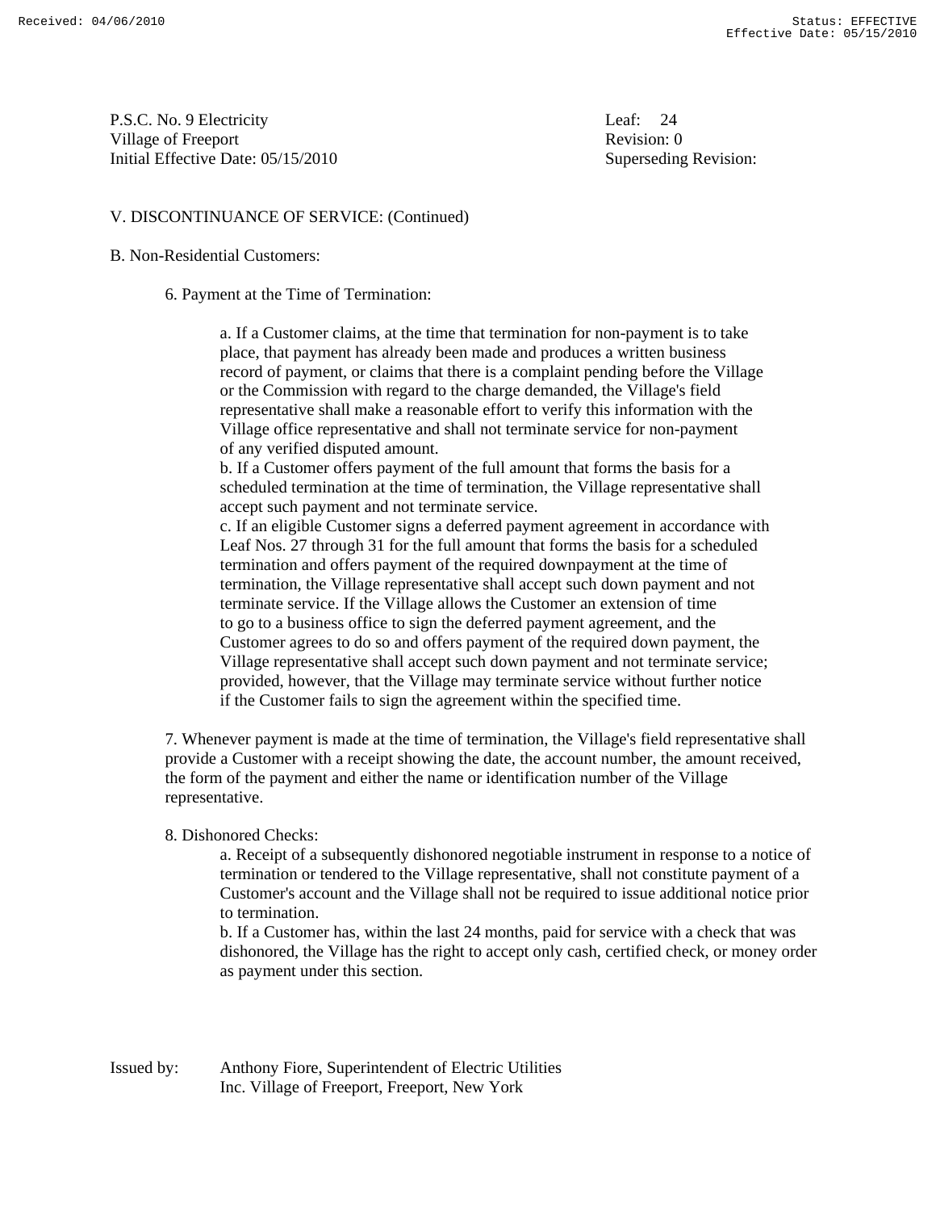P.S.C. No. 9 Electricity
Village of Freeport
Initial Effective Date: 05/15/2010

Leaf: 24
Revision: 0
Superseding Revision:

V. DISCONTINUANCE OF SERVICE: (Continued)

B. Non-Residential Customers:

6. Payment at the Time of Termination:

a. If a Customer claims, at the time that termination for non-payment is to take place, that payment has already been made and produces a written business record of payment, or claims that there is a complaint pending before the Village or the Commission with regard to the charge demanded, the Village's field representative shall make a reasonable effort to verify this information with the Village office representative and shall not terminate service for non-payment of any verified disputed amount.

b. If a Customer offers payment of the full amount that forms the basis for a scheduled termination at the time of termination, the Village representative shall accept such payment and not terminate service.

c. If an eligible Customer signs a deferred payment agreement in accordance with Leaf Nos. 27 through 31 for the full amount that forms the basis for a scheduled termination and offers payment of the required downpayment at the time of termination, the Village representative shall accept such down payment and not terminate service. If the Village allows the Customer an extension of time to go to a business office to sign the deferred payment agreement, and the Customer agrees to do so and offers payment of the required down payment, the Village representative shall accept such down payment and not terminate service; provided, however, that the Village may terminate service without further notice if the Customer fails to sign the agreement within the specified time.

7. Whenever payment is made at the time of termination, the Village's field representative shall provide a Customer with a receipt showing the date, the account number, the amount received, the form of the payment and either the name or identification number of the Village representative.

8. Dishonored Checks:

a. Receipt of a subsequently dishonored negotiable instrument in response to a notice of termination or tendered to the Village representative, shall not constitute payment of a Customer's account and the Village shall not be required to issue additional notice prior to termination.

b. If a Customer has, within the last 24 months, paid for service with a check that was dishonored, the Village has the right to accept only cash, certified check, or money order as payment under this section.

Issued by: Anthony Fiore, Superintendent of Electric Utilities
Inc. Village of Freeport, Freeport, New York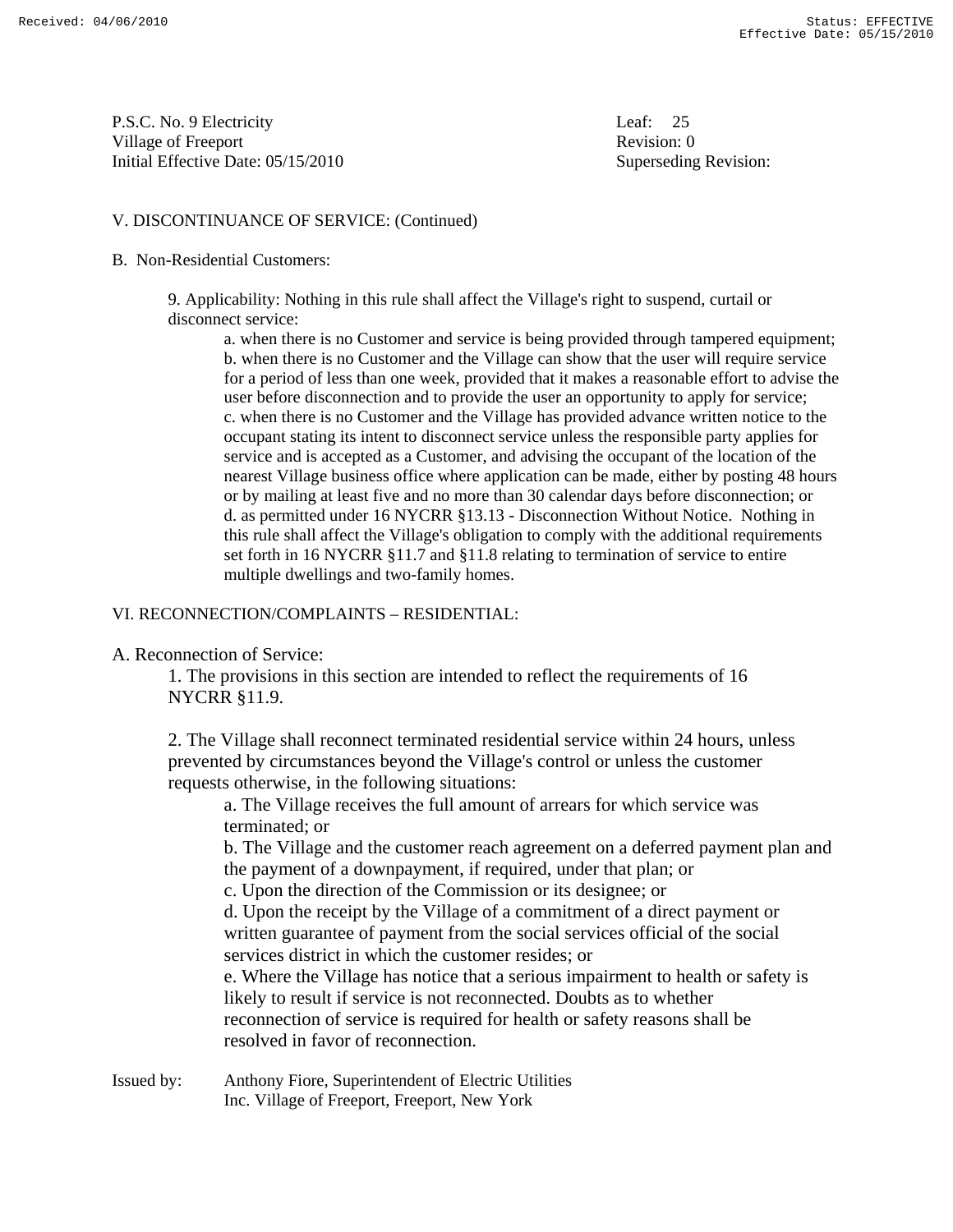P.S.C. No. 9 Electricity
Village of Freeport
Initial Effective Date: 05/15/2010

Leaf: 25
Revision: 0
Superseding Revision:

V. DISCONTINUANCE OF SERVICE: (Continued)

B. Non-Residential Customers:

9. Applicability: Nothing in this rule shall affect the Village's right to suspend, curtail or disconnect service:

a. when there is no Customer and service is being provided through tampered equipment;
b. when there is no Customer and the Village can show that the user will require service for a period of less than one week, provided that it makes a reasonable effort to advise the user before disconnection and to provide the user an opportunity to apply for service;
c. when there is no Customer and the Village has provided advance written notice to the occupant stating its intent to disconnect service unless the responsible party applies for service and is accepted as a Customer, and advising the occupant of the location of the nearest Village business office where application can be made, either by posting 48 hours or by mailing at least five and no more than 30 calendar days before disconnection; or
d. as permitted under 16 NYCRR §13.13 - Disconnection Without Notice. Nothing in this rule shall affect the Village's obligation to comply with the additional requirements set forth in 16 NYCRR §11.7 and §11.8 relating to termination of service to entire multiple dwellings and two-family homes.

VI. RECONNECTION/COMPLAINTS – RESIDENTIAL:

A. Reconnection of Service:

1. The provisions in this section are intended to reflect the requirements of 16 NYCRR §11.9.

2. The Village shall reconnect terminated residential service within 24 hours, unless prevented by circumstances beyond the Village's control or unless the customer requests otherwise, in the following situations:

a. The Village receives the full amount of arrears for which service was terminated; or
b. The Village and the customer reach agreement on a deferred payment plan and the payment of a downpayment, if required, under that plan; or
c. Upon the direction of the Commission or its designee; or
d. Upon the receipt by the Village of a commitment of a direct payment or written guarantee of payment from the social services official of the social services district in which the customer resides; or
e. Where the Village has notice that a serious impairment to health or safety is likely to result if service is not reconnected. Doubts as to whether reconnection of service is required for health or safety reasons shall be resolved in favor of reconnection.

Issued by: Anthony Fiore, Superintendent of Electric Utilities
Inc. Village of Freeport, Freeport, New York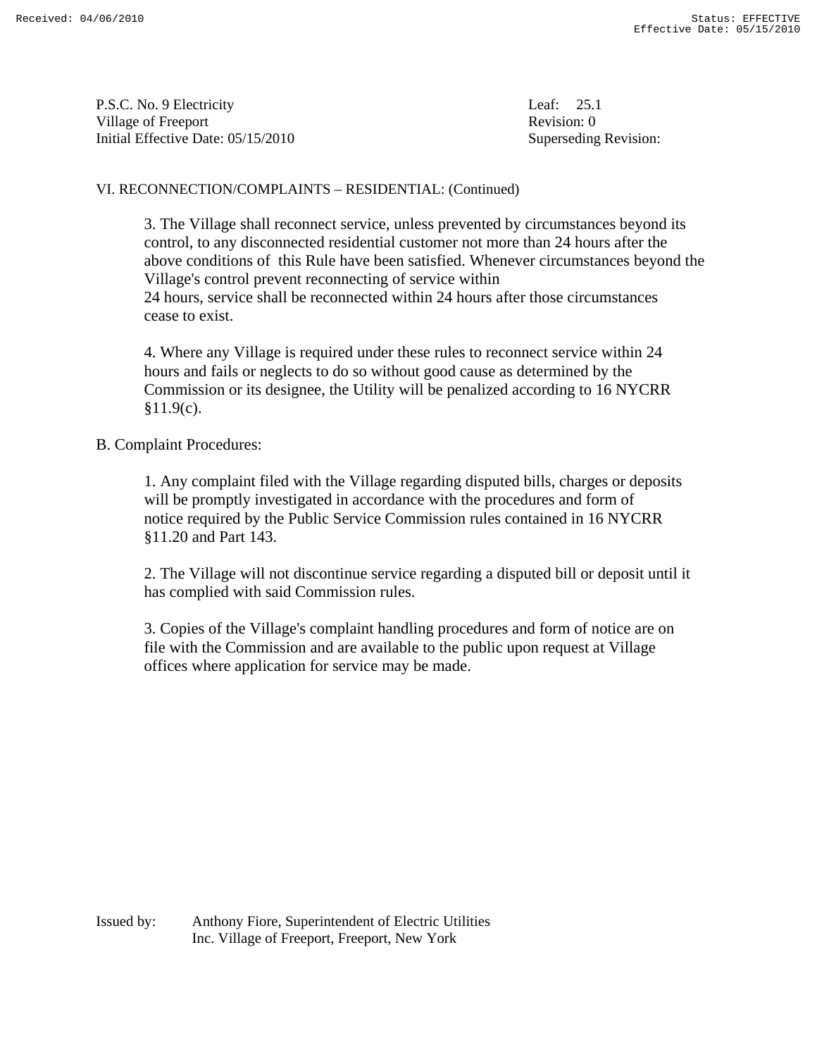P.S.C. No. 9 Electricity
Village of Freeport
Initial Effective Date: 05/15/2010

Leaf: 25.1
Revision: 0
Superseding Revision:

VI. RECONNECTION/COMPLAINTS – RESIDENTIAL: (Continued)

3. The Village shall reconnect service, unless prevented by circumstances beyond its control, to any disconnected residential customer not more than 24 hours after the above conditions of this Rule have been satisfied. Whenever circumstances beyond the Village's control prevent reconnecting of service within 24 hours, service shall be reconnected within 24 hours after those circumstances cease to exist.

4. Where any Village is required under these rules to reconnect service within 24 hours and fails or neglects to do so without good cause as determined by the Commission or its designee, the Utility will be penalized according to 16 NYCRR §11.9(c).

B. Complaint Procedures:

1. Any complaint filed with the Village regarding disputed bills, charges or deposits will be promptly investigated in accordance with the procedures and form of notice required by the Public Service Commission rules contained in 16 NYCRR §11.20 and Part 143.

2. The Village will not discontinue service regarding a disputed bill or deposit until it has complied with said Commission rules.

3. Copies of the Village's complaint handling procedures and form of notice are on file with the Commission and are available to the public upon request at Village offices where application for service may be made.

Issued by: Anthony Fiore, Superintendent of Electric Utilities
Inc. Village of Freeport, Freeport, New York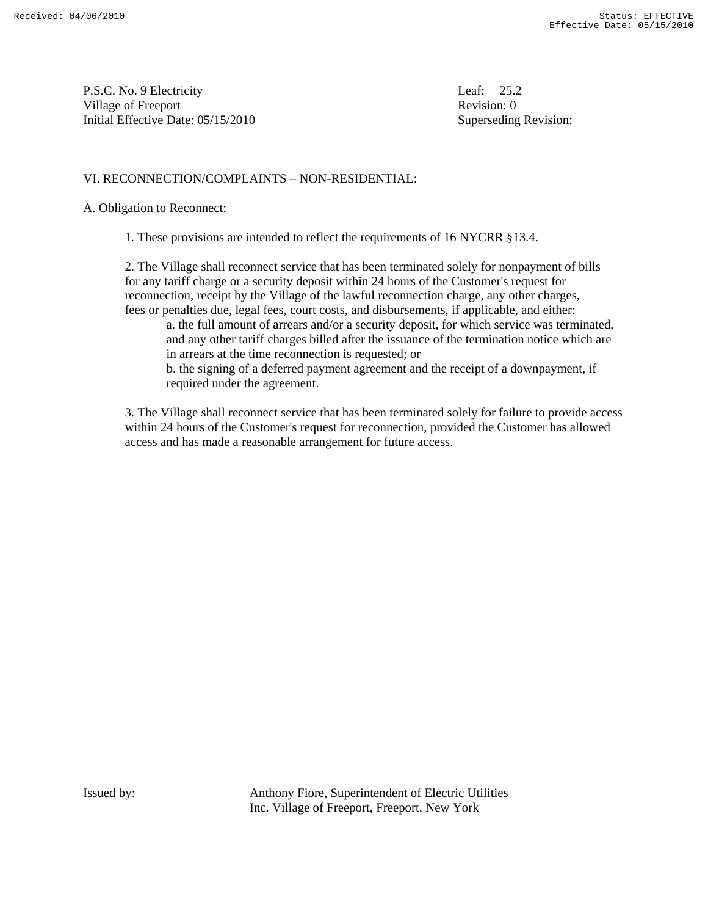P.S.C. No. 9 Electricity
Village of Freeport
Initial Effective Date: 05/15/2010

Leaf: 25.2
Revision: 0
Superseding Revision:

## VI. RECONNECTION/COMPLAINTS – NON-RESIDENTIAL:

### A. Obligation to Reconnect:

1. These provisions are intended to reflect the requirements of 16 NYCRR §13.4.

2. The Village shall reconnect service that has been terminated solely for nonpayment of bills for any tariff charge or a security deposit within 24 hours of the Customer's request for reconnection, receipt by the Village of the lawful reconnection charge, any other charges, fees or penalties due, legal fees, court costs, and disbursements, if applicable, and either:
   a. the full amount of arrears and/or a security deposit, for which service was terminated, and any other tariff charges billed after the issuance of the termination notice which are in arrears at the time reconnection is requested; or
   b. the signing of a deferred payment agreement and the receipt of a downpayment, if required under the agreement.

3. The Village shall reconnect service that has been terminated solely for failure to provide access within 24 hours of the Customer's request for reconnection, provided the Customer has allowed access and has made a reasonable arrangement for future access.

Issued by: Anthony Fiore, Superintendent of Electric Utilities
Inc. Village of Freeport, Freeport, New York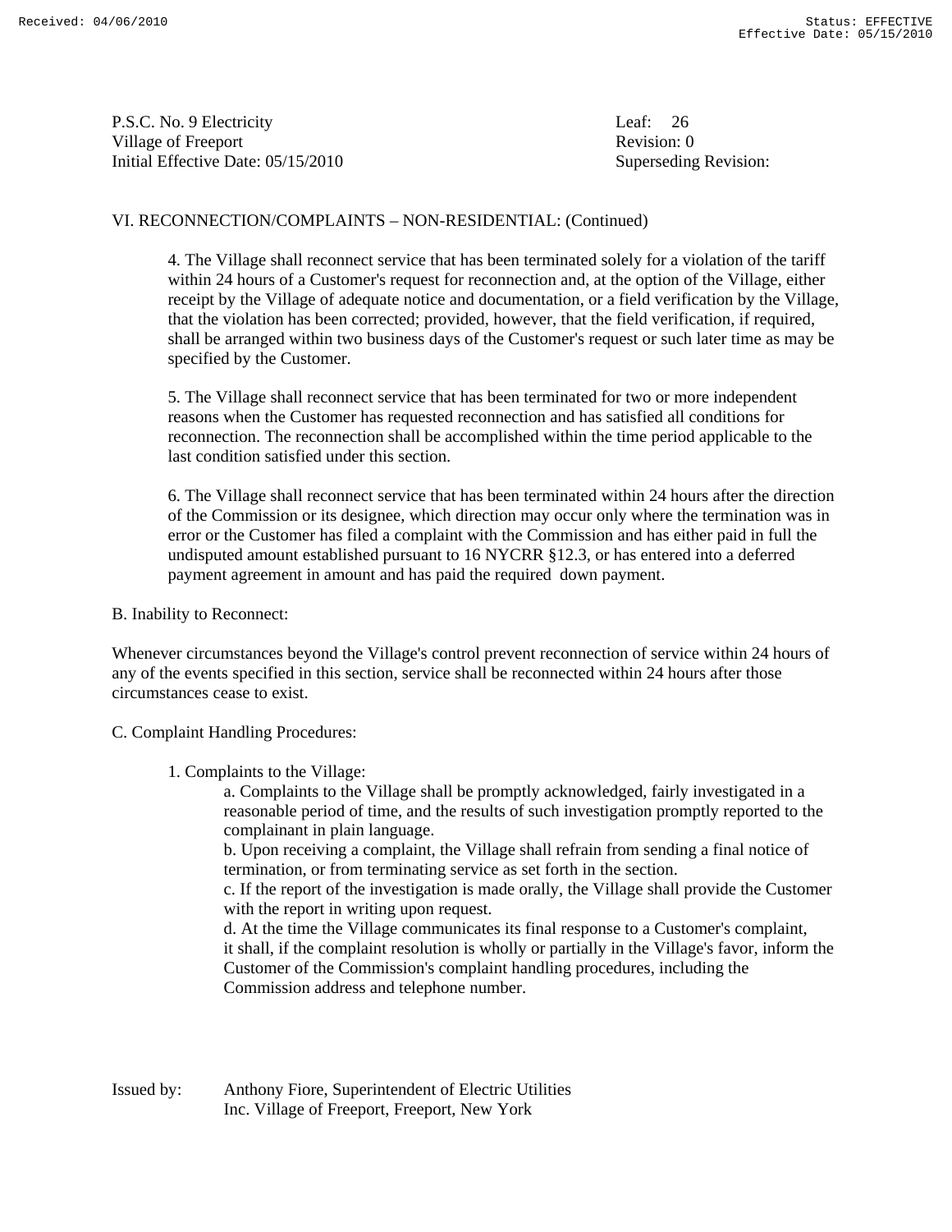VI. RECONNECTION/COMPLAINTS – NON-RESIDENTIAL: (Continued)

4. The Village shall reconnect service that has been terminated solely for a violation of the tariff within 24 hours of a Customer's request for reconnection and, at the option of the Village, either receipt by the Village of adequate notice and documentation, or a field verification by the Village, that the violation has been corrected; provided, however, that the field verification, if required, shall be arranged within two business days of the Customer's request or such later time as may be specified by the Customer.

5. The Village shall reconnect service that has been terminated for two or more independent reasons when the Customer has requested reconnection and has satisfied all conditions for reconnection. The reconnection shall be accomplished within the time period applicable to the last condition satisfied under this section.

6. The Village shall reconnect service that has been terminated within 24 hours after the direction of the Commission or its designee, which direction may occur only where the termination was in error or the Customer has filed a complaint with the Commission and has either paid in full the undisputed amount established pursuant to 16 NYCRR §12.3, or has entered into a deferred payment agreement in amount and has paid the required down payment.

B. Inability to Reconnect:

Whenever circumstances beyond the Village's control prevent reconnection of service within 24 hours of any of the events specified in this section, service shall be reconnected within 24 hours after those circumstances cease to exist.

C. Complaint Handling Procedures:

1. Complaints to the Village:
   - a. Complaints to the Village shall be promptly acknowledged, fairly investigated in a reasonable period of time, and the results of such investigation promptly reported to the complainant in plain language.
   - b. Upon receiving a complaint, the Village shall refrain from sending a final notice of termination, or from terminating service as set forth in the section.
   - c. If the report of the investigation is made orally, the Village shall provide the Customer with the report in writing upon request.
   - d. At the time the Village communicates its final response to a Customer's complaint, it shall, if the complaint resolution is wholly or partially in the Village's favor, inform the Customer of the Commission's complaint handling procedures, including the Commission address and telephone number.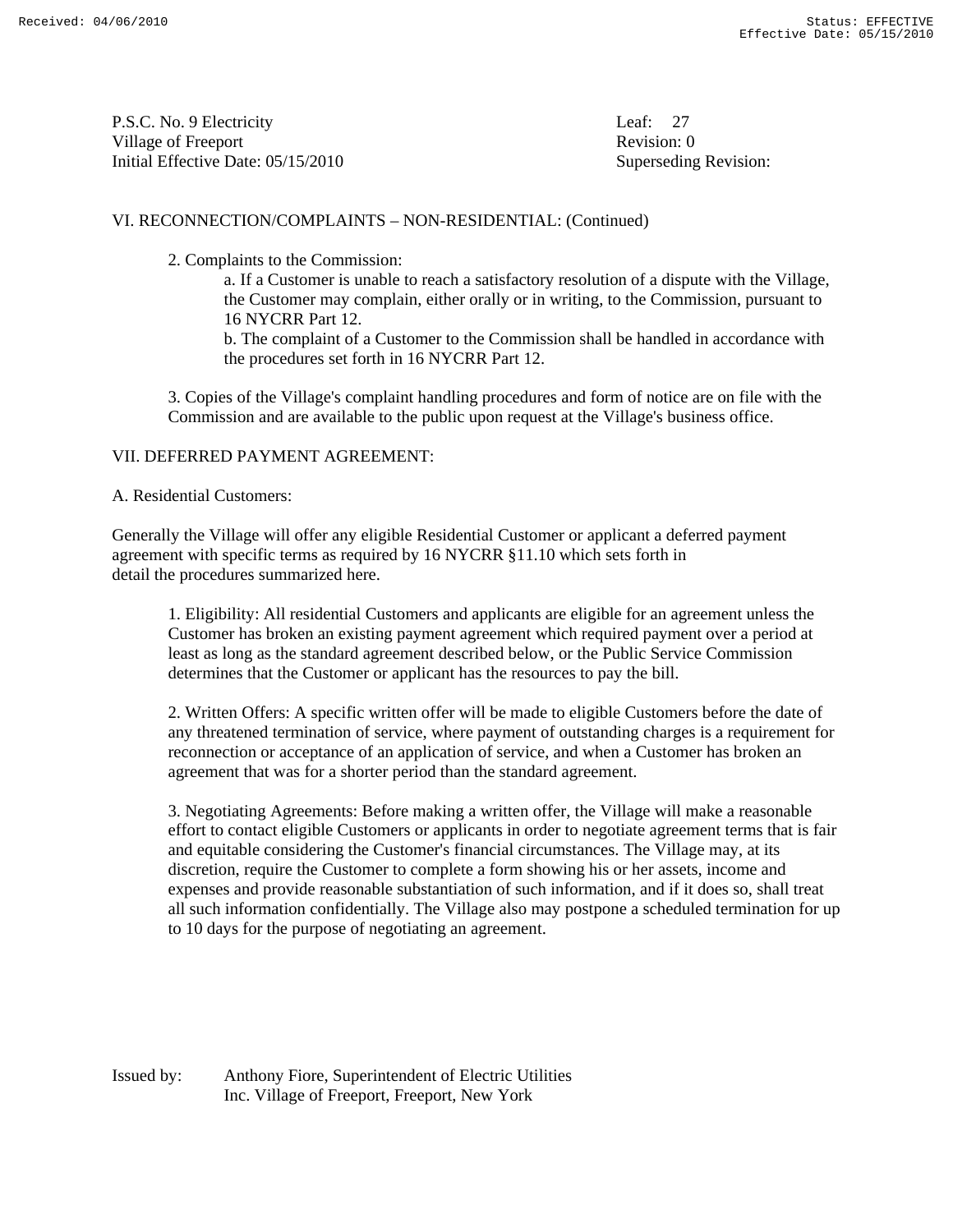VI. RECONNECTION/COMPLAINTS – NON-RESIDENTIAL: (Continued)

2. Complaints to the Commission:

a. If a Customer is unable to reach a satisfactory resolution of a dispute with the Village, the Customer may complain, either orally or in writing, to the Commission, pursuant to 16 NYCRR Part 12.

b. The complaint of a Customer to the Commission shall be handled in accordance with the procedures set forth in 16 NYCRR Part 12.

3. Copies of the Village's complaint handling procedures and form of notice are on file with the Commission and are available to the public upon request at the Village's business office.

VII. DEFERRED PAYMENT AGREEMENT:

A. Residential Customers:

Generally the Village will offer any eligible Residential Customer or applicant a deferred payment agreement with specific terms as required by 16 NYCRR §11.10 which sets forth in detail the procedures summarized here.

1. Eligibility: All residential Customers and applicants are eligible for an agreement unless the Customer has broken an existing payment agreement which required payment over a period at least as long as the standard agreement described below, or the Public Service Commission determines that the Customer or applicant has the resources to pay the bill.

2. Written Offers: A specific written offer will be made to eligible Customers before the date of any threatened termination of service, where payment of outstanding charges is a requirement for reconnection or acceptance of an application of service, and when a Customer has broken an agreement that was for a shorter period than the standard agreement.

3. Negotiating Agreements: Before making a written offer, the Village will make a reasonable effort to contact eligible Customers or applicants in order to negotiate agreement terms that is fair and equitable considering the Customer's financial circumstances. The Village may, at its discretion, require the Customer to complete a form showing his or her assets, income and expenses and provide reasonable substantiation of such information, and if it does so, shall treat all such information confidentially. The Village also may postpone a scheduled termination for up to 10 days for the purpose of negotiating an agreement.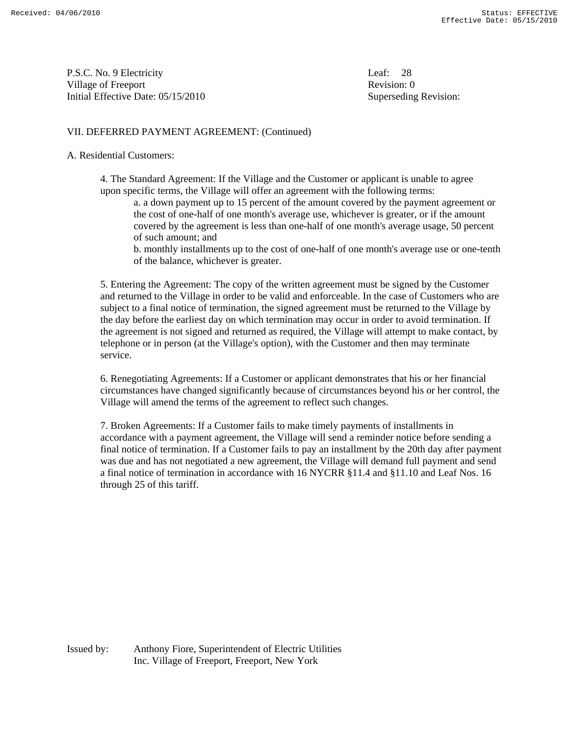VII. DEFERRED PAYMENT AGREEMENT: (Continued)

A. Residential Customers:

4. The Standard Agreement: If the Village and the Customer or applicant is unable to agree upon specific terms, the Village will offer an agreement with the following terms:

a. a down payment up to 15 percent of the amount covered by the payment agreement or the cost of one-half of one month's average use, whichever is greater, or if the amount covered by the agreement is less than one-half of one month's average usage, 50 percent of such amount; and

b. monthly installments up to the cost of one-half of one month's average use or one-tenth of the balance, whichever is greater.

5. Entering the Agreement: The copy of the written agreement must be signed by the Customer and returned to the Village in order to be valid and enforceable. In the case of Customers who are subject to a final notice of termination, the signed agreement must be returned to the Village by the day before the earliest day on which termination may occur in order to avoid termination. If the agreement is not signed and returned as required, the Village will attempt to make contact, by telephone or in person (at the Village's option), with the Customer and then may terminate service.

6. Renegotiating Agreements: If a Customer or applicant demonstrates that his or her financial circumstances have changed significantly because of circumstances beyond his or her control, the Village will amend the terms of the agreement to reflect such changes.

7. Broken Agreements: If a Customer fails to make timely payments of installments in accordance with a payment agreement, the Village will send a reminder notice before sending a final notice of termination. If a Customer fails to pay an installment by the 20th day after payment was due and has not negotiated a new agreement, the Village will demand full payment and send a final notice of termination in accordance with 16 NYCRR §11.4 and §11.10 and Leaf Nos. 16 through 25 of this tariff.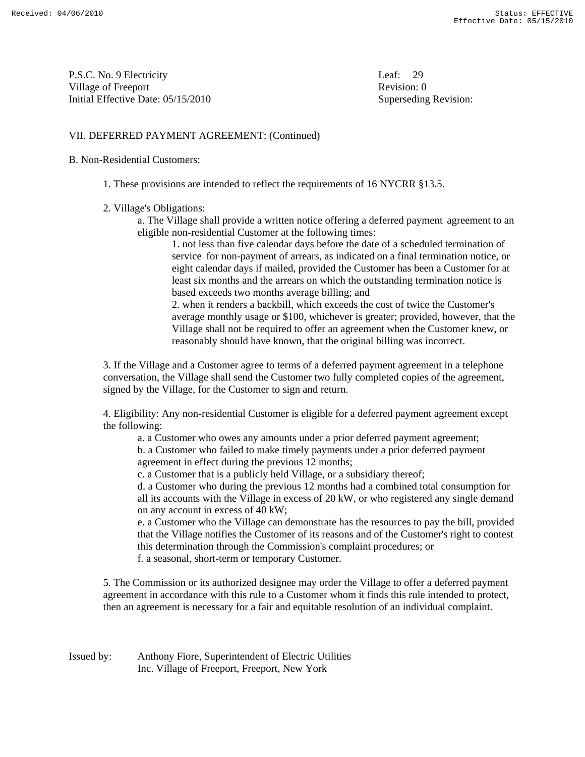P.S.C. No. 9 Electricity
Village of Freeport
Initial Effective Date: 05/15/2010

Leaf: 29
Revision: 0
Superseding Revision:

VII. DEFERRED PAYMENT AGREEMENT: (Continued)

B. Non-Residential Customers:

1. These provisions are intended to reflect the requirements of 16 NYCRR §13.5.

2. Village's Obligations:

   a. The Village shall provide a written notice offering a deferred payment agreement to an eligible non-residential Customer at the following times:

      1. not less than five calendar days before the date of a scheduled termination of service for non-payment of arrears, as indicated on a final termination notice, or eight calendar days if mailed, provided the Customer has been a Customer for at least six months and the arrears on which the outstanding termination notice is based exceeds two months average billing; and

      2. when it renders a backbill, which exceeds the cost of twice the Customer's average monthly usage or $100, whichever is greater; provided, however, that the Village shall not be required to offer an agreement when the Customer knew, or reasonably should have known, that the original billing was incorrect.

3. If the Village and a Customer agree to terms of a deferred payment agreement in a telephone conversation, the Village shall send the Customer two fully completed copies of the agreement, signed by the Village, for the Customer to sign and return.

4. Eligibility: Any non-residential Customer is eligible for a deferred payment agreement except the following:

   a. a Customer who owes any amounts under a prior deferred payment agreement;

   b. a Customer who failed to make timely payments under a prior deferred payment agreement in effect during the previous 12 months;

   c. a Customer that is a publicly held Village, or a subsidiary thereof;

   d. a Customer who during the previous 12 months had a combined total consumption for all its accounts with the Village in excess of 20 kW, or who registered any single demand on any account in excess of 40 kW;

   e. a Customer who the Village can demonstrate has the resources to pay the bill, provided that the Village notifies the Customer of its reasons and of the Customer's right to contest this determination through the Commission's complaint procedures; or

   f. a seasonal, short-term or temporary Customer.

5. The Commission or its authorized designee may order the Village to offer a deferred payment agreement in accordance with this rule to a Customer whom it finds this rule intended to protect, then an agreement is necessary for a fair and equitable resolution of an individual complaint.

Issued by: Anthony Fiore, Superintendent of Electric Utilities
Inc. Village of Freeport, Freeport, New York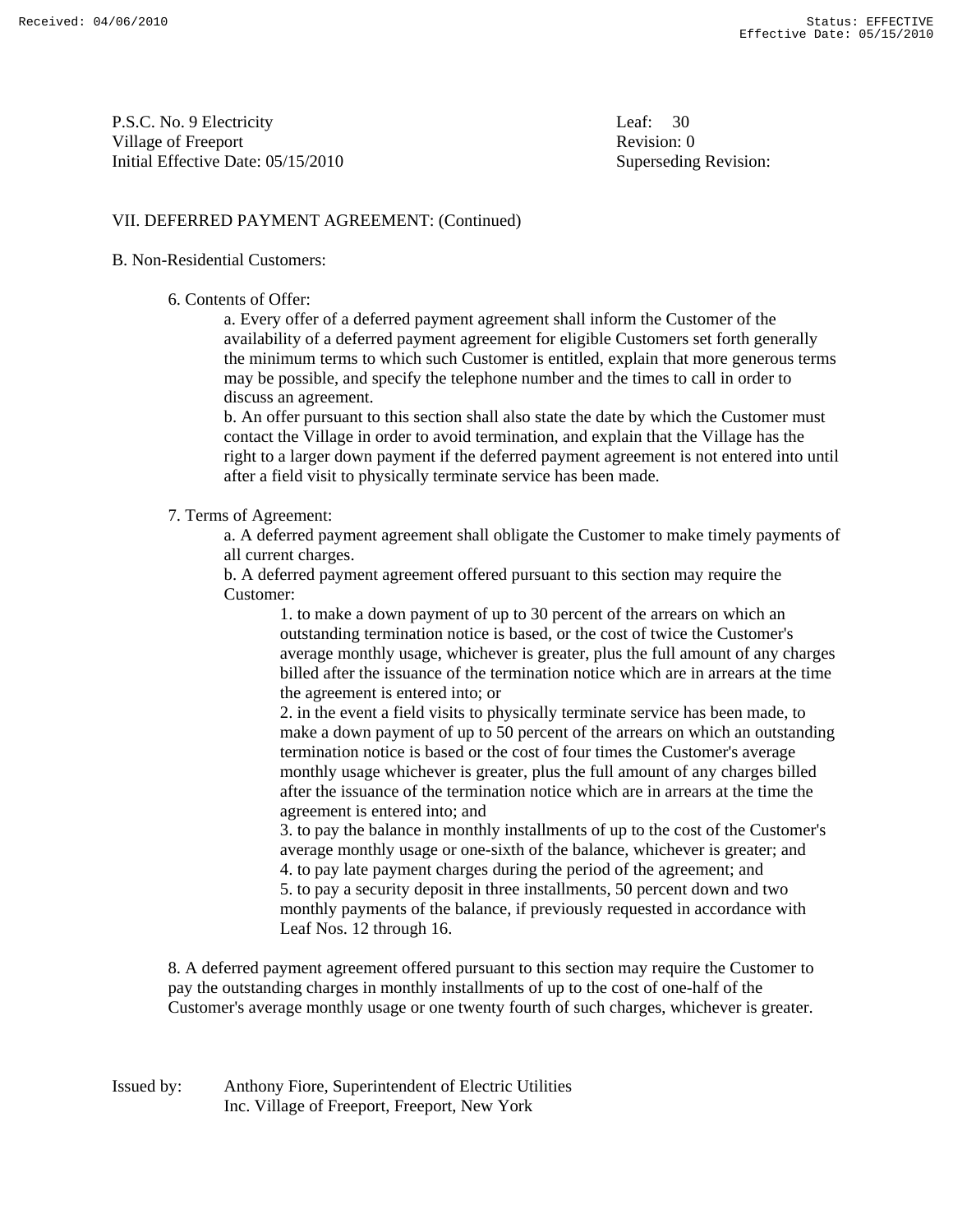P.S.C. No. 9 Electricity
Village of Freeport
Initial Effective Date: 05/15/2010

Leaf: 30
Revision: 0
Superseding Revision:

VII. DEFERRED PAYMENT AGREEMENT: (Continued)

B. Non-Residential Customers:

6. Contents of Offer:

a. Every offer of a deferred payment agreement shall inform the Customer of the availability of a deferred payment agreement for eligible Customers set forth generally the minimum terms to which such Customer is entitled, explain that more generous terms may be possible, and specify the telephone number and the times to call in order to discuss an agreement.

b. An offer pursuant to this section shall also state the date by which the Customer must contact the Village in order to avoid termination, and explain that the Village has the right to a larger down payment if the deferred payment agreement is not entered into until after a field visit to physically terminate service has been made.

7. Terms of Agreement:

a. A deferred payment agreement shall obligate the Customer to make timely payments of all current charges.

b. A deferred payment agreement offered pursuant to this section may require the Customer:

1. to make a down payment of up to 30 percent of the arrears on which an outstanding termination notice is based, or the cost of twice the Customer's average monthly usage, whichever is greater, plus the full amount of any charges billed after the issuance of the termination notice which are in arrears at the time the agreement is entered into; or
2. in the event a field visits to physically terminate service has been made, to make a down payment of up to 50 percent of the arrears on which an outstanding termination notice is based or the cost of four times the Customer's average monthly usage whichever is greater, plus the full amount of any charges billed after the issuance of the termination notice which are in arrears at the time the agreement is entered into; and
3. to pay the balance in monthly installments of up to the cost of the Customer's average monthly usage or one-sixth of the balance, whichever is greater; and
4. to pay late payment charges during the period of the agreement; and
5. to pay a security deposit in three installments, 50 percent down and two monthly payments of the balance, if previously requested in accordance with Leaf Nos. 12 through 16.

8. A deferred payment agreement offered pursuant to this section may require the Customer to pay the outstanding charges in monthly installments of up to the cost of one-half of the Customer's average monthly usage or one twenty fourth of such charges, whichever is greater.

Issued by: Anthony Fiore, Superintendent of Electric Utilities
Inc. Village of Freeport, Freeport, New York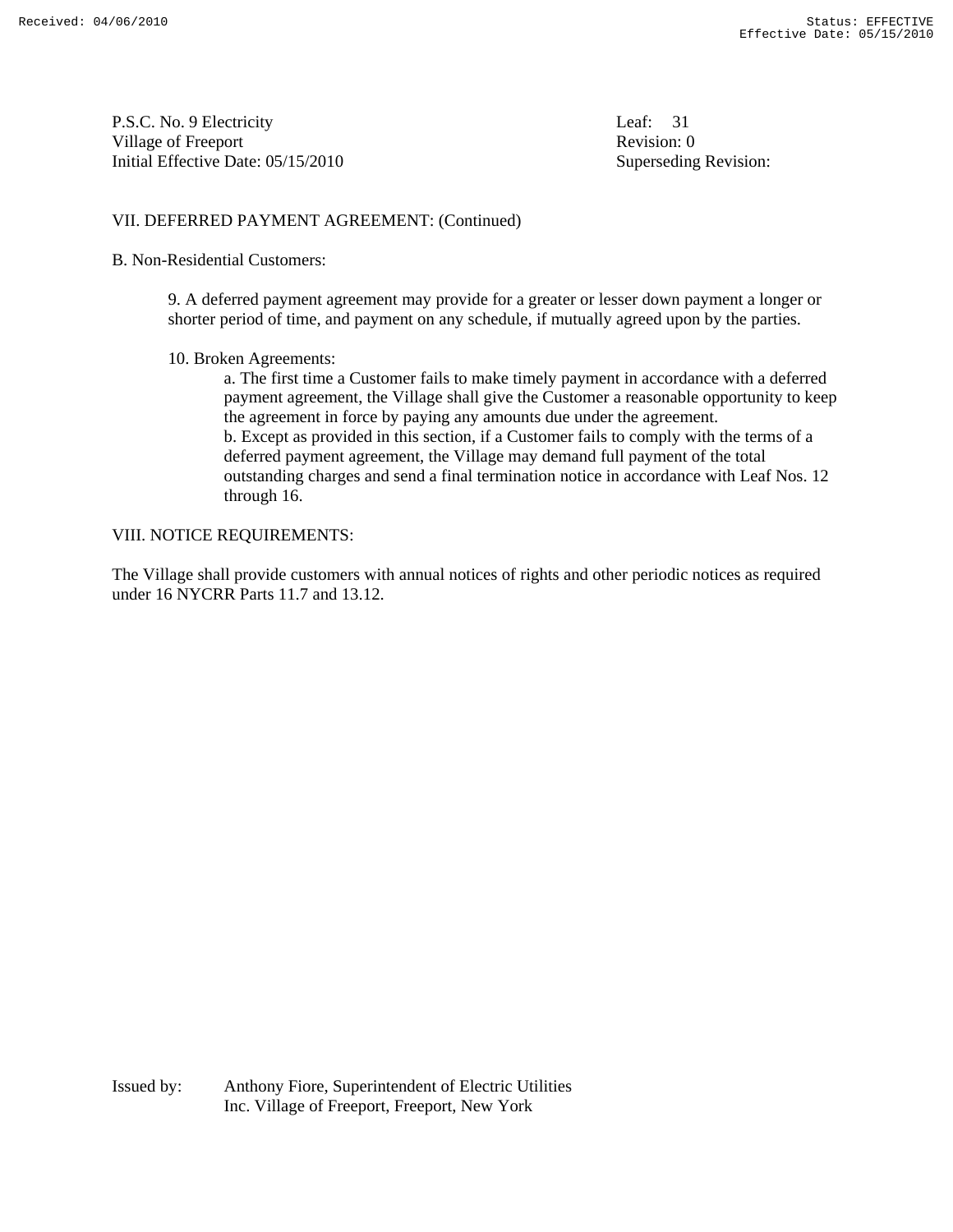P.S.C. No. 9 Electricity
Village of Freeport
Initial Effective Date: 05/15/2010

Leaf: 31
Revision: 0
Superseding Revision:

## VII. DEFERRED PAYMENT AGREEMENT: (Continued)

B. Non-Residential Customers:

9. A deferred payment agreement may provide for a greater or lesser down payment a longer or shorter period of time, and payment on any schedule, if mutually agreed upon by the parties.

10. Broken Agreements:

a. The first time a Customer fails to make timely payment in accordance with a deferred payment agreement, the Village shall give the Customer a reasonable opportunity to keep the agreement in force by paying any amounts due under the agreement.

b. Except as provided in this section, if a Customer fails to comply with the terms of a deferred payment agreement, the Village may demand full payment of the total outstanding charges and send a final termination notice in accordance with Leaf Nos. 12 through 16.

## VIII. NOTICE REQUIREMENTS:

The Village shall provide customers with annual notices of rights and other periodic notices as required under 16 NYCRR Parts 11.7 and 13.12.

Issued by: Anthony Fiore, Superintendent of Electric Utilities
Inc. Village of Freeport, Freeport, New York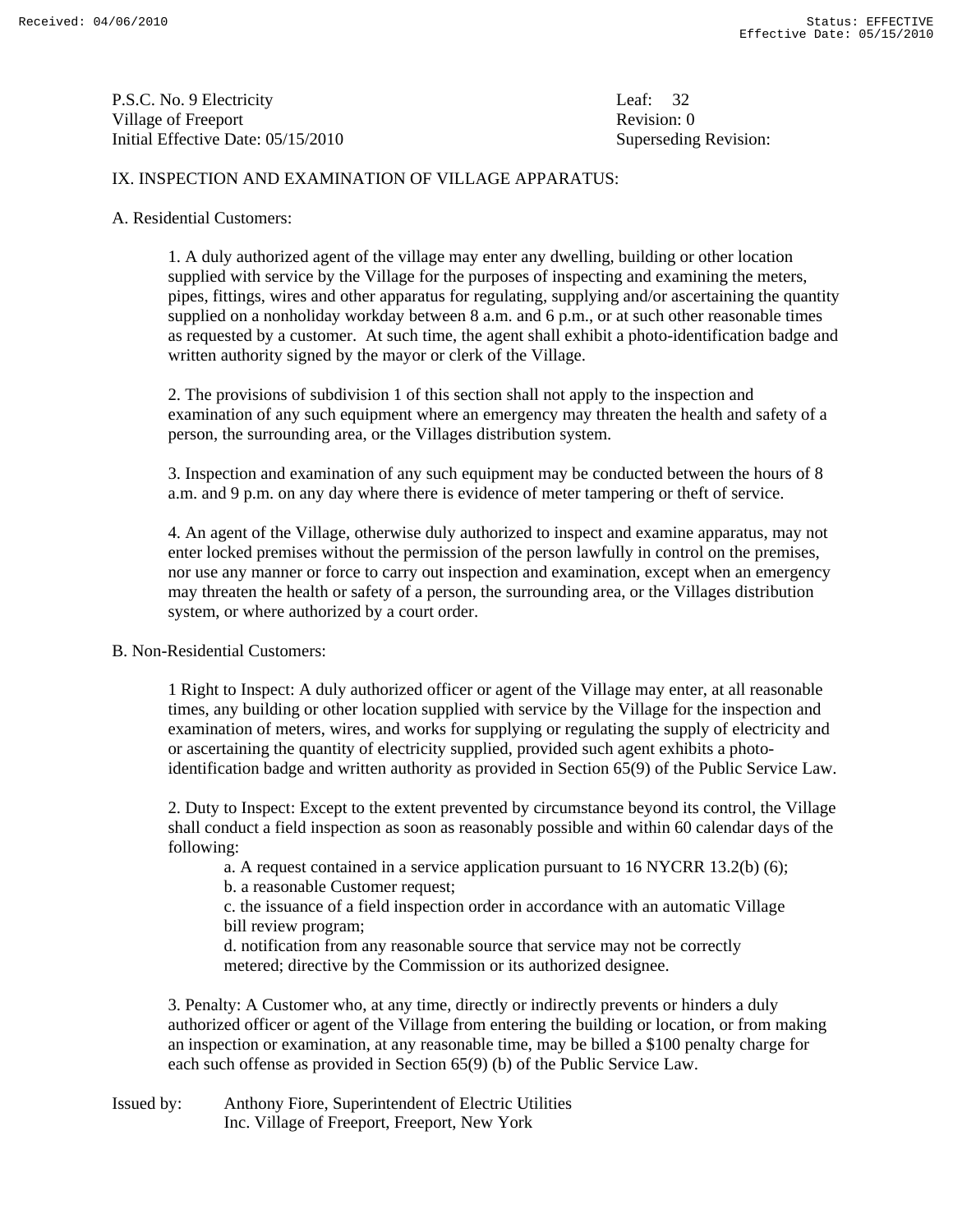P.S.C. No. 9 Electricity
Village of Freeport
Initial Effective Date: 05/15/2010

Leaf: 32
Revision: 0
Superseding Revision:

## IX. INSPECTION AND EXAMINATION OF VILLAGE APPARATUS:

### A. Residential Customers:

1. A duly authorized agent of the village may enter any dwelling, building or other location supplied with service by the Village for the purposes of inspecting and examining the meters, pipes, fittings, wires and other apparatus for regulating, supplying and/or ascertaining the quantity supplied on a nonholiday workday between 8 a.m. and 6 p.m., or at such other reasonable times as requested by a customer. At such time, the agent shall exhibit a photo-identification badge and written authority signed by the mayor or clerk of the Village.

2. The provisions of subdivision 1 of this section shall not apply to the inspection and examination of any such equipment where an emergency may threaten the health and safety of a person, the surrounding area, or the Villages distribution system.

3. Inspection and examination of any such equipment may be conducted between the hours of 8 a.m. and 9 p.m. on any day where there is evidence of meter tampering or theft of service.

4. An agent of the Village, otherwise duly authorized to inspect and examine apparatus, may not enter locked premises without the permission of the person lawfully in control on the premises, nor use any manner or force to carry out inspection and examination, except when an emergency may threaten the health or safety of a person, the surrounding area, or the Villages distribution system, or where authorized by a court order.

### B. Non-Residential Customers:

1 Right to Inspect: A duly authorized officer or agent of the Village may enter, at all reasonable times, any building or other location supplied with service by the Village for the inspection and examination of meters, wires, and works for supplying or regulating the supply of electricity and or ascertaining the quantity of electricity supplied, provided such agent exhibits a photo-identification badge and written authority as provided in Section 65(9) of the Public Service Law.

2. Duty to Inspect: Except to the extent prevented by circumstance beyond its control, the Village shall conduct a field inspection as soon as reasonably possible and within 60 calendar days of the following:

a. A request contained in a service application pursuant to 16 NYCRR 13.2(b) (6);
b. a reasonable Customer request;
c. the issuance of a field inspection order in accordance with an automatic Village bill review program;
d. notification from any reasonable source that service may not be correctly metered; directive by the Commission or its authorized designee.

3. Penalty: A Customer who, at any time, directly or indirectly prevents or hinders a duly authorized officer or agent of the Village from entering the building or location, or from making an inspection or examination, at any reasonable time, may be billed a $100 penalty charge for each such offense as provided in Section 65(9) (b) of the Public Service Law.

Issued by: Anthony Fiore, Superintendent of Electric Utilities
Inc. Village of Freeport, Freeport, New York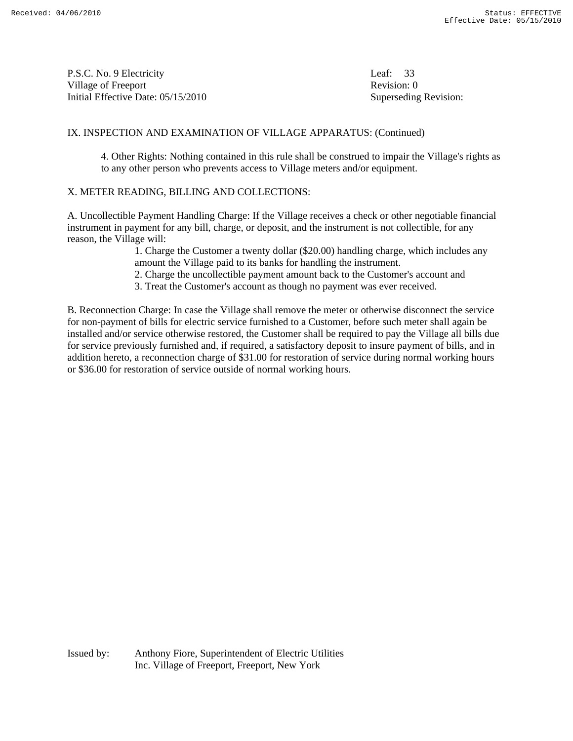P.S.C. No. 9 Electricity
Village of Freeport
Initial Effective Date: 05/15/2010

Leaf: 33
Revision: 0
Superseding Revision:

IX. INSPECTION AND EXAMINATION OF VILLAGE APPARATUS: (Continued)

4. Other Rights: Nothing contained in this rule shall be construed to impair the Village's rights as to any other person who prevents access to Village meters and/or equipment.

X. METER READING, BILLING AND COLLECTIONS:

A. Uncollectible Payment Handling Charge: If the Village receives a check or other negotiable financial instrument in payment for any bill, charge, or deposit, and the instrument is not collectible, for any reason, the Village will:

1. Charge the Customer a twenty dollar ($20.00) handling charge, which includes any amount the Village paid to its banks for handling the instrument.
2. Charge the uncollectible payment amount back to the Customer's account and
3. Treat the Customer's account as though no payment was ever received.

B. Reconnection Charge: In case the Village shall remove the meter or otherwise disconnect the service for non-payment of bills for electric service furnished to a Customer, before such meter shall again be installed and/or service otherwise restored, the Customer shall be required to pay the Village all bills due for service previously furnished and, if required, a satisfactory deposit to insure payment of bills, and in addition hereto, a reconnection charge of $31.00 for restoration of service during normal working hours or $36.00 for restoration of service outside of normal working hours.

Issued by: Anthony Fiore, Superintendent of Electric Utilities
Inc. Village of Freeport, Freeport, New York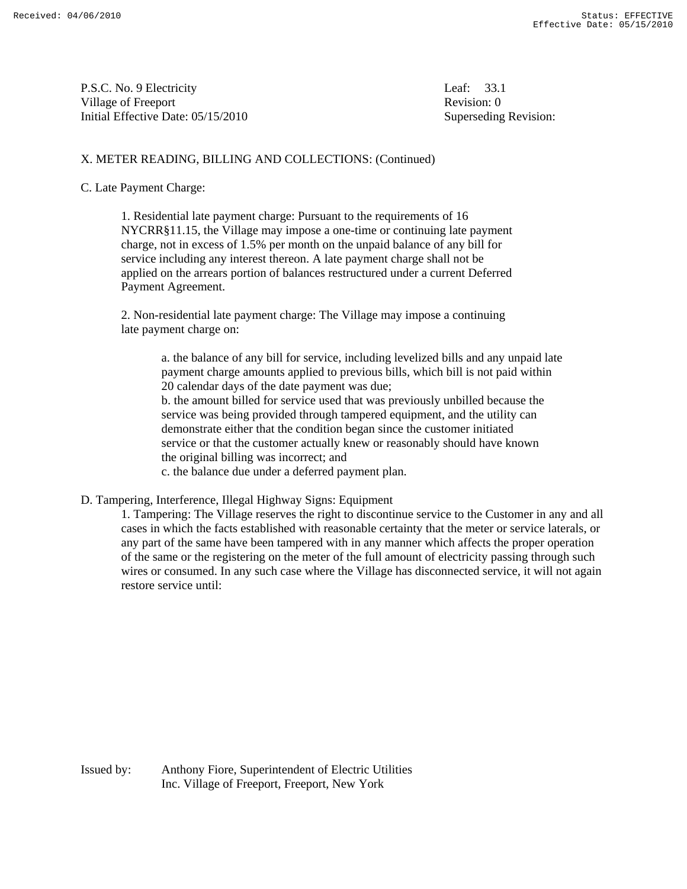P.S.C. No. 9 Electricity
Village of Freeport
Initial Effective Date: 05/15/2010

Leaf: 33.1
Revision: 0
Superseding Revision:

X. METER READING, BILLING AND COLLECTIONS: (Continued)

C. Late Payment Charge:

1. Residential late payment charge: Pursuant to the requirements of 16 NYCRR§11.15, the Village may impose a one-time or continuing late payment charge, not in excess of 1.5% per month on the unpaid balance of any bill for service including any interest thereon. A late payment charge shall not be applied on the arrears portion of balances restructured under a current Deferred Payment Agreement.

2. Non-residential late payment charge: The Village may impose a continuing late payment charge on:

a. the balance of any bill for service, including levelized bills and any unpaid late payment charge amounts applied to previous bills, which bill is not paid within 20 calendar days of the date payment was due;
b. the amount billed for service used that was previously unbilled because the service was being provided through tampered equipment, and the utility can demonstrate either that the condition began since the customer initiated service or that the customer actually knew or reasonably should have known the original billing was incorrect; and
c. the balance due under a deferred payment plan.

D. Tampering, Interference, Illegal Highway Signs: Equipment

1. Tampering: The Village reserves the right to discontinue service to the Customer in any and all cases in which the facts established with reasonable certainty that the meter or service laterals, or any part of the same have been tampered with in any manner which affects the proper operation of the same or the registering on the meter of the full amount of electricity passing through such wires or consumed. In any such case where the Village has disconnected service, it will not again restore service until:

Issued by: Anthony Fiore, Superintendent of Electric Utilities
Inc. Village of Freeport, Freeport, New York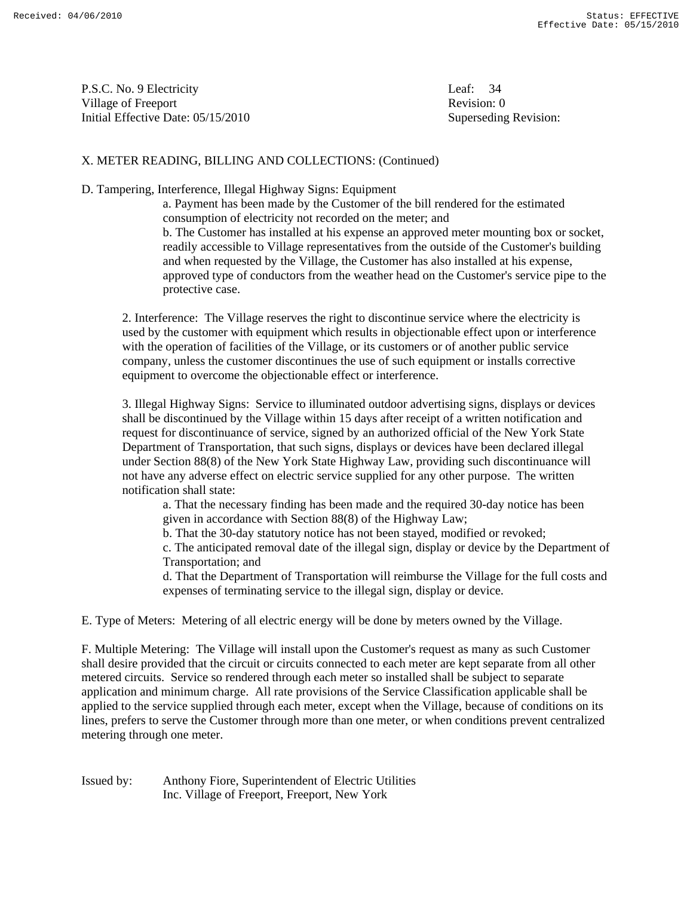P.S.C. No. 9 Electricity
Village of Freeport
Initial Effective Date: 05/15/2010

Leaf: 34
Revision: 0
Superseding Revision:

X. METER READING, BILLING AND COLLECTIONS: (Continued)

D. Tampering, Interference, Illegal Highway Signs: Equipment

a. Payment has been made by the Customer of the bill rendered for the estimated consumption of electricity not recorded on the meter; and

b. The Customer has installed at his expense an approved meter mounting box or socket, readily accessible to Village representatives from the outside of the Customer's building and when requested by the Village, the Customer has also installed at his expense, approved type of conductors from the weather head on the Customer's service pipe to the protective case.

2. Interference: The Village reserves the right to discontinue service where the electricity is used by the customer with equipment which results in objectionable effect upon or interference with the operation of facilities of the Village, or its customers or of another public service company, unless the customer discontinues the use of such equipment or installs corrective equipment to overcome the objectionable effect or interference.

3. Illegal Highway Signs: Service to illuminated outdoor advertising signs, displays or devices shall be discontinued by the Village within 15 days after receipt of a written notification and request for discontinuance of service, signed by an authorized official of the New York State Department of Transportation, that such signs, displays or devices have been declared illegal under Section 88(8) of the New York State Highway Law, providing such discontinuance will not have any adverse effect on electric service supplied for any other purpose. The written notification shall state:

a. That the necessary finding has been made and the required 30-day notice has been given in accordance with Section 88(8) of the Highway Law;

b. That the 30-day statutory notice has not been stayed, modified or revoked;

c. The anticipated removal date of the illegal sign, display or device by the Department of Transportation; and

d. That the Department of Transportation will reimburse the Village for the full costs and expenses of terminating service to the illegal sign, display or device.

E. Type of Meters: Metering of all electric energy will be done by meters owned by the Village.

F. Multiple Metering: The Village will install upon the Customer's request as many as such Customer shall desire provided that the circuit or circuits connected to each meter are kept separate from all other metered circuits. Service so rendered through each meter so installed shall be subject to separate application and minimum charge. All rate provisions of the Service Classification applicable shall be applied to the service supplied through each meter, except when the Village, because of conditions on its lines, prefers to serve the Customer through more than one meter, or when conditions prevent centralized metering through one meter.

Issued by: Anthony Fiore, Superintendent of Electric Utilities
Inc. Village of Freeport, Freeport, New York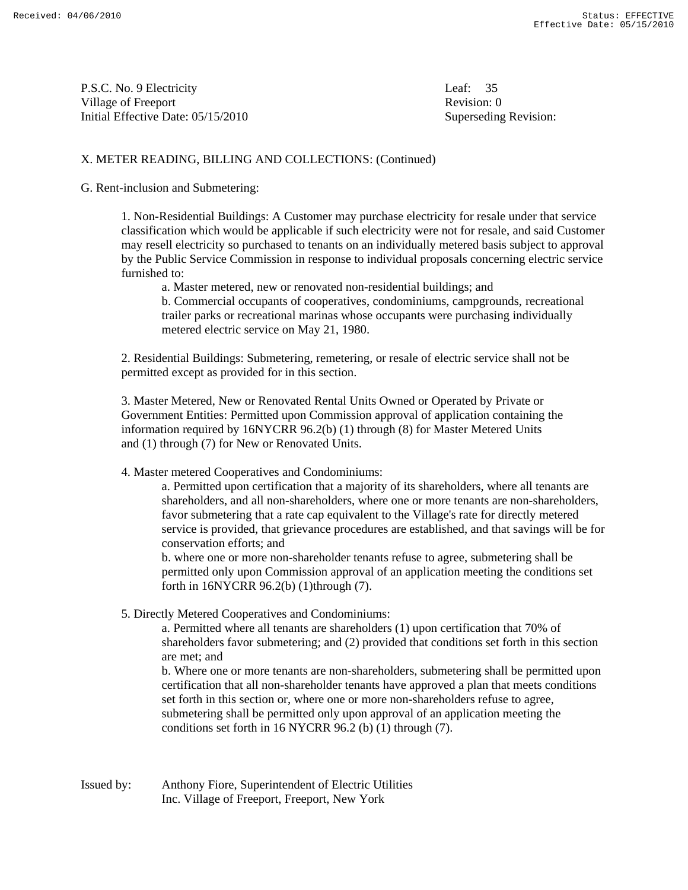P.S.C. No. 9 Electricity
Village of Freeport
Initial Effective Date: 05/15/2010

Leaf: 35
Revision: 0
Superseding Revision:

X. METER READING, BILLING AND COLLECTIONS: (Continued)

G. Rent-inclusion and Submetering:

1. Non-Residential Buildings: A Customer may purchase electricity for resale under that service classification which would be applicable if such electricity were not for resale, and said Customer may resell electricity so purchased to tenants on an individually metered basis subject to approval by the Public Service Commission in response to individual proposals concerning electric service furnished to:
   - a. Master metered, new or renovated non-residential buildings; and
   - b. Commercial occupants of cooperatives, condominiums, campgrounds, recreational trailer parks or recreational marinas whose occupants were purchasing individually metered electric service on May 21, 1980.

2. Residential Buildings: Submetering, remetering, or resale of electric service shall not be permitted except as provided for in this section.

3. Master Metered, New or Renovated Rental Units Owned or Operated by Private or Government Entities: Permitted upon Commission approval of application containing the information required by 16NYCRR 96.2(b) (1) through (8) for Master Metered Units and (1) through (7) for New or Renovated Units.

4. Master metered Cooperatives and Condominiums:
   - a. Permitted upon certification that a majority of its shareholders, where all tenants are shareholders, and all non-shareholders, where one or more tenants are non-shareholders, favor submetering that a rate cap equivalent to the Village's rate for directly metered service is provided, that grievance procedures are established, and that savings will be for conservation efforts; and
   - b. where one or more non-shareholder tenants refuse to agree, submetering shall be permitted only upon Commission approval of an application meeting the conditions set forth in 16NYCRR 96.2(b) (1)through (7).

5. Directly Metered Cooperatives and Condominiums:
   - a. Permitted where all tenants are shareholders (1) upon certification that 70% of shareholders favor submetering; and (2) provided that conditions set forth in this section are met; and
   - b. Where one or more tenants are non-shareholders, submetering shall be permitted upon certification that all non-shareholder tenants have approved a plan that meets conditions set forth in this section or, where one or more non-shareholders refuse to agree, submetering shall be permitted only upon approval of an application meeting the conditions set forth in 16 NYCRR 96.2 (b) (1) through (7).

Issued by: Anthony Fiore, Superintendent of Electric Utilities
Inc. Village of Freeport, Freeport, New York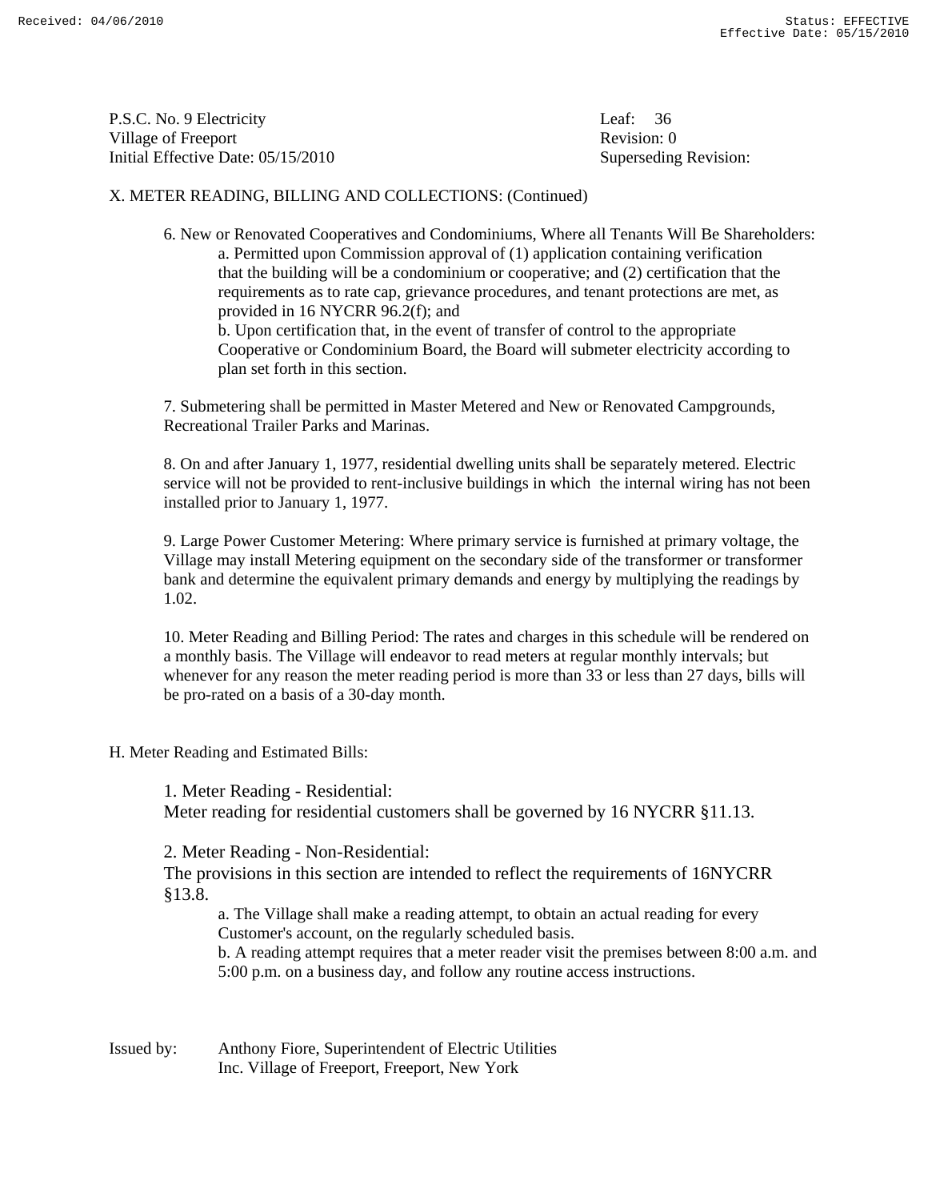P.S.C. No. 9 Electricity
Village of Freeport
Initial Effective Date: 05/15/2010

Leaf: 36
Revision: 0
Superseding Revision:

X. METER READING, BILLING AND COLLECTIONS: (Continued)

6. New or Renovated Cooperatives and Condominiums, Where all Tenants Will Be Shareholders:
   a. Permitted upon Commission approval of (1) application containing verification that the building will be a condominium or cooperative; and (2) certification that the requirements as to rate cap, grievance procedures, and tenant protections are met, as provided in 16 NYCRR 96.2(f); and
   b. Upon certification that, in the event of transfer of control to the appropriate Cooperative or Condominium Board, the Board will submeter electricity according to plan set forth in this section.

7. Submetering shall be permitted in Master Metered and New or Renovated Campgrounds, Recreational Trailer Parks and Marinas.

8. On and after January 1, 1977, residential dwelling units shall be separately metered. Electric service will not be provided to rent-inclusive buildings in which the internal wiring has not been installed prior to January 1, 1977.

9. Large Power Customer Metering: Where primary service is furnished at primary voltage, the Village may install Metering equipment on the secondary side of the transformer or transformer bank and determine the equivalent primary demands and energy by multiplying the readings by 1.02.

10. Meter Reading and Billing Period: The rates and charges in this schedule will be rendered on a monthly basis. The Village will endeavor to read meters at regular monthly intervals; but whenever for any reason the meter reading period is more than 33 or less than 27 days, bills will be pro-rated on a basis of a 30-day month.

H. Meter Reading and Estimated Bills:

1. Meter Reading - Residential:
Meter reading for residential customers shall be governed by 16 NYCRR §11.13.

2. Meter Reading - Non-Residential:
The provisions in this section are intended to reflect the requirements of 16NYCRR §13.8.
   a. The Village shall make a reading attempt, to obtain an actual reading for every Customer's account, on the regularly scheduled basis.
   b. A reading attempt requires that a meter reader visit the premises between 8:00 a.m. and 5:00 p.m. on a business day, and follow any routine access instructions.

Issued by: Anthony Fiore, Superintendent of Electric Utilities
Inc. Village of Freeport, Freeport, New York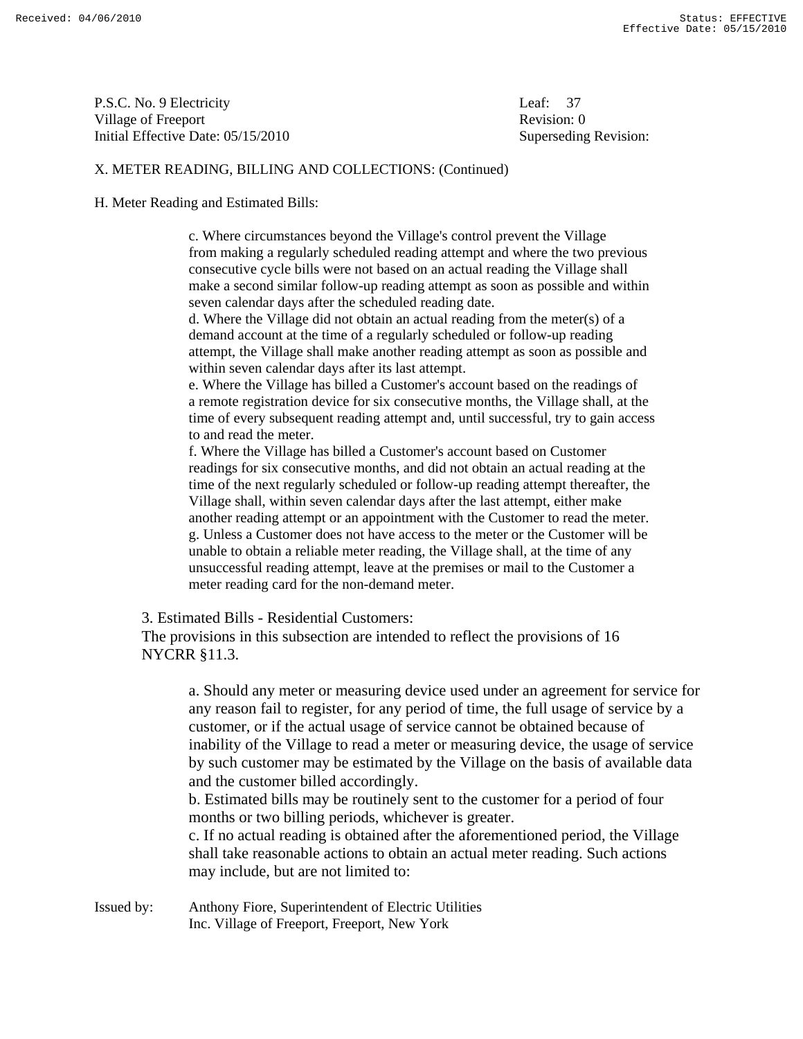P.S.C. No. 9 Electricity
Village of Freeport
Initial Effective Date: 05/15/2010

Leaf: 37
Revision: 0
Superseding Revision:

X. METER READING, BILLING AND COLLECTIONS: (Continued)

H. Meter Reading and Estimated Bills:

c. Where circumstances beyond the Village's control prevent the Village from making a regularly scheduled reading attempt and where the two previous consecutive cycle bills were not based on an actual reading the Village shall make a second similar follow-up reading attempt as soon as possible and within seven calendar days after the scheduled reading date.

d. Where the Village did not obtain an actual reading from the meter(s) of a demand account at the time of a regularly scheduled or follow-up reading attempt, the Village shall make another reading attempt as soon as possible and within seven calendar days after its last attempt.

e. Where the Village has billed a Customer's account based on the readings of a remote registration device for six consecutive months, the Village shall, at the time of every subsequent reading attempt and, until successful, try to gain access to and read the meter.

f. Where the Village has billed a Customer's account based on Customer readings for six consecutive months, and did not obtain an actual reading at the time of the next regularly scheduled or follow-up reading attempt thereafter, the Village shall, within seven calendar days after the last attempt, either make another reading attempt or an appointment with the Customer to read the meter.

g. Unless a Customer does not have access to the meter or the Customer will be unable to obtain a reliable meter reading, the Village shall, at the time of any unsuccessful reading attempt, leave at the premises or mail to the Customer a meter reading card for the non-demand meter.

3. Estimated Bills - Residential Customers:
The provisions in this subsection are intended to reflect the provisions of 16 NYCRR §11.3.

a. Should any meter or measuring device used under an agreement for service for any reason fail to register, for any period of time, the full usage of service by a customer, or if the actual usage of service cannot be obtained because of inability of the Village to read a meter or measuring device, the usage of service by such customer may be estimated by the Village on the basis of available data and the customer billed accordingly.

b. Estimated bills may be routinely sent to the customer for a period of four months or two billing periods, whichever is greater.

c. If no actual reading is obtained after the aforementioned period, the Village shall take reasonable actions to obtain an actual meter reading. Such actions may include, but are not limited to:

Issued by: Anthony Fiore, Superintendent of Electric Utilities
Inc. Village of Freeport, Freeport, New York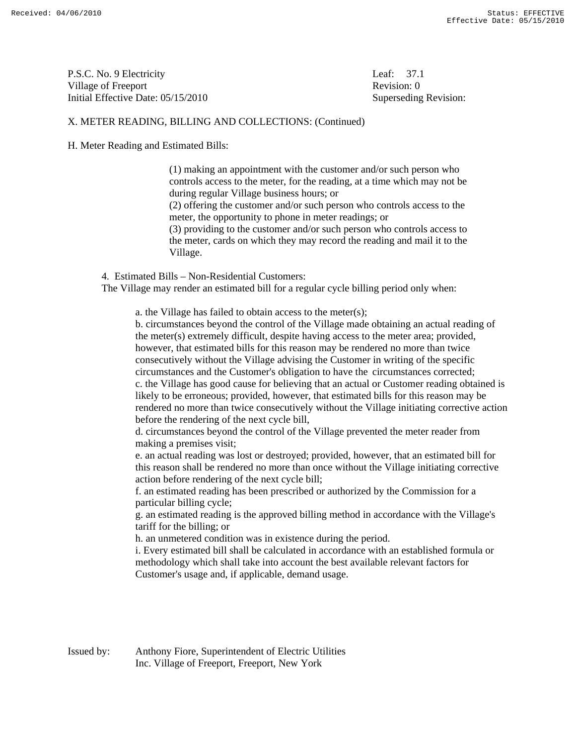P.S.C. No. 9 Electricity
Village of Freeport
Initial Effective Date: 05/15/2010

Leaf: 37.1
Revision: 0
Superseding Revision:

X. METER READING, BILLING AND COLLECTIONS: (Continued)

H. Meter Reading and Estimated Bills:

(1) making an appointment with the customer and/or such person who controls access to the meter, for the reading, at a time which may not be during regular Village business hours; or
(2) offering the customer and/or such person who controls access to the meter, the opportunity to phone in meter readings; or
(3) providing to the customer and/or such person who controls access to the meter, cards on which they may record the reading and mail it to the Village.

4. Estimated Bills – Non-Residential Customers:
The Village may render an estimated bill for a regular cycle billing period only when:

a. the Village has failed to obtain access to the meter(s);
b. circumstances beyond the control of the Village made obtaining an actual reading of the meter(s) extremely difficult, despite having access to the meter area; provided, however, that estimated bills for this reason may be rendered no more than twice consecutively without the Village advising the Customer in writing of the specific circumstances and the Customer's obligation to have the circumstances corrected;
c. the Village has good cause for believing that an actual or Customer reading obtained is likely to be erroneous; provided, however, that estimated bills for this reason may be rendered no more than twice consecutively without the Village initiating corrective action before the rendering of the next cycle bill,
d. circumstances beyond the control of the Village prevented the meter reader from making a premises visit;
e. an actual reading was lost or destroyed; provided, however, that an estimated bill for this reason shall be rendered no more than once without the Village initiating corrective action before rendering of the next cycle bill;
f. an estimated reading has been prescribed or authorized by the Commission for a particular billing cycle;
g. an estimated reading is the approved billing method in accordance with the Village's tariff for the billing; or
h. an unmetered condition was in existence during the period.
i. Every estimated bill shall be calculated in accordance with an established formula or methodology which shall take into account the best available relevant factors for Customer's usage and, if applicable, demand usage.

Issued by: Anthony Fiore, Superintendent of Electric Utilities
Inc. Village of Freeport, Freeport, New York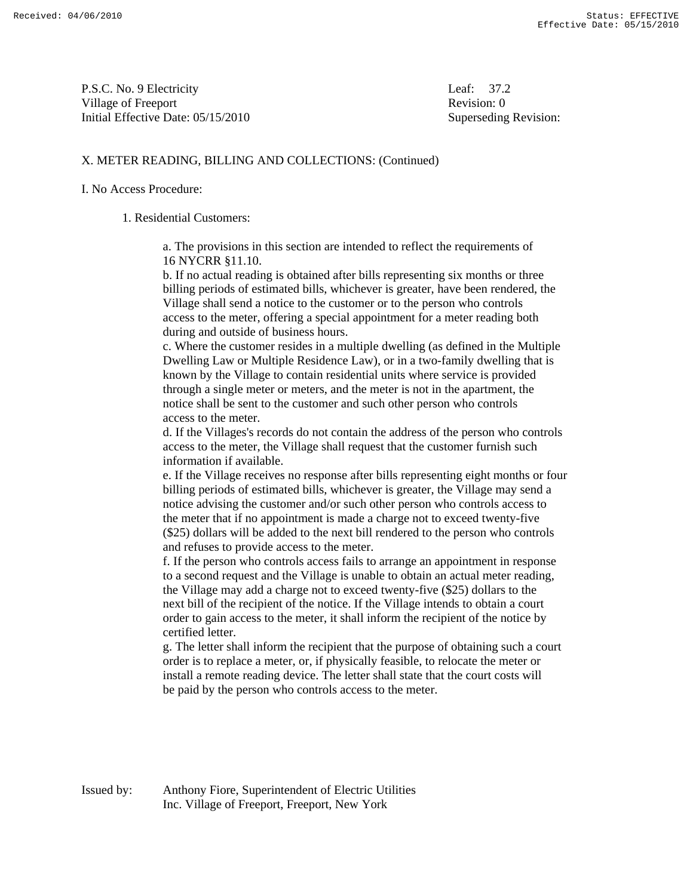P.S.C. No. 9 Electricity
Village of Freeport
Initial Effective Date: 05/15/2010

Leaf: 37.2
Revision: 0
Superseding Revision:

## X. METER READING, BILLING AND COLLECTIONS: (Continued)

### I. No Access Procedure:

1. Residential Customers:

a. The provisions in this section are intended to reflect the requirements of 16 NYCRR §11.10.

b. If no actual reading is obtained after bills representing six months or three billing periods of estimated bills, whichever is greater, have been rendered, the Village shall send a notice to the customer or to the person who controls access to the meter, offering a special appointment for a meter reading both during and outside of business hours.

c. Where the customer resides in a multiple dwelling (as defined in the Multiple Dwelling Law or Multiple Residence Law), or in a two-family dwelling that is known by the Village to contain residential units where service is provided through a single meter or meters, and the meter is not in the apartment, the notice shall be sent to the customer and such other person who controls access to the meter.

d. If the Villages's records do not contain the address of the person who controls access to the meter, the Village shall request that the customer furnish such information if available.

e. If the Village receives no response after bills representing eight months or four billing periods of estimated bills, whichever is greater, the Village may send a notice advising the customer and/or such other person who controls access to the meter that if no appointment is made a charge not to exceed twenty-five ($25) dollars will be added to the next bill rendered to the person who controls and refuses to provide access to the meter.

f. If the person who controls access fails to arrange an appointment in response to a second request and the Village is unable to obtain an actual meter reading, the Village may add a charge not to exceed twenty-five ($25) dollars to the next bill of the recipient of the notice. If the Village intends to obtain a court order to gain access to the meter, it shall inform the recipient of the notice by certified letter.

g. The letter shall inform the recipient that the purpose of obtaining such a court order is to replace a meter, or, if physically feasible, to relocate the meter or install a remote reading device. The letter shall state that the court costs will be paid by the person who controls access to the meter.

Issued by: Anthony Fiore, Superintendent of Electric Utilities
Inc. Village of Freeport, Freeport, New York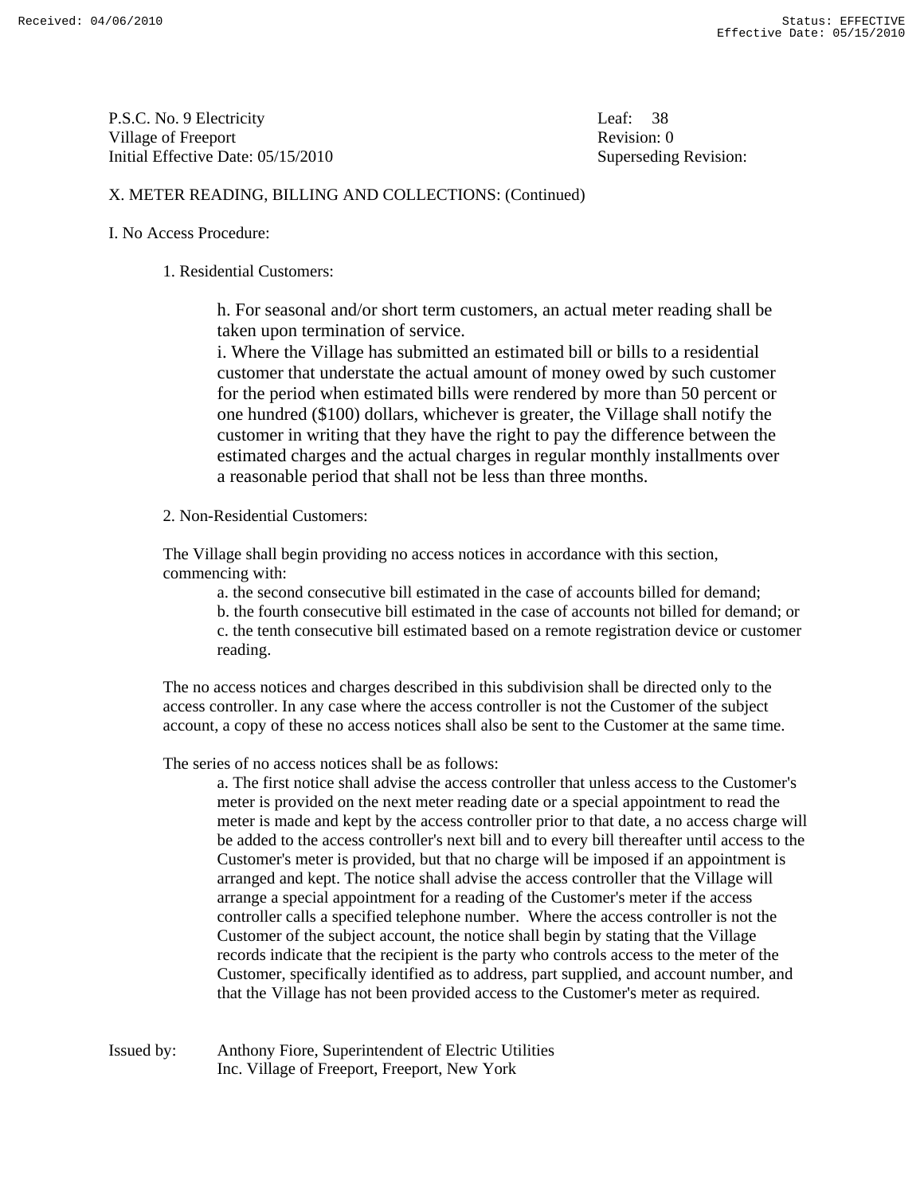P.S.C. No. 9 Electricity
Village of Freeport
Initial Effective Date: 05/15/2010

Leaf: 38
Revision: 0
Superseding Revision:

X. METER READING, BILLING AND COLLECTIONS: (Continued)

I. No Access Procedure:

1. Residential Customers:

h. For seasonal and/or short term customers, an actual meter reading shall be taken upon termination of service.

i. Where the Village has submitted an estimated bill or bills to a residential customer that understate the actual amount of money owed by such customer for the period when estimated bills were rendered by more than 50 percent or one hundred ($100) dollars, whichever is greater, the Village shall notify the customer in writing that they have the right to pay the difference between the estimated charges and the actual charges in regular monthly installments over a reasonable period that shall not be less than three months.

2. Non-Residential Customers:

The Village shall begin providing no access notices in accordance with this section, commencing with:

a. the second consecutive bill estimated in the case of accounts billed for demand;
b. the fourth consecutive bill estimated in the case of accounts not billed for demand; or
c. the tenth consecutive bill estimated based on a remote registration device or customer reading.

The no access notices and charges described in this subdivision shall be directed only to the access controller. In any case where the access controller is not the Customer of the subject account, a copy of these no access notices shall also be sent to the Customer at the same time.

The series of no access notices shall be as follows:

a. The first notice shall advise the access controller that unless access to the Customer's meter is provided on the next meter reading date or a special appointment to read the meter is made and kept by the access controller prior to that date, a no access charge will be added to the access controller's next bill and to every bill thereafter until access to the Customer's meter is provided, but that no charge will be imposed if an appointment is arranged and kept. The notice shall advise the access controller that the Village will arrange a special appointment for a reading of the Customer's meter if the access controller calls a specified telephone number. Where the access controller is not the Customer of the subject account, the notice shall begin by stating that the Village records indicate that the recipient is the party who controls access to the meter of the Customer, specifically identified as to address, part supplied, and account number, and that the Village has not been provided access to the Customer's meter as required.

Issued by: Anthony Fiore, Superintendent of Electric Utilities
Inc. Village of Freeport, Freeport, New York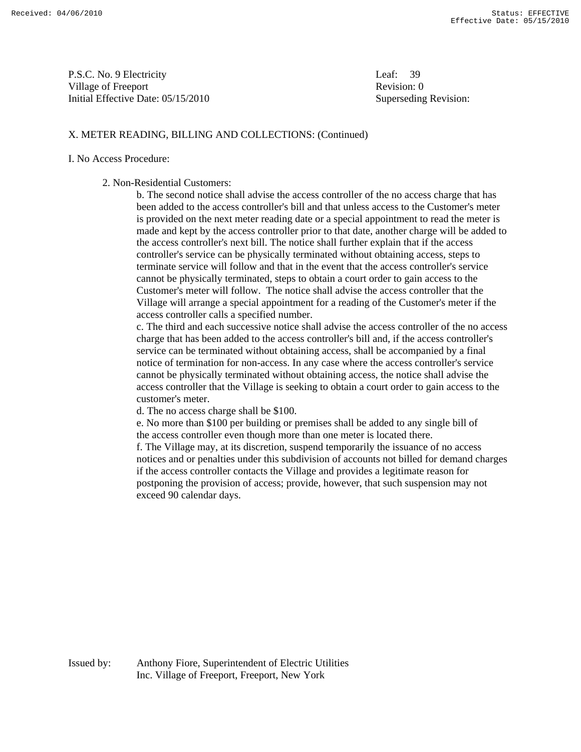X. METER READING, BILLING AND COLLECTIONS: (Continued)

I. No Access Procedure:

2. Non-Residential Customers:

b. The second notice shall advise the access controller of the no access charge that has been added to the access controller's bill and that unless access to the Customer's meter is provided on the next meter reading date or a special appointment to read the meter is made and kept by the access controller prior to that date, another charge will be added to the access controller's next bill. The notice shall further explain that if the access controller's service can be physically terminated without obtaining access, steps to terminate service will follow and that in the event that the access controller's service cannot be physically terminated, steps to obtain a court order to gain access to the Customer's meter will follow. The notice shall advise the access controller that the Village will arrange a special appointment for a reading of the Customer's meter if the access controller calls a specified number.

c. The third and each successive notice shall advise the access controller of the no access charge that has been added to the access controller's bill and, if the access controller's service can be terminated without obtaining access, shall be accompanied by a final notice of termination for non-access. In any case where the access controller's service cannot be physically terminated without obtaining access, the notice shall advise the access controller that the Village is seeking to obtain a court order to gain access to the customer's meter.

d. The no access charge shall be $100.

e. No more than $100 per building or premises shall be added to any single bill of the access controller even though more than one meter is located there.

f. The Village may, at its discretion, suspend temporarily the issuance of no access notices and or penalties under this subdivision of accounts not billed for demand charges if the access controller contacts the Village and provides a legitimate reason for postponing the provision of access; provide, however, that such suspension may not exceed 90 calendar days.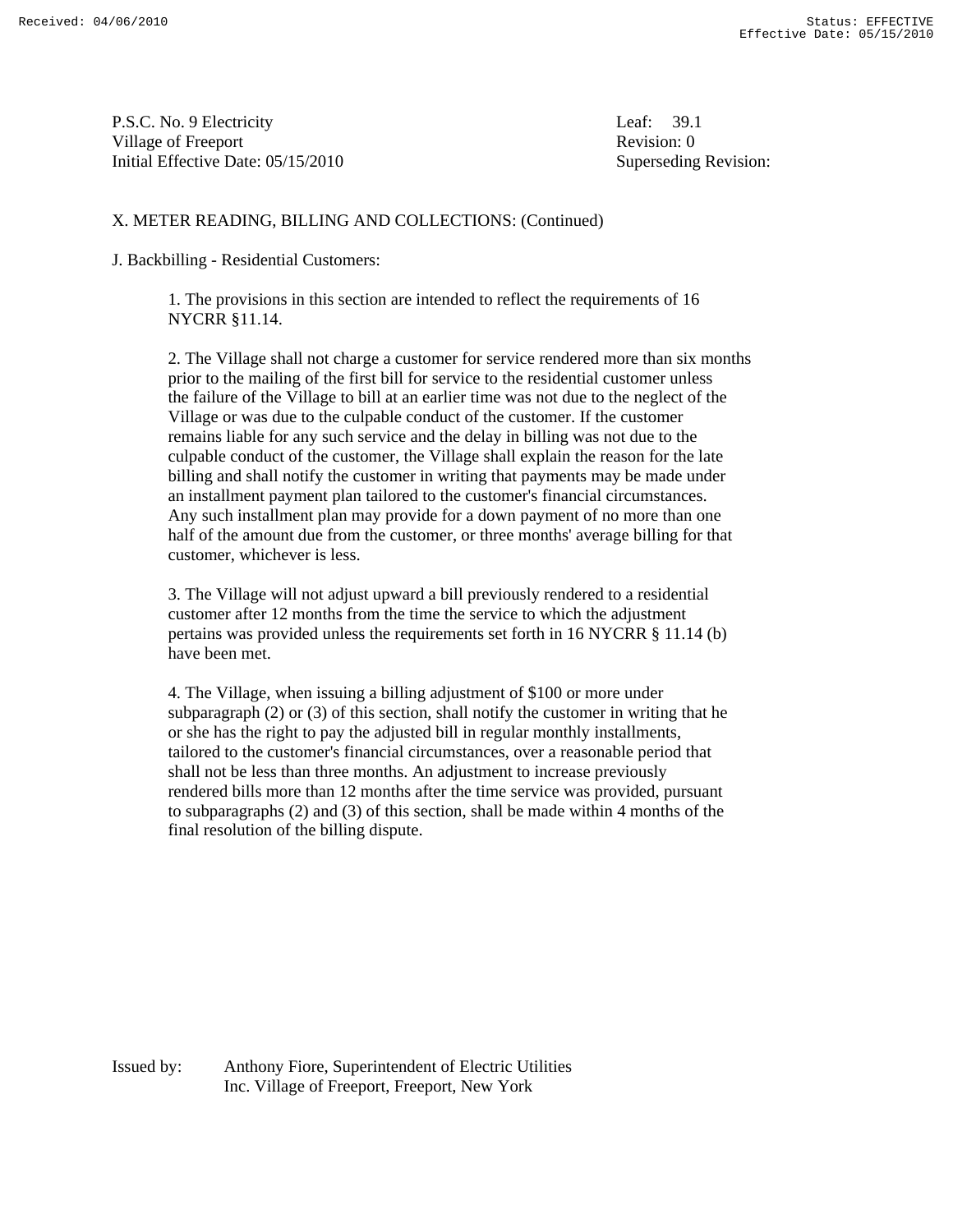X. METER READING, BILLING AND COLLECTIONS: (Continued)

J. Backbilling - Residential Customers:

1. The provisions in this section are intended to reflect the requirements of 16 NYCRR §11.14.

2. The Village shall not charge a customer for service rendered more than six months prior to the mailing of the first bill for service to the residential customer unless the failure of the Village to bill at an earlier time was not due to the neglect of the Village or was due to the culpable conduct of the customer. If the customer remains liable for any such service and the delay in billing was not due to the culpable conduct of the customer, the Village shall explain the reason for the late billing and shall notify the customer in writing that payments may be made under an installment payment plan tailored to the customer's financial circumstances. Any such installment plan may provide for a down payment of no more than one half of the amount due from the customer, or three months' average billing for that customer, whichever is less.

3. The Village will not adjust upward a bill previously rendered to a residential customer after 12 months from the time the service to which the adjustment pertains was provided unless the requirements set forth in 16 NYCRR § 11.14 (b) have been met.

4. The Village, when issuing a billing adjustment of $100 or more under subparagraph (2) or (3) of this section, shall notify the customer in writing that he or she has the right to pay the adjusted bill in regular monthly installments, tailored to the customer's financial circumstances, over a reasonable period that shall not be less than three months. An adjustment to increase previously rendered bills more than 12 months after the time service was provided, pursuant to subparagraphs (2) and (3) of this section, shall be made within 4 months of the final resolution of the billing dispute.

Issued by: Anthony Fiore, Superintendent of Electric Utilities
Inc. Village of Freeport, Freeport, New York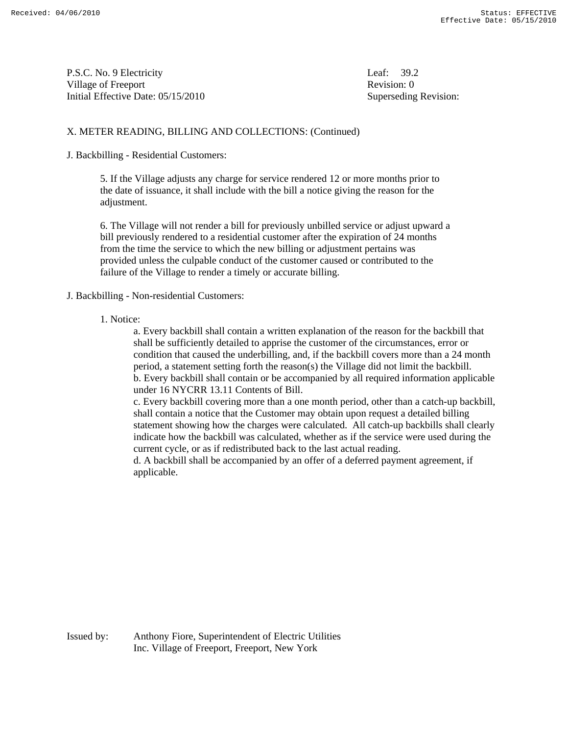P.S.C. No. 9 Electricity
Village of Freeport
Initial Effective Date: 05/15/2010

Leaf: 39.2
Revision: 0
Superseding Revision:

X. METER READING, BILLING AND COLLECTIONS: (Continued)

J. Backbilling - Residential Customers:

5. If the Village adjusts any charge for service rendered 12 or more months prior to the date of issuance, it shall include with the bill a notice giving the reason for the adjustment.

6. The Village will not render a bill for previously unbilled service or adjust upward a bill previously rendered to a residential customer after the expiration of 24 months from the time the service to which the new billing or adjustment pertains was provided unless the culpable conduct of the customer caused or contributed to the failure of the Village to render a timely or accurate billing.

J. Backbilling - Non-residential Customers:

1. Notice:

   a. Every backbill shall contain a written explanation of the reason for the backbill that shall be sufficiently detailed to apprise the customer of the circumstances, error or condition that caused the underbilling, and, if the backbill covers more than a 24 month period, a statement setting forth the reason(s) the Village did not limit the backbill.

   b. Every backbill shall contain or be accompanied by all required information applicable under 16 NYCRR 13.11 Contents of Bill.

   c. Every backbill covering more than a one month period, other than a catch-up backbill, shall contain a notice that the Customer may obtain upon request a detailed billing statement showing how the charges were calculated. All catch-up backbills shall clearly indicate how the backbill was calculated, whether as if the service were used during the current cycle, or as if redistributed back to the last actual reading.

   d. A backbill shall be accompanied by an offer of a deferred payment agreement, if applicable.

Issued by: Anthony Fiore, Superintendent of Electric Utilities
Inc. Village of Freeport, Freeport, New York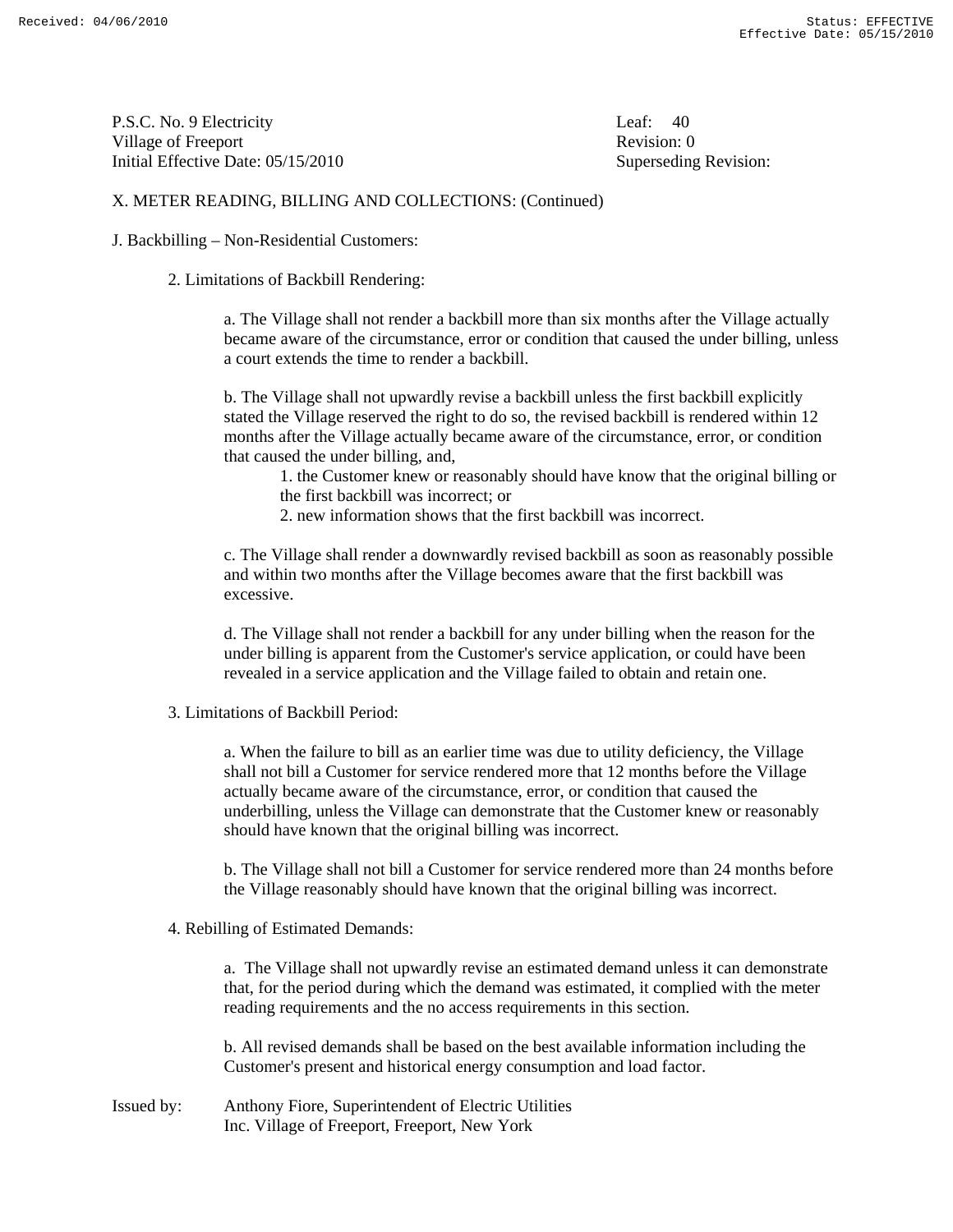P.S.C. No. 9 Electricity
Village of Freeport
Initial Effective Date: 05/15/2010

Leaf: 40
Revision: 0
Superseding Revision:

X. METER READING, BILLING AND COLLECTIONS: (Continued)

J. Backbilling – Non-Residential Customers:

2. Limitations of Backbill Rendering:

a. The Village shall not render a backbill more than six months after the Village actually became aware of the circumstance, error or condition that caused the under billing, unless a court extends the time to render a backbill.

b. The Village shall not upwardly revise a backbill unless the first backbill explicitly stated the Village reserved the right to do so, the revised backbill is rendered within 12 months after the Village actually became aware of the circumstance, error, or condition that caused the under billing, and,

1. the Customer knew or reasonably should have know that the original billing or the first backbill was incorrect; or
2. new information shows that the first backbill was incorrect.

c. The Village shall render a downwardly revised backbill as soon as reasonably possible and within two months after the Village becomes aware that the first backbill was excessive.

d. The Village shall not render a backbill for any under billing when the reason for the under billing is apparent from the Customer's service application, or could have been revealed in a service application and the Village failed to obtain and retain one.

3. Limitations of Backbill Period:

a. When the failure to bill as an earlier time was due to utility deficiency, the Village shall not bill a Customer for service rendered more that 12 months before the Village actually became aware of the circumstance, error, or condition that caused the underbilling, unless the Village can demonstrate that the Customer knew or reasonably should have known that the original billing was incorrect.

b. The Village shall not bill a Customer for service rendered more than 24 months before the Village reasonably should have known that the original billing was incorrect.

4. Rebilling of Estimated Demands:

a. The Village shall not upwardly revise an estimated demand unless it can demonstrate that, for the period during which the demand was estimated, it complied with the meter reading requirements and the no access requirements in this section.

b. All revised demands shall be based on the best available information including the Customer's present and historical energy consumption and load factor.

Issued by: Anthony Fiore, Superintendent of Electric Utilities
Inc. Village of Freeport, Freeport, New York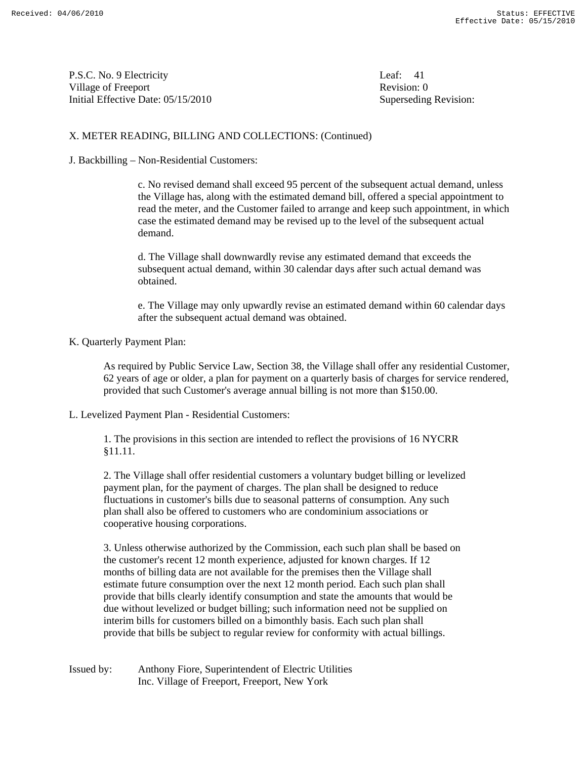P.S.C. No. 9 Electricity
Village of Freeport
Initial Effective Date: 05/15/2010

Leaf: 41
Revision: 0
Superseding Revision:

X. METER READING, BILLING AND COLLECTIONS: (Continued)

J. Backbilling – Non-Residential Customers:

c. No revised demand shall exceed 95 percent of the subsequent actual demand, unless the Village has, along with the estimated demand bill, offered a special appointment to read the meter, and the Customer failed to arrange and keep such appointment, in which case the estimated demand may be revised up to the level of the subsequent actual demand.

d. The Village shall downwardly revise any estimated demand that exceeds the subsequent actual demand, within 30 calendar days after such actual demand was obtained.

e. The Village may only upwardly revise an estimated demand within 60 calendar days after the subsequent actual demand was obtained.

K. Quarterly Payment Plan:

As required by Public Service Law, Section 38, the Village shall offer any residential Customer, 62 years of age or older, a plan for payment on a quarterly basis of charges for service rendered, provided that such Customer's average annual billing is not more than $150.00.

L. Levelized Payment Plan - Residential Customers:

1. The provisions in this section are intended to reflect the provisions of 16 NYCRR §11.11.

2. The Village shall offer residential customers a voluntary budget billing or levelized payment plan, for the payment of charges. The plan shall be designed to reduce fluctuations in customer's bills due to seasonal patterns of consumption. Any such plan shall also be offered to customers who are condominium associations or cooperative housing corporations.

3. Unless otherwise authorized by the Commission, each such plan shall be based on the customer's recent 12 month experience, adjusted for known charges. If 12 months of billing data are not available for the premises then the Village shall estimate future consumption over the next 12 month period. Each such plan shall provide that bills clearly identify consumption and state the amounts that would be due without levelized or budget billing; such information need not be supplied on interim bills for customers billed on a bimonthly basis. Each such plan shall provide that bills be subject to regular review for conformity with actual billings.

Issued by: Anthony Fiore, Superintendent of Electric Utilities
Inc. Village of Freeport, Freeport, New York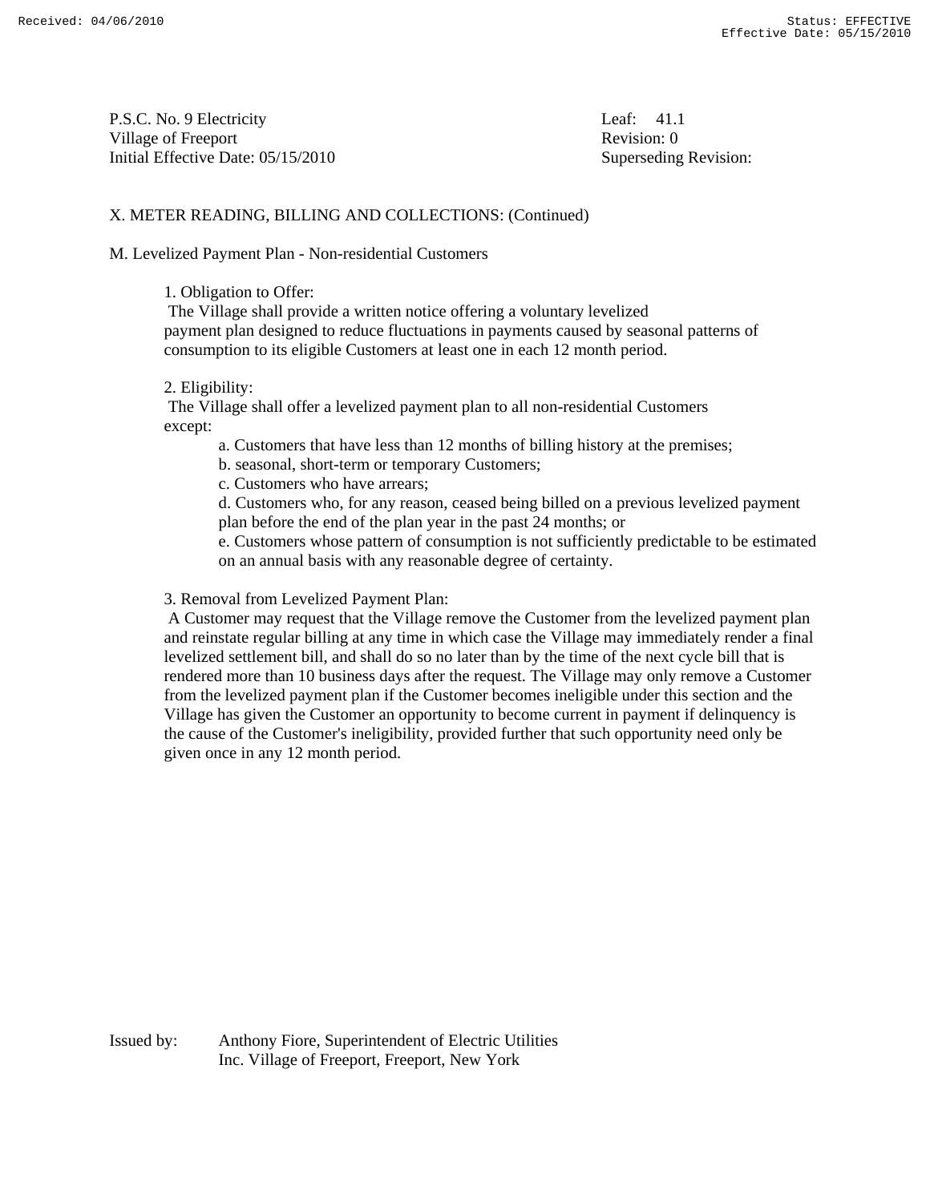P.S.C. No. 9 Electricity
Village of Freeport
Initial Effective Date: 05/15/2010

Leaf: 41.1
Revision: 0
Superseding Revision:

X. METER READING, BILLING AND COLLECTIONS: (Continued)

M. Levelized Payment Plan - Non-residential Customers

1. Obligation to Offer:
The Village shall provide a written notice offering a voluntary levelized payment plan designed to reduce fluctuations in payments caused by seasonal patterns of consumption to its eligible Customers at least one in each 12 month period.

2. Eligibility:
The Village shall offer a levelized payment plan to all non-residential Customers except:

   a. Customers that have less than 12 months of billing history at the premises;
   b. seasonal, short-term or temporary Customers;
   c. Customers who have arrears;
   d. Customers who, for any reason, ceased being billed on a previous levelized payment plan before the end of the plan year in the past 24 months; or
   e. Customers whose pattern of consumption is not sufficiently predictable to be estimated on an annual basis with any reasonable degree of certainty.

3. Removal from Levelized Payment Plan:
A Customer may request that the Village remove the Customer from the levelized payment plan and reinstate regular billing at any time in which case the Village may immediately render a final levelized settlement bill, and shall do so no later than by the time of the next cycle bill that is rendered more than 10 business days after the request. The Village may only remove a Customer from the levelized payment plan if the Customer becomes ineligible under this section and the Village has given the Customer an opportunity to become current in payment if delinquency is the cause of the Customer's ineligibility, provided further that such opportunity need only be given once in any 12 month period.

Issued by: Anthony Fiore, Superintendent of Electric Utilities
Inc. Village of Freeport, Freeport, New York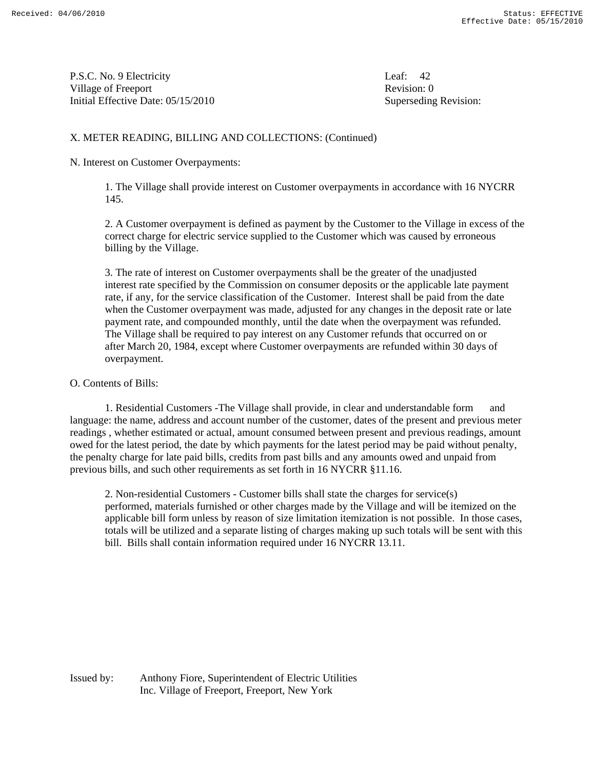P.S.C. No. 9 Electricity
Village of Freeport
Initial Effective Date: 05/15/2010

Leaf: 42
Revision: 0
Superseding Revision:

X. METER READING, BILLING AND COLLECTIONS: (Continued)

N. Interest on Customer Overpayments:

1. The Village shall provide interest on Customer overpayments in accordance with 16 NYCRR 145.

2. A Customer overpayment is defined as payment by the Customer to the Village in excess of the correct charge for electric service supplied to the Customer which was caused by erroneous billing by the Village.

3. The rate of interest on Customer overpayments shall be the greater of the unadjusted interest rate specified by the Commission on consumer deposits or the applicable late payment rate, if any, for the service classification of the Customer. Interest shall be paid from the date when the Customer overpayment was made, adjusted for any changes in the deposit rate or late payment rate, and compounded monthly, until the date when the overpayment was refunded. The Village shall be required to pay interest on any Customer refunds that occurred on or after March 20, 1984, except where Customer overpayments are refunded within 30 days of overpayment.

O. Contents of Bills:

1. Residential Customers -The Village shall provide, in clear and understandable form and language: the name, address and account number of the customer, dates of the present and previous meter readings , whether estimated or actual, amount consumed between present and previous readings, amount owed for the latest period, the date by which payments for the latest period may be paid without penalty, the penalty charge for late paid bills, credits from past bills and any amounts owed and unpaid from previous bills, and such other requirements as set forth in 16 NYCRR §11.16.

2. Non-residential Customers - Customer bills shall state the charges for service(s) performed, materials furnished or other charges made by the Village and will be itemized on the applicable bill form unless by reason of size limitation itemization is not possible. In those cases, totals will be utilized and a separate listing of charges making up such totals will be sent with this bill. Bills shall contain information required under 16 NYCRR 13.11.

Issued by: Anthony Fiore, Superintendent of Electric Utilities
Inc. Village of Freeport, Freeport, New York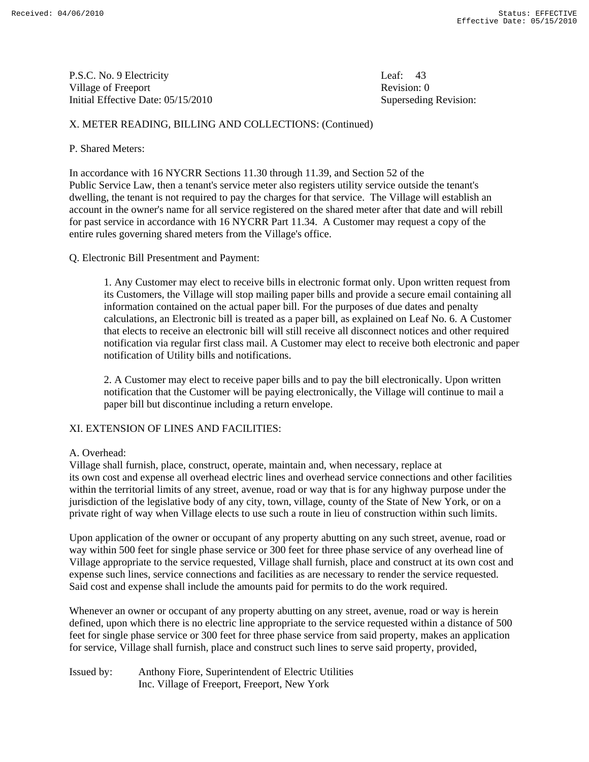P.S.C. No. 9 Electricity
Village of Freeport
Initial Effective Date: 05/15/2010

Leaf: 43
Revision: 0
Superseding Revision:

X. METER READING, BILLING AND COLLECTIONS: (Continued)

P. Shared Meters:

In accordance with 16 NYCRR Sections 11.30 through 11.39, and Section 52 of the Public Service Law, then a tenant's service meter also registers utility service outside the tenant's dwelling, the tenant is not required to pay the charges for that service. The Village will establish an account in the owner's name for all service registered on the shared meter after that date and will rebill for past service in accordance with 16 NYCRR Part 11.34. A Customer may request a copy of the entire rules governing shared meters from the Village's office.

Q. Electronic Bill Presentment and Payment:

1. Any Customer may elect to receive bills in electronic format only. Upon written request from its Customers, the Village will stop mailing paper bills and provide a secure email containing all information contained on the actual paper bill. For the purposes of due dates and penalty calculations, an Electronic bill is treated as a paper bill, as explained on Leaf No. 6. A Customer that elects to receive an electronic bill will still receive all disconnect notices and other required notification via regular first class mail. A Customer may elect to receive both electronic and paper notification of Utility bills and notifications.

2. A Customer may elect to receive paper bills and to pay the bill electronically. Upon written notification that the Customer will be paying electronically, the Village will continue to mail a paper bill but discontinue including a return envelope.

XI. EXTENSION OF LINES AND FACILITIES:

A. Overhead:
Village shall furnish, place, construct, operate, maintain and, when necessary, replace at its own cost and expense all overhead electric lines and overhead service connections and other facilities within the territorial limits of any street, avenue, road or way that is for any highway purpose under the jurisdiction of the legislative body of any city, town, village, county of the State of New York, or on a private right of way when Village elects to use such a route in lieu of construction within such limits.

Upon application of the owner or occupant of any property abutting on any such street, avenue, road or way within 500 feet for single phase service or 300 feet for three phase service of any overhead line of Village appropriate to the service requested, Village shall furnish, place and construct at its own cost and expense such lines, service connections and facilities as are necessary to render the service requested. Said cost and expense shall include the amounts paid for permits to do the work required.

Whenever an owner or occupant of any property abutting on any street, avenue, road or way is herein defined, upon which there is no electric line appropriate to the service requested within a distance of 500 feet for single phase service or 300 feet for three phase service from said property, makes an application for service, Village shall furnish, place and construct such lines to serve said property, provided,

Issued by: Anthony Fiore, Superintendent of Electric Utilities
Inc. Village of Freeport, Freeport, New York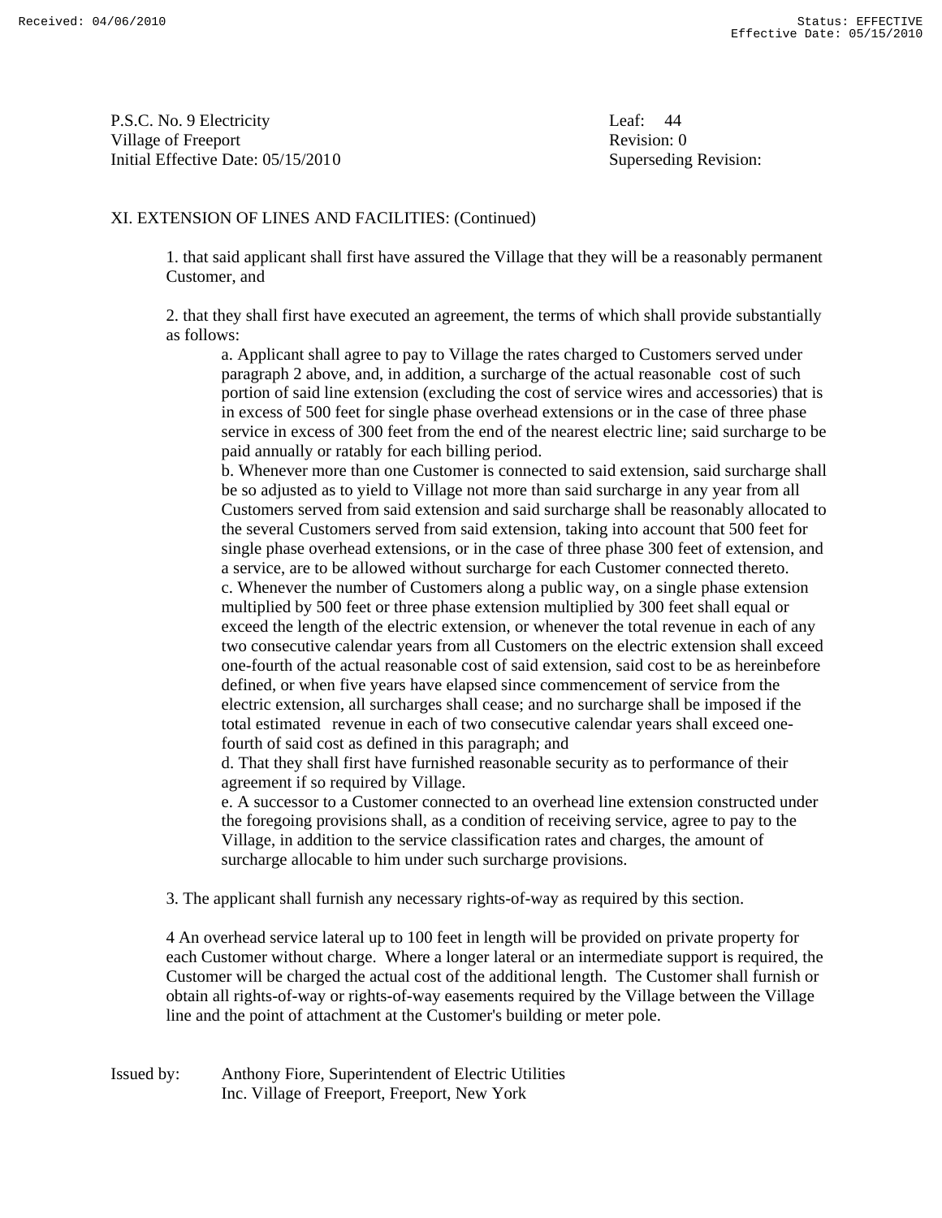P.S.C. No. 9 Electricity
Village of Freeport
Initial Effective Date: 05/15/2010

Leaf: 44
Revision: 0
Superseding Revision:

XI. EXTENSION OF LINES AND FACILITIES: (Continued)

1. that said applicant shall first have assured the Village that they will be a reasonably permanent Customer, and

2. that they shall first have executed an agreement, the terms of which shall provide substantially as follows:

   a. Applicant shall agree to pay to Village the rates charged to Customers served under paragraph 2 above, and, in addition, a surcharge of the actual reasonable cost of such portion of said line extension (excluding the cost of service wires and accessories) that is in excess of 500 feet for single phase overhead extensions or in the case of three phase service in excess of 300 feet from the end of the nearest electric line; said surcharge to be paid annually or ratably for each billing period.

   b. Whenever more than one Customer is connected to said extension, said surcharge shall be so adjusted as to yield to Village not more than said surcharge in any year from all Customers served from said extension and said surcharge shall be reasonably allocated to the several Customers served from said extension, taking into account that 500 feet for single phase overhead extensions, or in the case of three phase 300 feet of extension, and a service, are to be allowed without surcharge for each Customer connected thereto.

   c. Whenever the number of Customers along a public way, on a single phase extension multiplied by 500 feet or three phase extension multiplied by 300 feet shall equal or exceed the length of the electric extension, or whenever the total revenue in each of any two consecutive calendar years from all Customers on the electric extension shall exceed one-fourth of the actual reasonable cost of said extension, said cost to be as hereinbefore defined, or when five years have elapsed since commencement of service from the electric extension, all surcharges shall cease; and no surcharge shall be imposed if the total estimated revenue in each of two consecutive calendar years shall exceed one-fourth of said cost as defined in this paragraph; and

   d. That they shall first have furnished reasonable security as to performance of their agreement if so required by Village.

   e. A successor to a Customer connected to an overhead line extension constructed under the foregoing provisions shall, as a condition of receiving service, agree to pay to the Village, in addition to the service classification rates and charges, the amount of surcharge allocable to him under such surcharge provisions.

3. The applicant shall furnish any necessary rights-of-way as required by this section.

4 An overhead service lateral up to 100 feet in length will be provided on private property for each Customer without charge. Where a longer lateral or an intermediate support is required, the Customer will be charged the actual cost of the additional length. The Customer shall furnish or obtain all rights-of-way or rights-of-way easements required by the Village between the Village line and the point of attachment at the Customer's building or meter pole.

Issued by: Anthony Fiore, Superintendent of Electric Utilities
Inc. Village of Freeport, Freeport, New York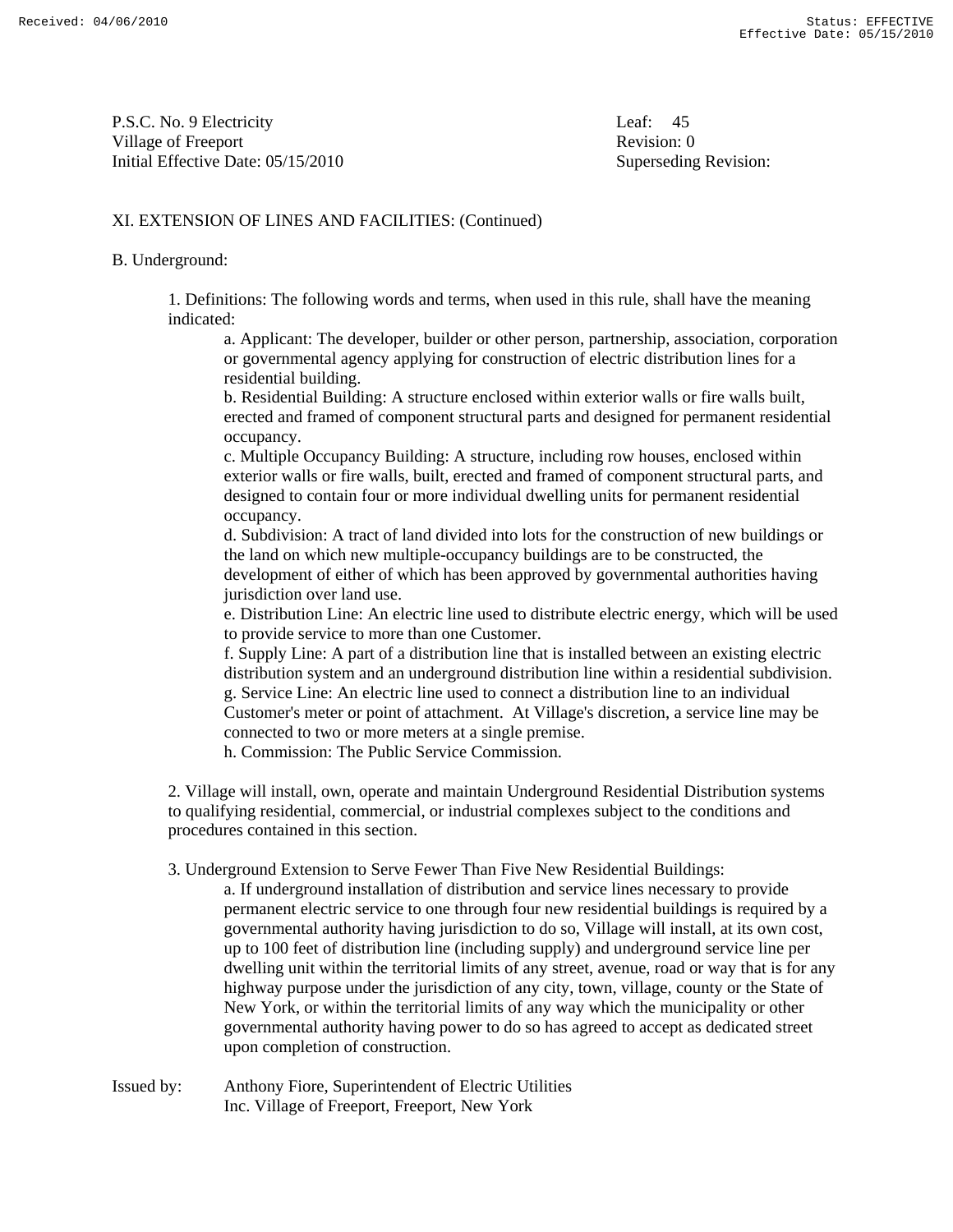P.S.C. No. 9 Electricity
Village of Freeport
Initial Effective Date: 05/15/2010

Leaf: 45
Revision: 0
Superseding Revision:

XI. EXTENSION OF LINES AND FACILITIES: (Continued)

B. Underground:

1. Definitions: The following words and terms, when used in this rule, shall have the meaning indicated:

a. Applicant: The developer, builder or other person, partnership, association, corporation or governmental agency applying for construction of electric distribution lines for a residential building.

b. Residential Building: A structure enclosed within exterior walls or fire walls built, erected and framed of component structural parts and designed for permanent residential occupancy.

c. Multiple Occupancy Building: A structure, including row houses, enclosed within exterior walls or fire walls, built, erected and framed of component structural parts, and designed to contain four or more individual dwelling units for permanent residential occupancy.

d. Subdivision: A tract of land divided into lots for the construction of new buildings or the land on which new multiple-occupancy buildings are to be constructed, the development of either of which has been approved by governmental authorities having jurisdiction over land use.

e. Distribution Line: An electric line used to distribute electric energy, which will be used to provide service to more than one Customer.

f. Supply Line: A part of a distribution line that is installed between an existing electric distribution system and an underground distribution line within a residential subdivision.

g. Service Line: An electric line used to connect a distribution line to an individual Customer's meter or point of attachment. At Village's discretion, a service line may be connected to two or more meters at a single premise.

h. Commission: The Public Service Commission.

2. Village will install, own, operate and maintain Underground Residential Distribution systems to qualifying residential, commercial, or industrial complexes subject to the conditions and procedures contained in this section.

3. Underground Extension to Serve Fewer Than Five New Residential Buildings:

a. If underground installation of distribution and service lines necessary to provide permanent electric service to one through four new residential buildings is required by a governmental authority having jurisdiction to do so, Village will install, at its own cost, up to 100 feet of distribution line (including supply) and underground service line per dwelling unit within the territorial limits of any street, avenue, road or way that is for any highway purpose under the jurisdiction of any city, town, village, county or the State of New York, or within the territorial limits of any way which the municipality or other governmental authority having power to do so has agreed to accept as dedicated street upon completion of construction.

Issued by: Anthony Fiore, Superintendent of Electric Utilities
Inc. Village of Freeport, Freeport, New York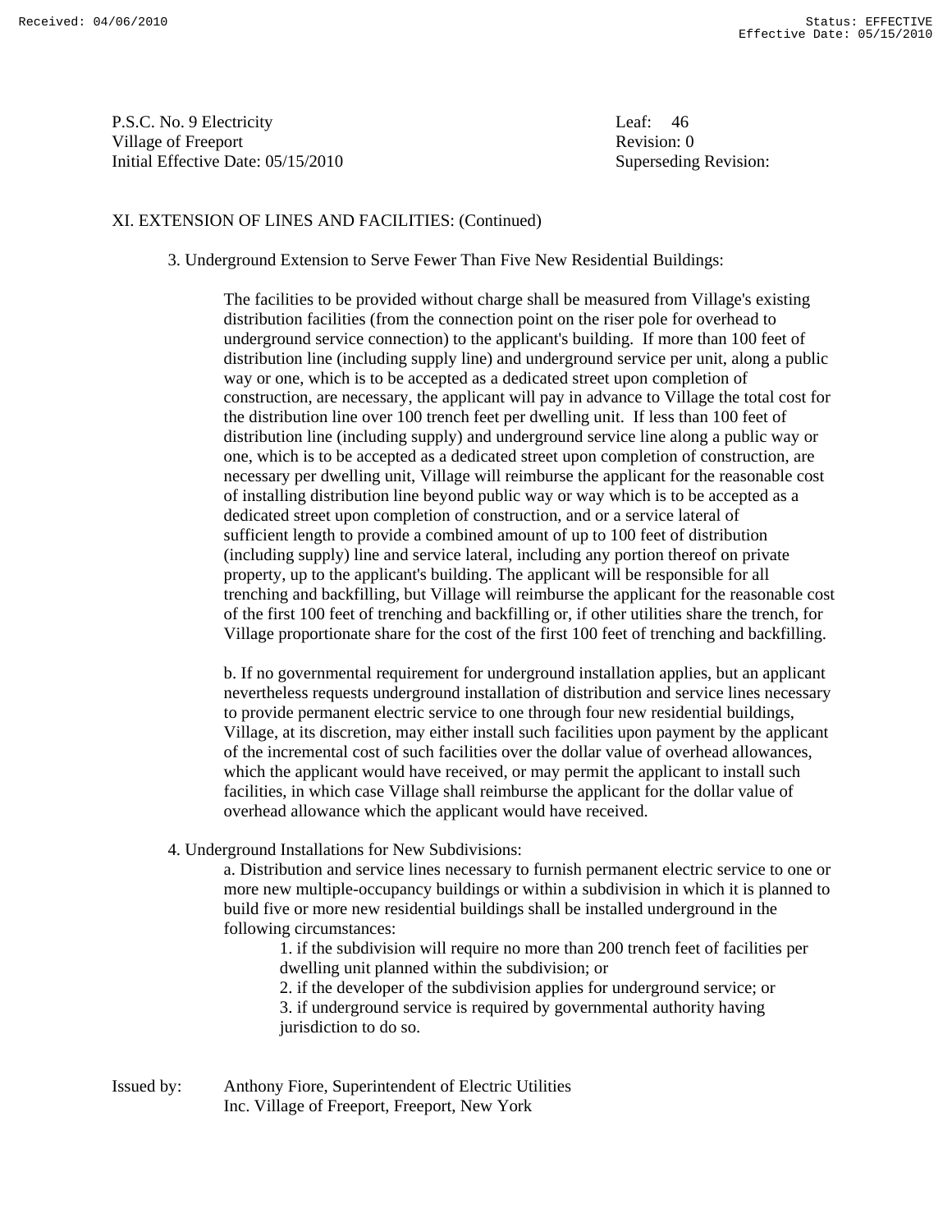XI. EXTENSION OF LINES AND FACILITIES: (Continued)

3. Underground Extension to Serve Fewer Than Five New Residential Buildings:

The facilities to be provided without charge shall be measured from Village's existing distribution facilities (from the connection point on the riser pole for overhead to underground service connection) to the applicant's building. If more than 100 feet of distribution line (including supply line) and underground service per unit, along a public way or one, which is to be accepted as a dedicated street upon completion of construction, are necessary, the applicant will pay in advance to Village the total cost for the distribution line over 100 trench feet per dwelling unit. If less than 100 feet of distribution line (including supply) and underground service line along a public way or one, which is to be accepted as a dedicated street upon completion of construction, are necessary per dwelling unit, Village will reimburse the applicant for the reasonable cost of installing distribution line beyond public way or way which is to be accepted as a dedicated street upon completion of construction, and or a service lateral of sufficient length to provide a combined amount of up to 100 feet of distribution (including supply) line and service lateral, including any portion thereof on private property, up to the applicant's building. The applicant will be responsible for all trenching and backfilling, but Village will reimburse the applicant for the reasonable cost of the first 100 feet of trenching and backfilling or, if other utilities share the trench, for Village proportionate share for the cost of the first 100 feet of trenching and backfilling.

b. If no governmental requirement for underground installation applies, but an applicant nevertheless requests underground installation of distribution and service lines necessary to provide permanent electric service to one through four new residential buildings, Village, at its discretion, may either install such facilities upon payment by the applicant of the incremental cost of such facilities over the dollar value of overhead allowances, which the applicant would have received, or may permit the applicant to install such facilities, in which case Village shall reimburse the applicant for the dollar value of overhead allowance which the applicant would have received.

4. Underground Installations for New Subdivisions:

a. Distribution and service lines necessary to furnish permanent electric service to one or more new multiple-occupancy buildings or within a subdivision in which it is planned to build five or more new residential buildings shall be installed underground in the following circumstances:

1. if the subdivision will require no more than 200 trench feet of facilities per dwelling unit planned within the subdivision; or
2. if the developer of the subdivision applies for underground service; or
3. if underground service is required by governmental authority having jurisdiction to do so.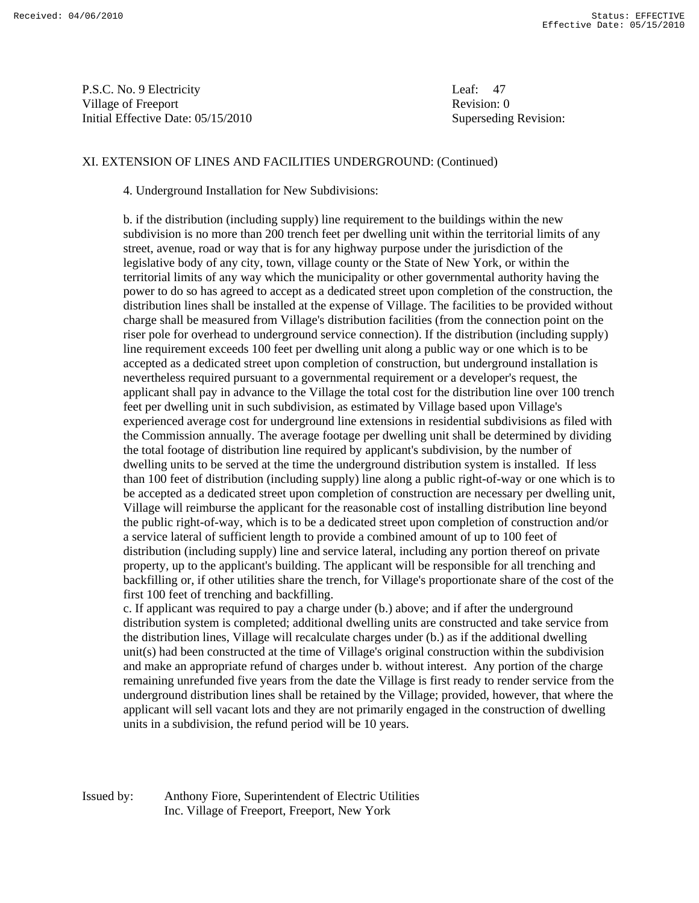P.S.C. No. 9 Electricity
Village of Freeport
Initial Effective Date: 05/15/2010

Leaf: 47
Revision: 0
Superseding Revision:

XI. EXTENSION OF LINES AND FACILITIES UNDERGROUND: (Continued)

4. Underground Installation for New Subdivisions:

b. if the distribution (including supply) line requirement to the buildings within the new subdivision is no more than 200 trench feet per dwelling unit within the territorial limits of any street, avenue, road or way that is for any highway purpose under the jurisdiction of the legislative body of any city, town, village county or the State of New York, or within the territorial limits of any way which the municipality or other governmental authority having the power to do so has agreed to accept as a dedicated street upon completion of the construction, the distribution lines shall be installed at the expense of Village. The facilities to be provided without charge shall be measured from Village's distribution facilities (from the connection point on the riser pole for overhead to underground service connection). If the distribution (including supply) line requirement exceeds 100 feet per dwelling unit along a public way or one which is to be accepted as a dedicated street upon completion of construction, but underground installation is nevertheless required pursuant to a governmental requirement or a developer's request, the applicant shall pay in advance to the Village the total cost for the distribution line over 100 trench feet per dwelling unit in such subdivision, as estimated by Village based upon Village's experienced average cost for underground line extensions in residential subdivisions as filed with the Commission annually. The average footage per dwelling unit shall be determined by dividing the total footage of distribution line required by applicant's subdivision, by the number of dwelling units to be served at the time the underground distribution system is installed. If less than 100 feet of distribution (including supply) line along a public right-of-way or one which is to be accepted as a dedicated street upon completion of construction are necessary per dwelling unit, Village will reimburse the applicant for the reasonable cost of installing distribution line beyond the public right-of-way, which is to be a dedicated street upon completion of construction and/or a service lateral of sufficient length to provide a combined amount of up to 100 feet of distribution (including supply) line and service lateral, including any portion thereof on private property, up to the applicant's building. The applicant will be responsible for all trenching and backfilling or, if other utilities share the trench, for Village's proportionate share of the cost of the first 100 feet of trenching and backfilling.

c. If applicant was required to pay a charge under (b.) above; and if after the underground distribution system is completed; additional dwelling units are constructed and take service from the distribution lines, Village will recalculate charges under (b.) as if the additional dwelling unit(s) had been constructed at the time of Village's original construction within the subdivision and make an appropriate refund of charges under b. without interest. Any portion of the charge remaining unrefunded five years from the date the Village is first ready to render service from the underground distribution lines shall be retained by the Village; provided, however, that where the applicant will sell vacant lots and they are not primarily engaged in the construction of dwelling units in a subdivision, the refund period will be 10 years.

Issued by: Anthony Fiore, Superintendent of Electric Utilities
Inc. Village of Freeport, Freeport, New York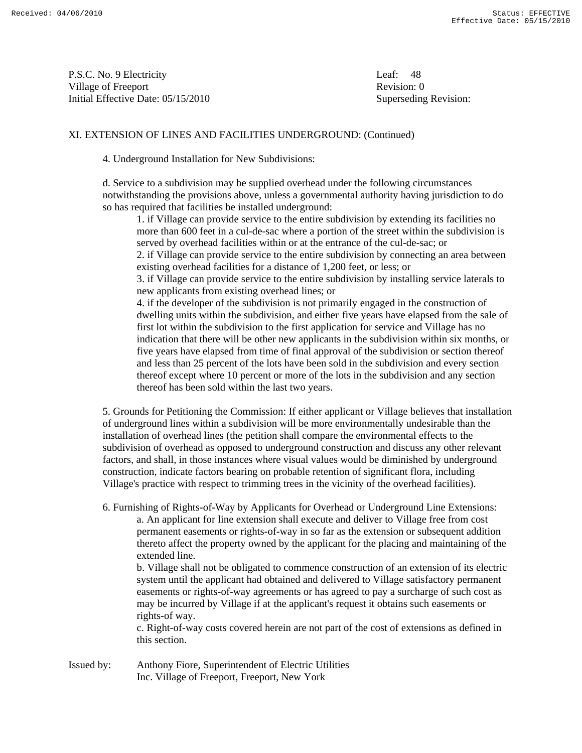P.S.C. No. 9 Electricity
Village of Freeport
Initial Effective Date: 05/15/2010

Leaf: 48
Revision: 0
Superseding Revision:

XI. EXTENSION OF LINES AND FACILITIES UNDERGROUND: (Continued)

4. Underground Installation for New Subdivisions:

d. Service to a subdivision may be supplied overhead under the following circumstances notwithstanding the provisions above, unless a governmental authority having jurisdiction to do so has required that facilities be installed underground:

1. if Village can provide service to the entire subdivision by extending its facilities no more than 600 feet in a cul-de-sac where a portion of the street within the subdivision is served by overhead facilities within or at the entrance of the cul-de-sac; or
2. if Village can provide service to the entire subdivision by connecting an area between existing overhead facilities for a distance of 1,200 feet, or less; or
3. if Village can provide service to the entire subdivision by installing service laterals to new applicants from existing overhead lines; or
4. if the developer of the subdivision is not primarily engaged in the construction of dwelling units within the subdivision, and either five years have elapsed from the sale of first lot within the subdivision to the first application for service and Village has no indication that there will be other new applicants in the subdivision within six months, or five years have elapsed from time of final approval of the subdivision or section thereof and less than 25 percent of the lots have been sold in the subdivision and every section thereof except where 10 percent or more of the lots in the subdivision and any section thereof has been sold within the last two years.

5. Grounds for Petitioning the Commission: If either applicant or Village believes that installation of underground lines within a subdivision will be more environmentally undesirable than the installation of overhead lines (the petition shall compare the environmental effects to the subdivision of overhead as opposed to underground construction and discuss any other relevant factors, and shall, in those instances where visual values would be diminished by underground construction, indicate factors bearing on probable retention of significant flora, including Village's practice with respect to trimming trees in the vicinity of the overhead facilities).

6. Furnishing of Rights-of-Way by Applicants for Overhead or Underground Line Extensions:

a. An applicant for line extension shall execute and deliver to Village free from cost permanent easements or rights-of-way in so far as the extension or subsequent addition thereto affect the property owned by the applicant for the placing and maintaining of the extended line.

b. Village shall not be obligated to commence construction of an extension of its electric system until the applicant had obtained and delivered to Village satisfactory permanent easements or rights-of-way agreements or has agreed to pay a surcharge of such cost as may be incurred by Village if at the applicant's request it obtains such easements or rights-of way.

c. Right-of-way costs covered herein are not part of the cost of extensions as defined in this section.

Issued by: Anthony Fiore, Superintendent of Electric Utilities
Inc. Village of Freeport, Freeport, New York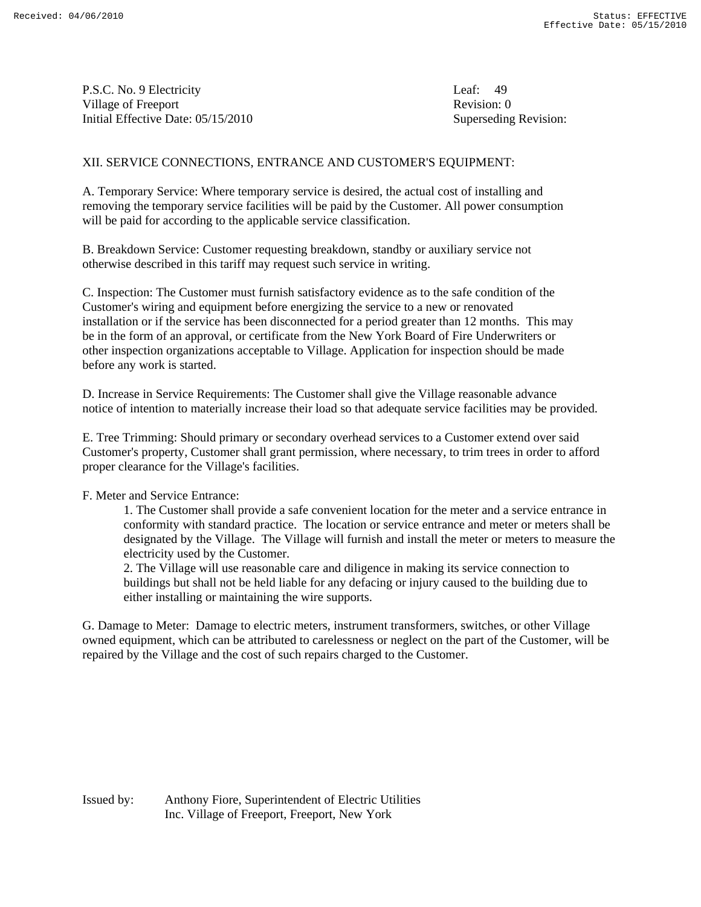P.S.C. No. 9 Electricity
Village of Freeport
Initial Effective Date: 05/15/2010

Leaf: 49
Revision: 0
Superseding Revision:

## XII. SERVICE CONNECTIONS, ENTRANCE AND CUSTOMER'S EQUIPMENT:

A. Temporary Service: Where temporary service is desired, the actual cost of installing and removing the temporary service facilities will be paid by the Customer. All power consumption will be paid for according to the applicable service classification.

B. Breakdown Service: Customer requesting breakdown, standby or auxiliary service not otherwise described in this tariff may request such service in writing.

C. Inspection: The Customer must furnish satisfactory evidence as to the safe condition of the Customer's wiring and equipment before energizing the service to a new or renovated installation or if the service has been disconnected for a period greater than 12 months. This may be in the form of an approval, or certificate from the New York Board of Fire Underwriters or other inspection organizations acceptable to Village. Application for inspection should be made before any work is started.

D. Increase in Service Requirements: The Customer shall give the Village reasonable advance notice of intention to materially increase their load so that adequate service facilities may be provided.

E. Tree Trimming: Should primary or secondary overhead services to a Customer extend over said Customer's property, Customer shall grant permission, where necessary, to trim trees in order to afford proper clearance for the Village's facilities.

F. Meter and Service Entrance:

1. The Customer shall provide a safe convenient location for the meter and a service entrance in conformity with standard practice. The location or service entrance and meter or meters shall be designated by the Village. The Village will furnish and install the meter or meters to measure the electricity used by the Customer.
2. The Village will use reasonable care and diligence in making its service connection to buildings but shall not be held liable for any defacing or injury caused to the building due to either installing or maintaining the wire supports.

G. Damage to Meter: Damage to electric meters, instrument transformers, switches, or other Village owned equipment, which can be attributed to carelessness or neglect on the part of the Customer, will be repaired by the Village and the cost of such repairs charged to the Customer.

Issued by: Anthony Fiore, Superintendent of Electric Utilities
Inc. Village of Freeport, Freeport, New York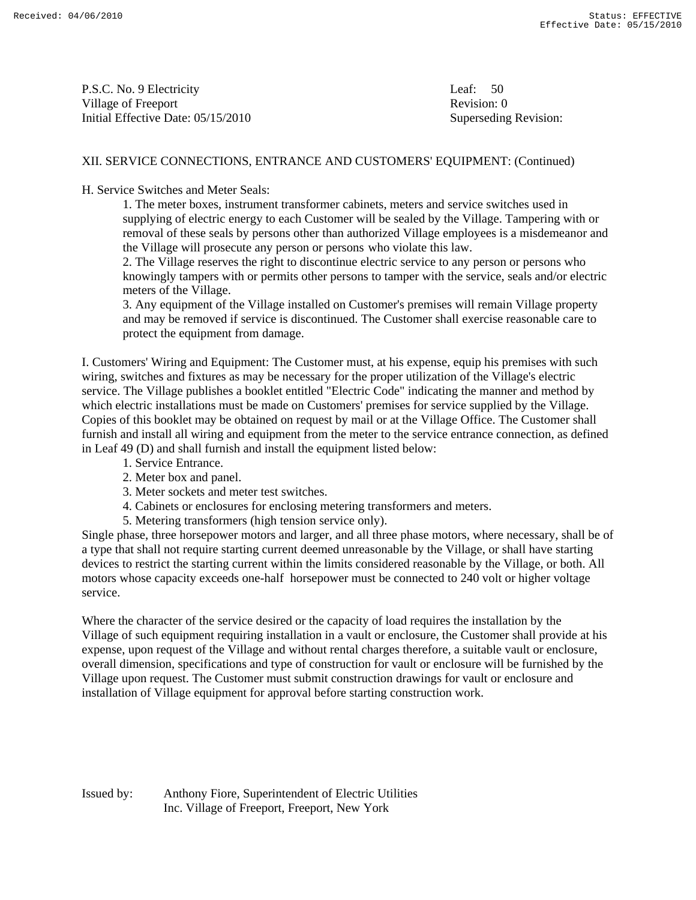P.S.C. No. 9 Electricity
Village of Freeport
Initial Effective Date: 05/15/2010

Leaf: 50
Revision: 0
Superseding Revision:

XII. SERVICE CONNECTIONS, ENTRANCE AND CUSTOMERS' EQUIPMENT: (Continued)

H. Service Switches and Meter Seals:

1. The meter boxes, instrument transformer cabinets, meters and service switches used in supplying of electric energy to each Customer will be sealed by the Village. Tampering with or removal of these seals by persons other than authorized Village employees is a misdemeanor and the Village will prosecute any person or persons who violate this law.
2. The Village reserves the right to discontinue electric service to any person or persons who knowingly tampers with or permits other persons to tamper with the service, seals and/or electric meters of the Village.
3. Any equipment of the Village installed on Customer's premises will remain Village property and may be removed if service is discontinued. The Customer shall exercise reasonable care to protect the equipment from damage.

I. Customers' Wiring and Equipment: The Customer must, at his expense, equip his premises with such wiring, switches and fixtures as may be necessary for the proper utilization of the Village's electric service. The Village publishes a booklet entitled "Electric Code" indicating the manner and method by which electric installations must be made on Customers' premises for service supplied by the Village. Copies of this booklet may be obtained on request by mail or at the Village Office. The Customer shall furnish and install all wiring and equipment from the meter to the service entrance connection, as defined in Leaf 49 (D) and shall furnish and install the equipment listed below:

1. Service Entrance.
2. Meter box and panel.
3. Meter sockets and meter test switches.
4. Cabinets or enclosures for enclosing metering transformers and meters.
5. Metering transformers (high tension service only).

Single phase, three horsepower motors and larger, and all three phase motors, where necessary, shall be of a type that shall not require starting current deemed unreasonable by the Village, or shall have starting devices to restrict the starting current within the limits considered reasonable by the Village, or both. All motors whose capacity exceeds one-half horsepower must be connected to 240 volt or higher voltage service.

Where the character of the service desired or the capacity of load requires the installation by the Village of such equipment requiring installation in a vault or enclosure, the Customer shall provide at his expense, upon request of the Village and without rental charges therefore, a suitable vault or enclosure, overall dimension, specifications and type of construction for vault or enclosure will be furnished by the Village upon request. The Customer must submit construction drawings for vault or enclosure and installation of Village equipment for approval before starting construction work.

Issued by: Anthony Fiore, Superintendent of Electric Utilities
Inc. Village of Freeport, Freeport, New York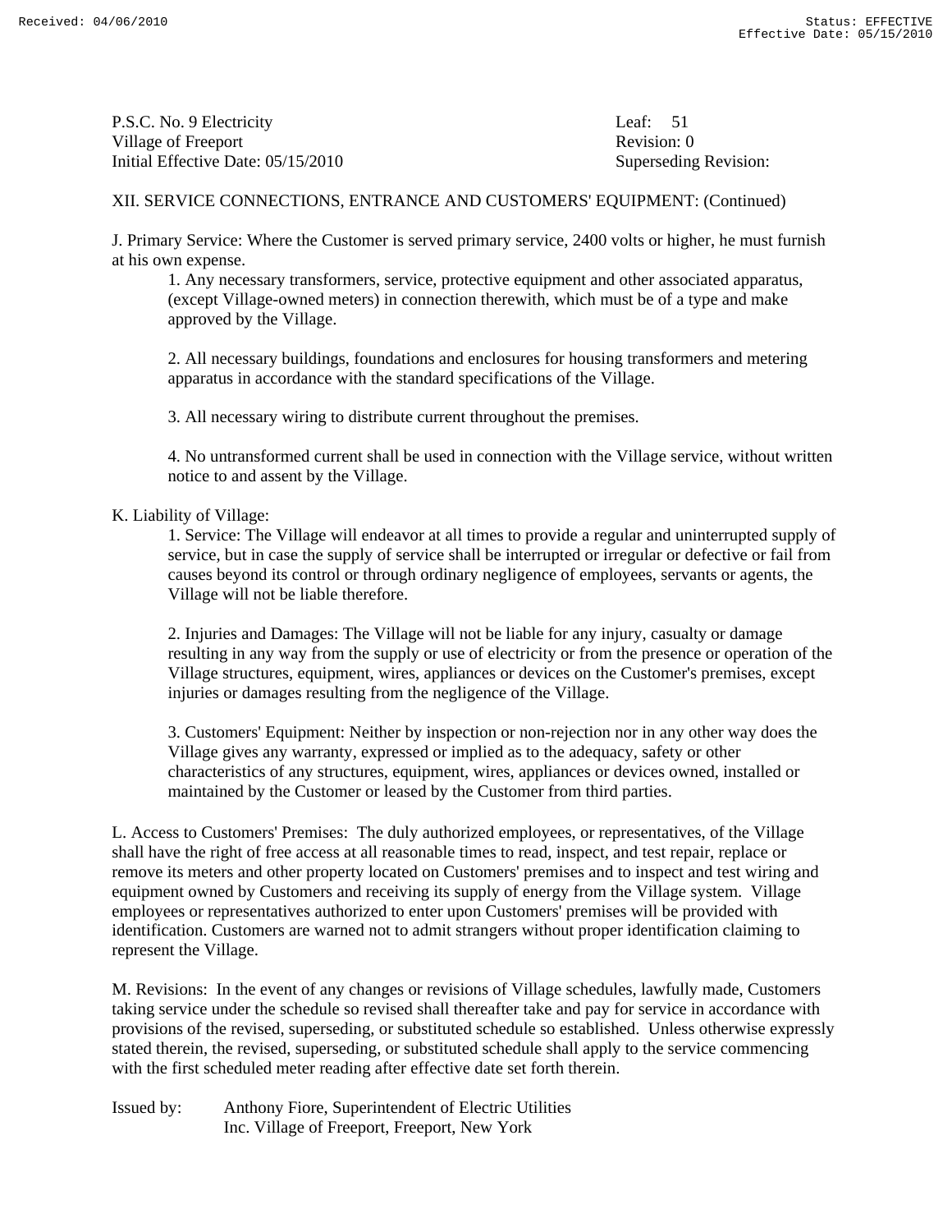P.S.C. No. 9 Electricity
Village of Freeport
Initial Effective Date: 05/15/2010

Leaf: 51
Revision: 0
Superseding Revision:

XII. SERVICE CONNECTIONS, ENTRANCE AND CUSTOMERS' EQUIPMENT: (Continued)

J. Primary Service: Where the Customer is served primary service, 2400 volts or higher, he must furnish at his own expense.

1. Any necessary transformers, service, protective equipment and other associated apparatus, (except Village-owned meters) in connection therewith, which must be of a type and make approved by the Village.

2. All necessary buildings, foundations and enclosures for housing transformers and metering apparatus in accordance with the standard specifications of the Village.

3. All necessary wiring to distribute current throughout the premises.

4. No untransformed current shall be used in connection with the Village service, without written notice to and assent by the Village.

K. Liability of Village:

1. Service: The Village will endeavor at all times to provide a regular and uninterrupted supply of service, but in case the supply of service shall be interrupted or irregular or defective or fail from causes beyond its control or through ordinary negligence of employees, servants or agents, the Village will not be liable therefore.

2. Injuries and Damages: The Village will not be liable for any injury, casualty or damage resulting in any way from the supply or use of electricity or from the presence or operation of the Village structures, equipment, wires, appliances or devices on the Customer's premises, except injuries or damages resulting from the negligence of the Village.

3. Customers' Equipment: Neither by inspection or non-rejection nor in any other way does the Village gives any warranty, expressed or implied as to the adequacy, safety or other characteristics of any structures, equipment, wires, appliances or devices owned, installed or maintained by the Customer or leased by the Customer from third parties.

L. Access to Customers' Premises: The duly authorized employees, or representatives, of the Village shall have the right of free access at all reasonable times to read, inspect, and test repair, replace or remove its meters and other property located on Customers' premises and to inspect and test wiring and equipment owned by Customers and receiving its supply of energy from the Village system. Village employees or representatives authorized to enter upon Customers' premises will be provided with identification. Customers are warned not to admit strangers without proper identification claiming to represent the Village.

M. Revisions: In the event of any changes or revisions of Village schedules, lawfully made, Customers taking service under the schedule so revised shall thereafter take and pay for service in accordance with provisions of the revised, superseding, or substituted schedule so established. Unless otherwise expressly stated therein, the revised, superseding, or substituted schedule shall apply to the service commencing with the first scheduled meter reading after effective date set forth therein.

Issued by: Anthony Fiore, Superintendent of Electric Utilities
Inc. Village of Freeport, Freeport, New York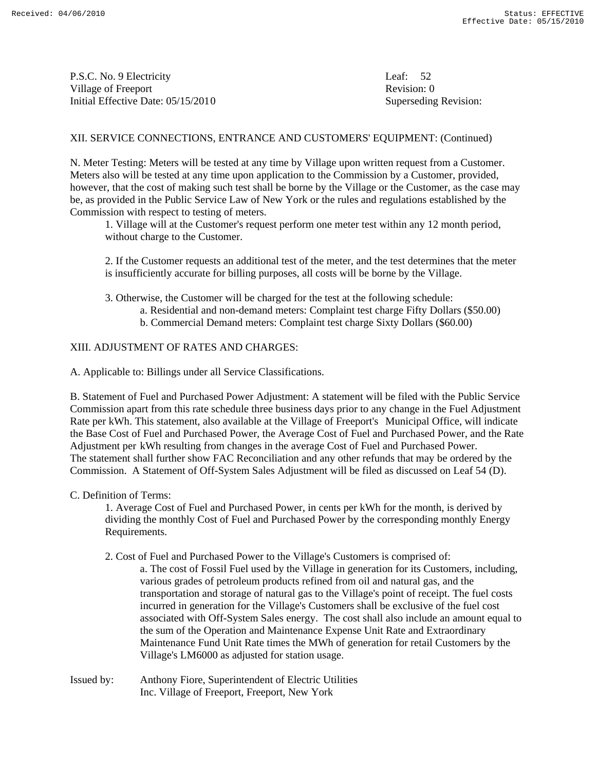P.S.C. No. 9 Electricity
Village of Freeport
Initial Effective Date: 05/15/2010

Leaf: 52
Revision: 0
Superseding Revision:

XII. SERVICE CONNECTIONS, ENTRANCE AND CUSTOMERS' EQUIPMENT: (Continued)

N. Meter Testing: Meters will be tested at any time by Village upon written request from a Customer. Meters also will be tested at any time upon application to the Commission by a Customer, provided, however, that the cost of making such test shall be borne by the Village or the Customer, as the case may be, as provided in the Public Service Law of New York or the rules and regulations established by the Commission with respect to testing of meters.

1. Village will at the Customer's request perform one meter test within any 12 month period, without charge to the Customer.

2. If the Customer requests an additional test of the meter, and the test determines that the meter is insufficiently accurate for billing purposes, all costs will be borne by the Village.

3. Otherwise, the Customer will be charged for the test at the following schedule:
   - a. Residential and non-demand meters: Complaint test charge Fifty Dollars ($50.00)
   - b. Commercial Demand meters: Complaint test charge Sixty Dollars ($60.00)

XIII. ADJUSTMENT OF RATES AND CHARGES:

A. Applicable to: Billings under all Service Classifications.

B. Statement of Fuel and Purchased Power Adjustment: A statement will be filed with the Public Service Commission apart from this rate schedule three business days prior to any change in the Fuel Adjustment Rate per kWh. This statement, also available at the Village of Freeport's Municipal Office, will indicate the Base Cost of Fuel and Purchased Power, the Average Cost of Fuel and Purchased Power, and the Rate Adjustment per kWh resulting from changes in the average Cost of Fuel and Purchased Power. The statement shall further show FAC Reconciliation and any other refunds that may be ordered by the Commission. A Statement of Off-System Sales Adjustment will be filed as discussed on Leaf 54 (D).

C. Definition of Terms:

1. Average Cost of Fuel and Purchased Power, in cents per kWh for the month, is derived by dividing the monthly Cost of Fuel and Purchased Power by the corresponding monthly Energy Requirements.

2. Cost of Fuel and Purchased Power to the Village's Customers is comprised of:
   - a. The cost of Fossil Fuel used by the Village in generation for its Customers, including, various grades of petroleum products refined from oil and natural gas, and the transportation and storage of natural gas to the Village's point of receipt. The fuel costs incurred in generation for the Village's Customers shall be exclusive of the fuel cost associated with Off-System Sales energy. The cost shall also include an amount equal to the sum of the Operation and Maintenance Expense Unit Rate and Extraordinary Maintenance Fund Unit Rate times the MWh of generation for retail Customers by the Village's LM6000 as adjusted for station usage.

Issued by: Anthony Fiore, Superintendent of Electric Utilities
Inc. Village of Freeport, Freeport, New York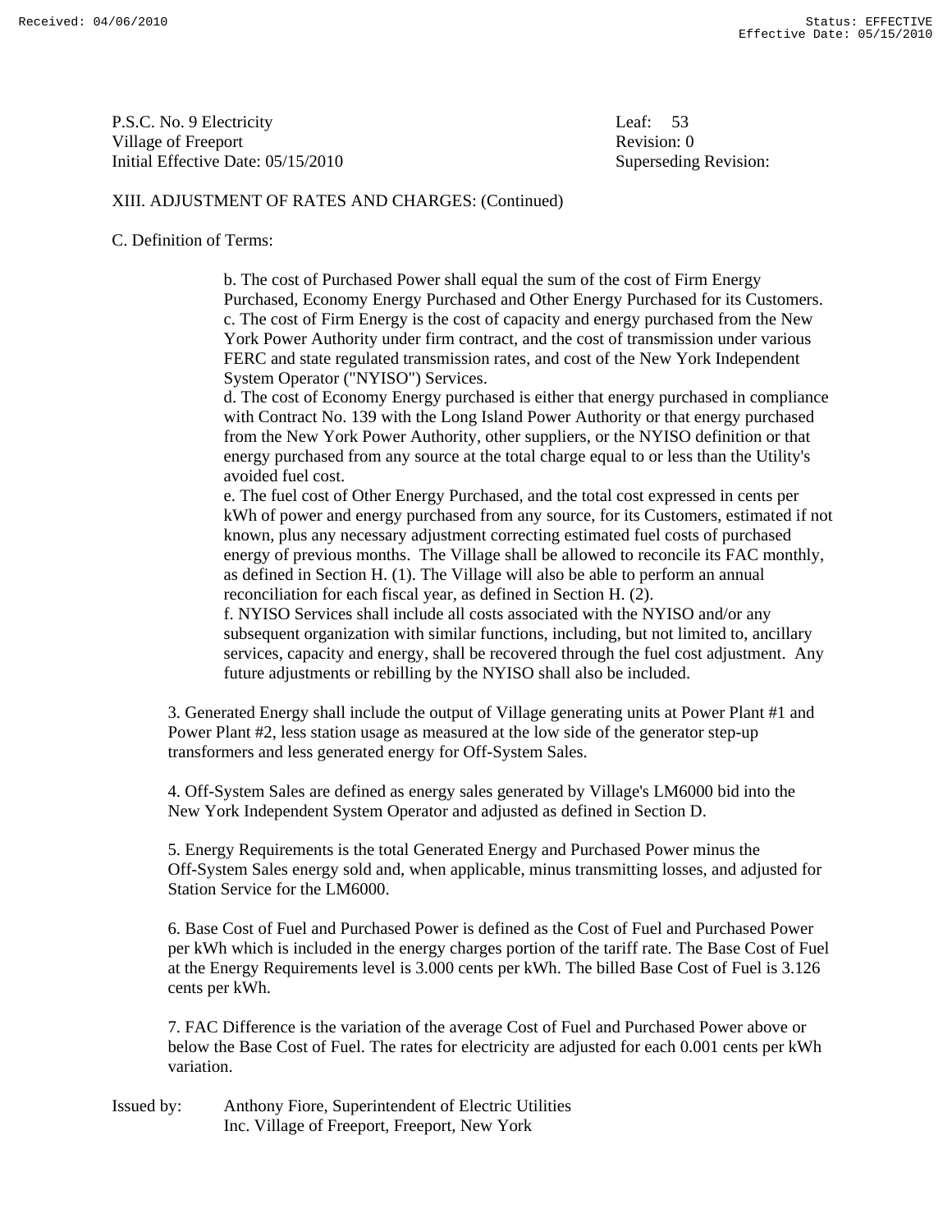P.S.C. No. 9 Electricity
Village of Freeport
Initial Effective Date: 05/15/2010

Leaf: 53
Revision: 0
Superseding Revision:

XIII. ADJUSTMENT OF RATES AND CHARGES: (Continued)

C. Definition of Terms:

b. The cost of Purchased Power shall equal the sum of the cost of Firm Energy Purchased, Economy Energy Purchased and Other Energy Purchased for its Customers.
c. The cost of Firm Energy is the cost of capacity and energy purchased from the New York Power Authority under firm contract, and the cost of transmission under various FERC and state regulated transmission rates, and cost of the New York Independent System Operator ("NYISO") Services.
d. The cost of Economy Energy purchased is either that energy purchased in compliance with Contract No. 139 with the Long Island Power Authority or that energy purchased from the New York Power Authority, other suppliers, or the NYISO definition or that energy purchased from any source at the total charge equal to or less than the Utility's avoided fuel cost.
e. The fuel cost of Other Energy Purchased, and the total cost expressed in cents per kWh of power and energy purchased from any source, for its Customers, estimated if not known, plus any necessary adjustment correcting estimated fuel costs of purchased energy of previous months. The Village shall be allowed to reconcile its FAC monthly, as defined in Section H. (1). The Village will also be able to perform an annual reconciliation for each fiscal year, as defined in Section H. (2).
f. NYISO Services shall include all costs associated with the NYISO and/or any subsequent organization with similar functions, including, but not limited to, ancillary services, capacity and energy, shall be recovered through the fuel cost adjustment. Any future adjustments or rebilling by the NYISO shall also be included.

3. Generated Energy shall include the output of Village generating units at Power Plant #1 and Power Plant #2, less station usage as measured at the low side of the generator step-up transformers and less generated energy for Off-System Sales.

4. Off-System Sales are defined as energy sales generated by Village's LM6000 bid into the New York Independent System Operator and adjusted as defined in Section D.

5. Energy Requirements is the total Generated Energy and Purchased Power minus the Off-System Sales energy sold and, when applicable, minus transmitting losses, and adjusted for Station Service for the LM6000.

6. Base Cost of Fuel and Purchased Power is defined as the Cost of Fuel and Purchased Power per kWh which is included in the energy charges portion of the tariff rate. The Base Cost of Fuel at the Energy Requirements level is 3.000 cents per kWh. The billed Base Cost of Fuel is 3.126 cents per kWh.

7. FAC Difference is the variation of the average Cost of Fuel and Purchased Power above or below the Base Cost of Fuel. The rates for electricity are adjusted for each 0.001 cents per kWh variation.

Issued by: Anthony Fiore, Superintendent of Electric Utilities
Inc. Village of Freeport, Freeport, New York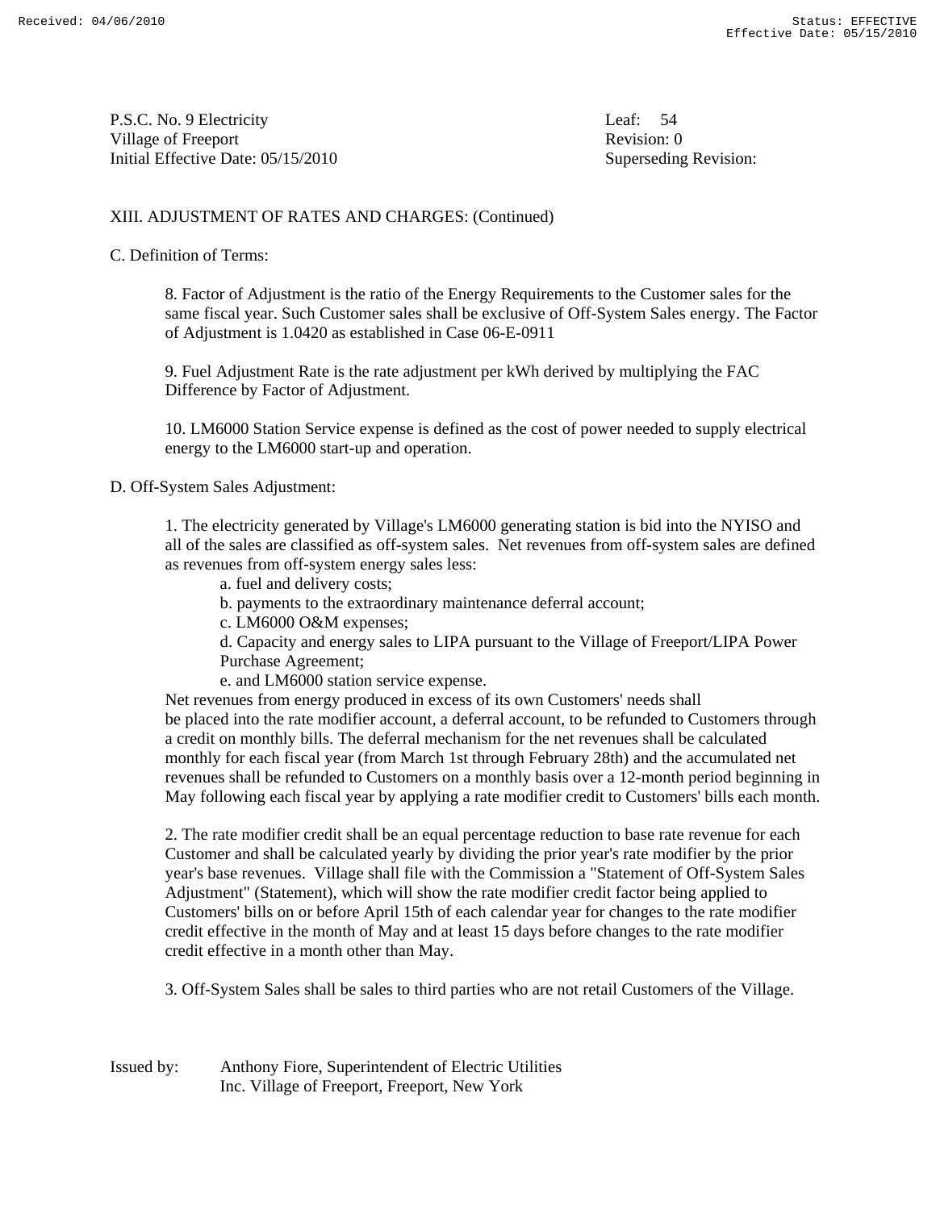P.S.C. No. 9 Electricity
Village of Freeport
Initial Effective Date: 05/15/2010

Leaf: 54
Revision: 0
Superseding Revision:

XIII. ADJUSTMENT OF RATES AND CHARGES: (Continued)

C. Definition of Terms:

8. Factor of Adjustment is the ratio of the Energy Requirements to the Customer sales for the same fiscal year. Such Customer sales shall be exclusive of Off-System Sales energy. The Factor of Adjustment is 1.0420 as established in Case 06-E-0911

9. Fuel Adjustment Rate is the rate adjustment per kWh derived by multiplying the FAC Difference by Factor of Adjustment.

10. LM6000 Station Service expense is defined as the cost of power needed to supply electrical energy to the LM6000 start-up and operation.

D. Off-System Sales Adjustment:

1. The electricity generated by Village's LM6000 generating station is bid into the NYISO and all of the sales are classified as off-system sales. Net revenues from off-system sales are defined as revenues from off-system energy sales less:

   a. fuel and delivery costs;
   b. payments to the extraordinary maintenance deferral account;
   c. LM6000 O&M expenses;
   d. Capacity and energy sales to LIPA pursuant to the Village of Freeport/LIPA Power Purchase Agreement;
   e. and LM6000 station service expense.

Net revenues from energy produced in excess of its own Customers' needs shall be placed into the rate modifier account, a deferral account, to be refunded to Customers through a credit on monthly bills. The deferral mechanism for the net revenues shall be calculated monthly for each fiscal year (from March 1st through February 28th) and the accumulated net revenues shall be refunded to Customers on a monthly basis over a 12-month period beginning in May following each fiscal year by applying a rate modifier credit to Customers' bills each month.

2. The rate modifier credit shall be an equal percentage reduction to base rate revenue for each Customer and shall be calculated yearly by dividing the prior year's rate modifier by the prior year's base revenues. Village shall file with the Commission a "Statement of Off-System Sales Adjustment" (Statement), which will show the rate modifier credit factor being applied to Customers' bills on or before April 15th of each calendar year for changes to the rate modifier credit effective in the month of May and at least 15 days before changes to the rate modifier credit effective in a month other than May.

3. Off-System Sales shall be sales to third parties who are not retail Customers of the Village.

Issued by: Anthony Fiore, Superintendent of Electric Utilities
Inc. Village of Freeport, Freeport, New York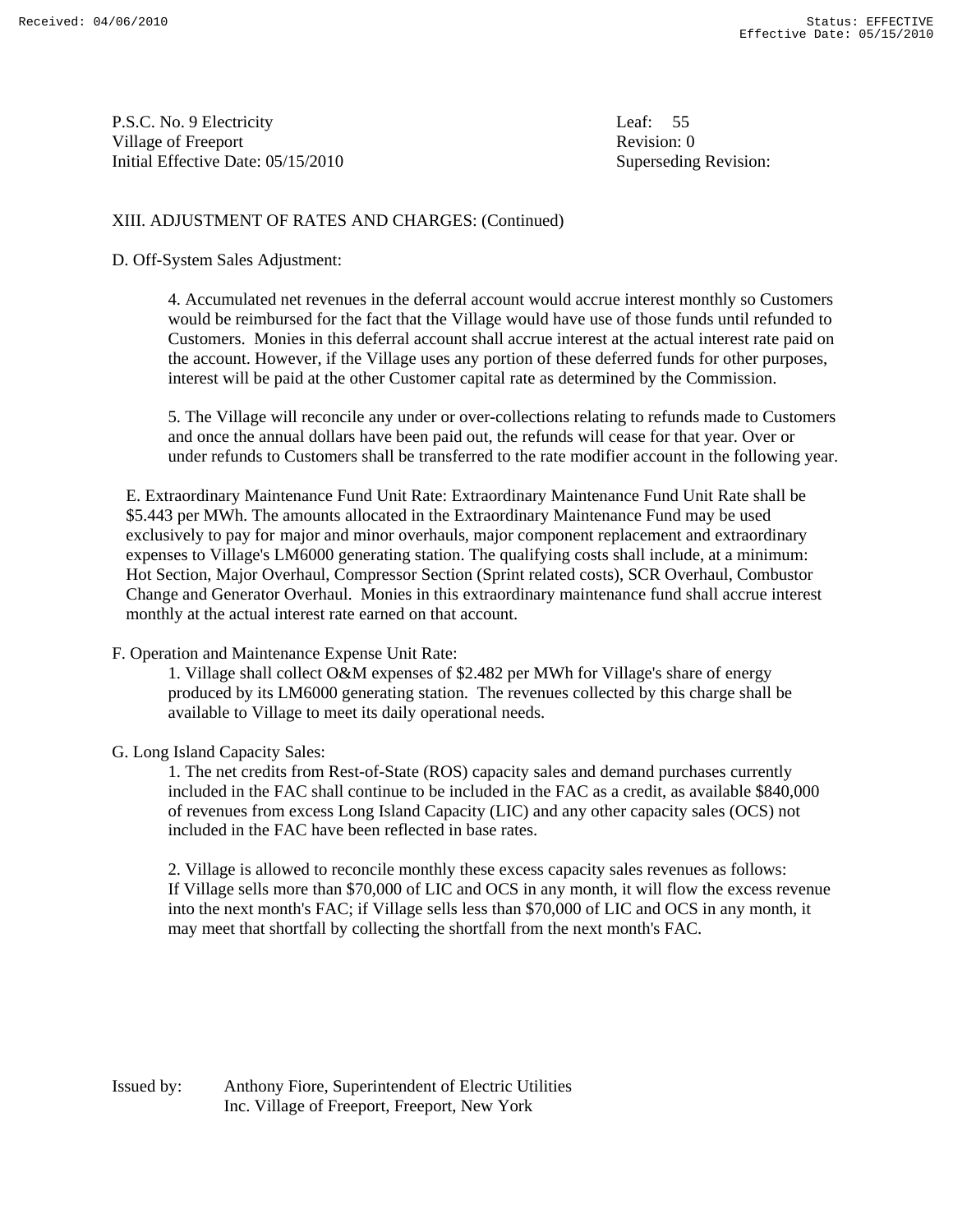P.S.C. No. 9 Electricity
Village of Freeport
Initial Effective Date: 05/15/2010

Leaf: 55
Revision: 0
Superseding Revision:

XIII. ADJUSTMENT OF RATES AND CHARGES: (Continued)

D. Off-System Sales Adjustment:

4. Accumulated net revenues in the deferral account would accrue interest monthly so Customers would be reimbursed for the fact that the Village would have use of those funds until refunded to Customers. Monies in this deferral account shall accrue interest at the actual interest rate paid on the account. However, if the Village uses any portion of these deferred funds for other purposes, interest will be paid at the other Customer capital rate as determined by the Commission.

5. The Village will reconcile any under or over-collections relating to refunds made to Customers and once the annual dollars have been paid out, the refunds will cease for that year. Over or under refunds to Customers shall be transferred to the rate modifier account in the following year.

E. Extraordinary Maintenance Fund Unit Rate: Extraordinary Maintenance Fund Unit Rate shall be $5.443 per MWh. The amounts allocated in the Extraordinary Maintenance Fund may be used exclusively to pay for major and minor overhauls, major component replacement and extraordinary expenses to Village's LM6000 generating station. The qualifying costs shall include, at a minimum: Hot Section, Major Overhaul, Compressor Section (Sprint related costs), SCR Overhaul, Combustor Change and Generator Overhaul. Monies in this extraordinary maintenance fund shall accrue interest monthly at the actual interest rate earned on that account.

F. Operation and Maintenance Expense Unit Rate:

1. Village shall collect O&M expenses of $2.482 per MWh for Village's share of energy produced by its LM6000 generating station. The revenues collected by this charge shall be available to Village to meet its daily operational needs.

G. Long Island Capacity Sales:

1. The net credits from Rest-of-State (ROS) capacity sales and demand purchases currently included in the FAC shall continue to be included in the FAC as a credit, as available $840,000 of revenues from excess Long Island Capacity (LIC) and any other capacity sales (OCS) not included in the FAC have been reflected in base rates.

2. Village is allowed to reconcile monthly these excess capacity sales revenues as follows: If Village sells more than $70,000 of LIC and OCS in any month, it will flow the excess revenue into the next month's FAC; if Village sells less than $70,000 of LIC and OCS in any month, it may meet that shortfall by collecting the shortfall from the next month's FAC.

Issued by: Anthony Fiore, Superintendent of Electric Utilities
Inc. Village of Freeport, Freeport, New York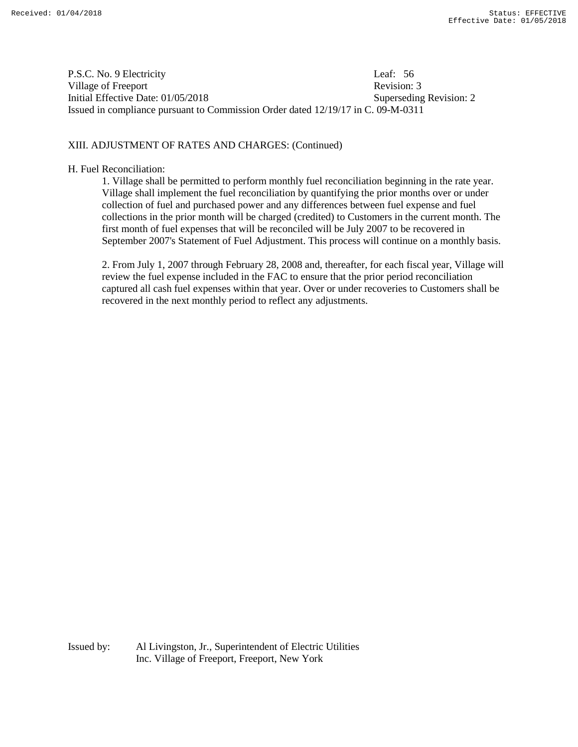Received: 01/04/2018 Status: EFFECTIVE
Effective Date: 01/05/2018

P.S.C. No. 9 Electricity Leaf: 56
Village of Freeport Revision: 3
Initial Effective Date: 01/05/2018 Superseding Revision: 2
Issued in compliance pursuant to Commission Order dated 12/19/17 in C. 09-M-0311

XIII. ADJUSTMENT OF RATES AND CHARGES: (Continued)

H. Fuel Reconciliation:

1. Village shall be permitted to perform monthly fuel reconciliation beginning in the rate year. Village shall implement the fuel reconciliation by quantifying the prior months over or under collection of fuel and purchased power and any differences between fuel expense and fuel collections in the prior month will be charged (credited) to Customers in the current month. The first month of fuel expenses that will be reconciled will be July 2007 to be recovered in September 2007's Statement of Fuel Adjustment. This process will continue on a monthly basis.

2. From July 1, 2007 through February 28, 2008 and, thereafter, for each fiscal year, Village will review the fuel expense included in the FAC to ensure that the prior period reconciliation captured all cash fuel expenses within that year. Over or under recoveries to Customers shall be recovered in the next monthly period to reflect any adjustments.

Issued by: Al Livingston, Jr., Superintendent of Electric Utilities
Inc. Village of Freeport, Freeport, New York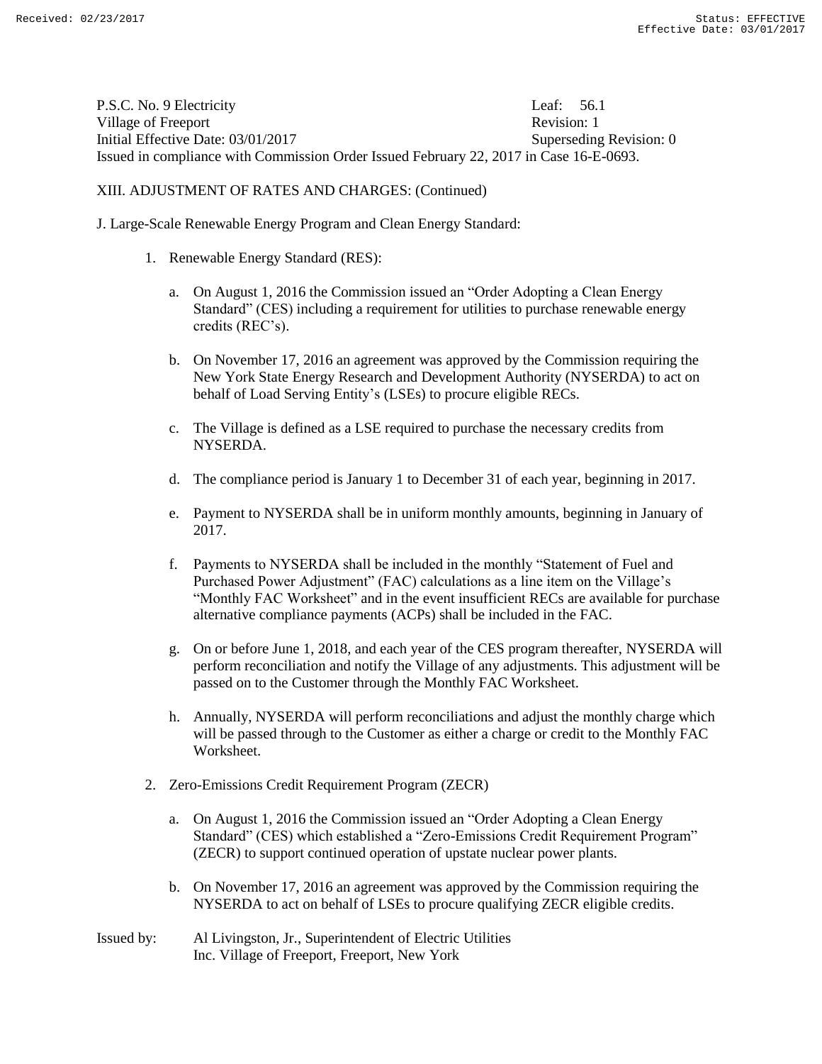P.S.C. No. 9 Electricity Leaf: 56.1
Village of Freeport Revision: 1
Initial Effective Date: 03/01/2017 Superseding Revision: 0
Issued in compliance with Commission Order Issued February 22, 2017 in Case 16-E-0693.

XIII. ADJUSTMENT OF RATES AND CHARGES: (Continued)

J. Large-Scale Renewable Energy Program and Clean Energy Standard:

1. Renewable Energy Standard (RES):

   a. On August 1, 2016 the Commission issued an "Order Adopting a Clean Energy Standard" (CES) including a requirement for utilities to purchase renewable energy credits (REC's).

   b. On November 17, 2016 an agreement was approved by the Commission requiring the New York State Energy Research and Development Authority (NYSERDA) to act on behalf of Load Serving Entity's (LSEs) to procure eligible RECs.

   c. The Village is defined as a LSE required to purchase the necessary credits from NYSERDA.

   d. The compliance period is January 1 to December 31 of each year, beginning in 2017.

   e. Payment to NYSERDA shall be in uniform monthly amounts, beginning in January of 2017.

   f. Payments to NYSERDA shall be included in the monthly "Statement of Fuel and Purchased Power Adjustment" (FAC) calculations as a line item on the Village's "Monthly FAC Worksheet" and in the event insufficient RECs are available for purchase alternative compliance payments (ACPs) shall be included in the FAC.

   g. On or before June 1, 2018, and each year of the CES program thereafter, NYSERDA will perform reconciliation and notify the Village of any adjustments. This adjustment will be passed on to the Customer through the Monthly FAC Worksheet.

   h. Annually, NYSERDA will perform reconciliations and adjust the monthly charge which will be passed through to the Customer as either a charge or credit to the Monthly FAC Worksheet.

2. Zero-Emissions Credit Requirement Program (ZECR)

   a. On August 1, 2016 the Commission issued an "Order Adopting a Clean Energy Standard" (CES) which established a "Zero-Emissions Credit Requirement Program" (ZECR) to support continued operation of upstate nuclear power plants.

   b. On November 17, 2016 an agreement was approved by the Commission requiring the NYSERDA to act on behalf of LSEs to procure qualifying ZECR eligible credits.

Issued by: Al Livingston, Jr., Superintendent of Electric Utilities
Inc. Village of Freeport, Freeport, New York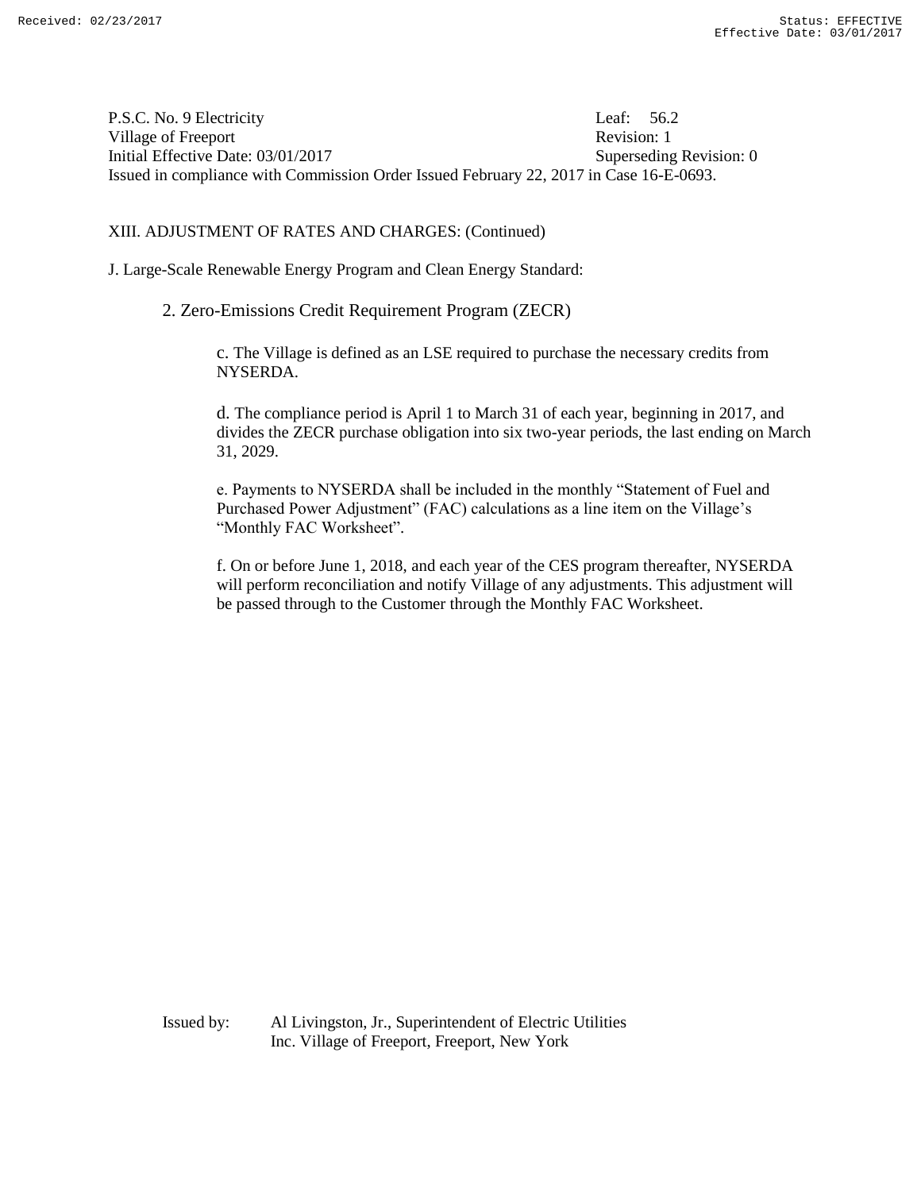P.S.C. No. 9 Electricity Leaf: 56.2
Village of Freeport Revision: 1
Initial Effective Date: 03/01/2017 Superseding Revision: 0
Issued in compliance with Commission Order Issued February 22, 2017 in Case 16-E-0693.

XIII. ADJUSTMENT OF RATES AND CHARGES: (Continued)

J. Large-Scale Renewable Energy Program and Clean Energy Standard:

2. Zero-Emissions Credit Requirement Program (ZECR)

c. The Village is defined as an LSE required to purchase the necessary credits from NYSERDA.

d. The compliance period is April 1 to March 31 of each year, beginning in 2017, and divides the ZECR purchase obligation into six two-year periods, the last ending on March 31, 2029.

e. Payments to NYSERDA shall be included in the monthly "Statement of Fuel and Purchased Power Adjustment" (FAC) calculations as a line item on the Village's "Monthly FAC Worksheet".

f. On or before June 1, 2018, and each year of the CES program thereafter, NYSERDA will perform reconciliation and notify Village of any adjustments. This adjustment will be passed through to the Customer through the Monthly FAC Worksheet.

Issued by: Al Livingston, Jr., Superintendent of Electric Utilities
Inc. Village of Freeport, Freeport, New York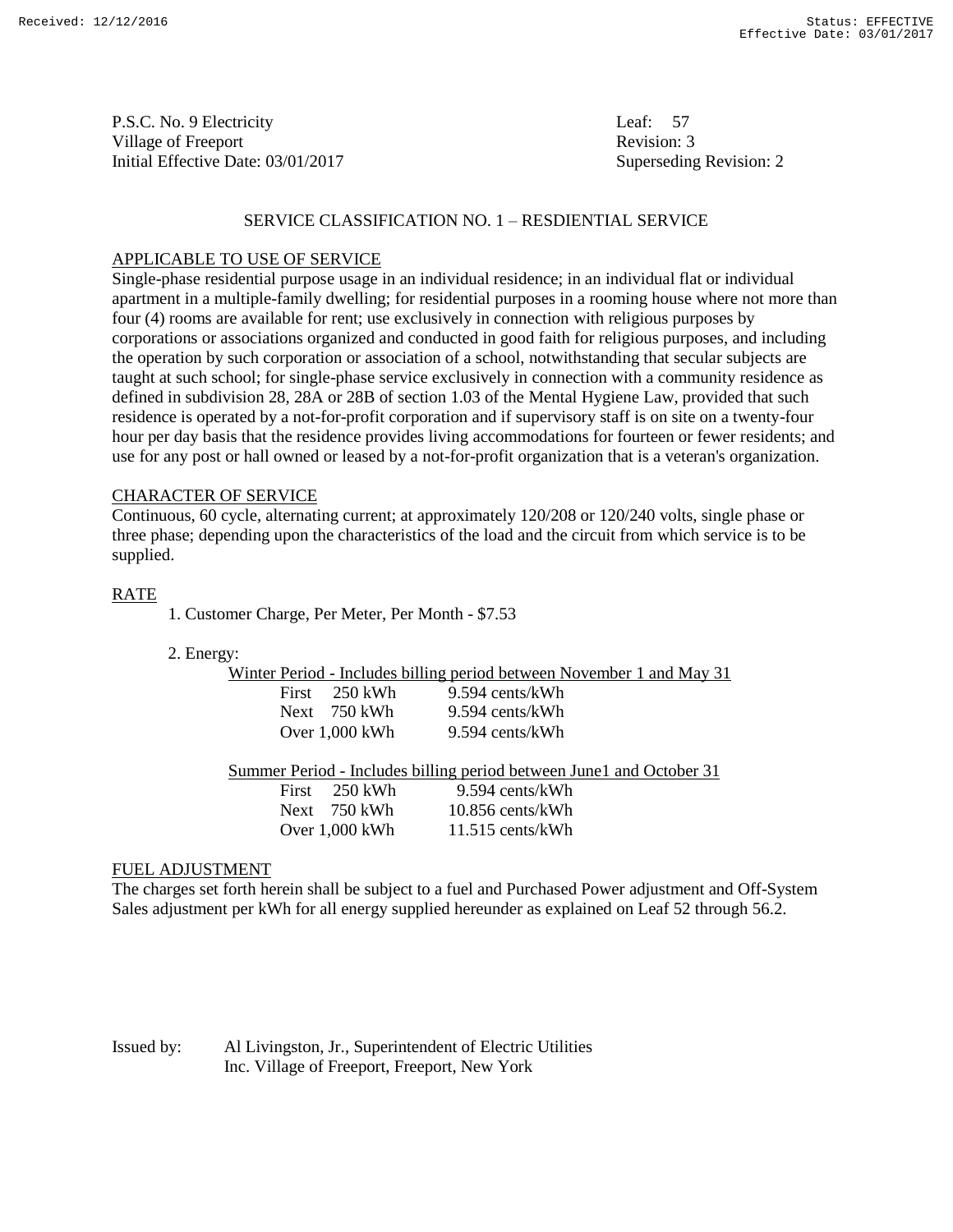P.S.C. No. 9 Electricity
Village of Freeport
Initial Effective Date: 03/01/2017

Leaf: 57
Revision: 3
Superseding Revision: 2

## SERVICE CLASSIFICATION NO. 1 – RESDIENTIAL SERVICE

APPLICABLE TO USE OF SERVICE

Single-phase residential purpose usage in an individual residence; in an individual flat or individual apartment in a multiple-family dwelling; for residential purposes in a rooming house where not more than four (4) rooms are available for rent; use exclusively in connection with religious purposes by corporations or associations organized and conducted in good faith for religious purposes, and including the operation by such corporation or association of a school, notwithstanding that secular subjects are taught at such school; for single-phase service exclusively in connection with a community residence as defined in subdivision 28, 28A or 28B of section 1.03 of the Mental Hygiene Law, provided that such residence is operated by a not-for-profit corporation and if supervisory staff is on site on a twenty-four hour per day basis that the residence provides living accommodations for fourteen or fewer residents; and use for any post or hall owned or leased by a not-for-profit organization that is a veteran's organization.

CHARACTER OF SERVICE

Continuous, 60 cycle, alternating current; at approximately 120/208 or 120/240 volts, single phase or three phase; depending upon the characteristics of the load and the circuit from which service is to be supplied.

RATE

1. Customer Charge, Per Meter, Per Month - $7.53

2. Energy:

Winter Period - Includes billing period between November 1 and May 31

| | |
|---|---|
| First 250 kWh | 9.594 cents/kWh |
| Next 750 kWh | 9.594 cents/kWh |
| Over 1,000 kWh | 9.594 cents/kWh |

Summer Period - Includes billing period between June1 and October 31

| | |
|---|---|
| First 250 kWh | 9.594 cents/kWh |
| Next 750 kWh | 10.856 cents/kWh |
| Over 1,000 kWh | 11.515 cents/kWh |

FUEL ADJUSTMENT

The charges set forth herein shall be subject to a fuel and Purchased Power adjustment and Off-System Sales adjustment per kWh for all energy supplied hereunder as explained on Leaf 52 through 56.2.

Issued by: Al Livingston, Jr., Superintendent of Electric Utilities
Inc. Village of Freeport, Freeport, New York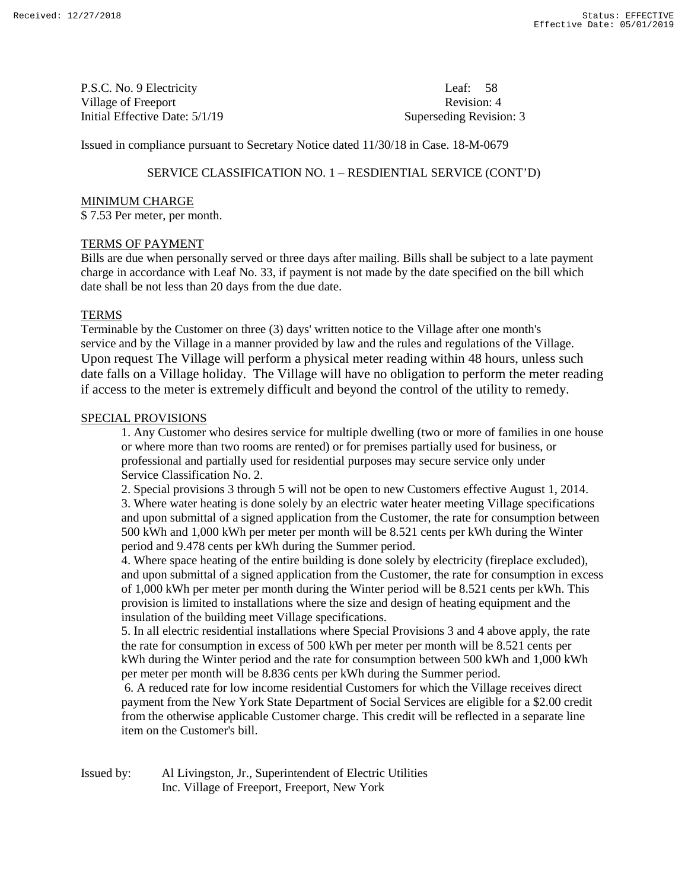P.S.C. No. 9 Electricity
Village of Freeport
Initial Effective Date: 5/1/19

Leaf: 58
Revision: 4
Superseding Revision: 3

Issued in compliance pursuant to Secretary Notice dated 11/30/18 in Case. 18-M-0679

SERVICE CLASSIFICATION NO. 1 – RESDIENTIAL SERVICE (CONT'D)

MINIMUM CHARGE

$ 7.53 Per meter, per month.

TERMS OF PAYMENT

Bills are due when personally served or three days after mailing. Bills shall be subject to a late payment charge in accordance with Leaf No. 33, if payment is not made by the date specified on the bill which date shall be not less than 20 days from the due date.

TERMS

Terminable by the Customer on three (3) days' written notice to the Village after one month's service and by the Village in a manner provided by law and the rules and regulations of the Village. Upon request The Village will perform a physical meter reading within 48 hours, unless such date falls on a Village holiday. The Village will have no obligation to perform the meter reading if access to the meter is extremely difficult and beyond the control of the utility to remedy.

SPECIAL PROVISIONS

1. Any Customer who desires service for multiple dwelling (two or more of families in one house or where more than two rooms are rented) or for premises partially used for business, or professional and partially used for residential purposes may secure service only under Service Classification No. 2.
2. Special provisions 3 through 5 will not be open to new Customers effective August 1, 2014.
3. Where water heating is done solely by an electric water heater meeting Village specifications and upon submittal of a signed application from the Customer, the rate for consumption between 500 kWh and 1,000 kWh per meter per month will be 8.521 cents per kWh during the Winter period and 9.478 cents per kWh during the Summer period.
4. Where space heating of the entire building is done solely by electricity (fireplace excluded), and upon submittal of a signed application from the Customer, the rate for consumption in excess of 1,000 kWh per meter per month during the Winter period will be 8.521 cents per kWh. This provision is limited to installations where the size and design of heating equipment and the insulation of the building meet Village specifications.
5. In all electric residential installations where Special Provisions 3 and 4 above apply, the rate the rate for consumption in excess of 500 kWh per meter per month will be 8.521 cents per kWh during the Winter period and the rate for consumption between 500 kWh and 1,000 kWh per meter per month will be 8.836 cents per kWh during the Summer period.
6. A reduced rate for low income residential Customers for which the Village receives direct payment from the New York State Department of Social Services are eligible for a $2.00 credit from the otherwise applicable Customer charge. This credit will be reflected in a separate line item on the Customer's bill.

Issued by: Al Livingston, Jr., Superintendent of Electric Utilities
Inc. Village of Freeport, Freeport, New York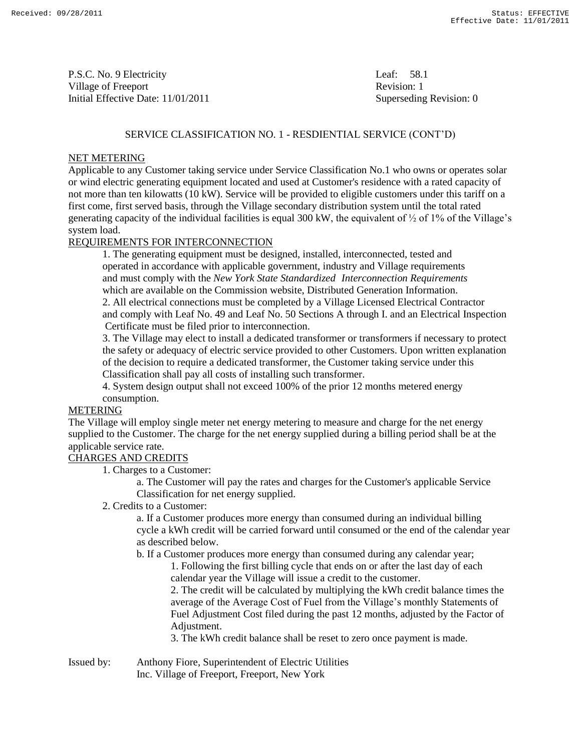P.S.C. No. 9 Electricity
Village of Freeport
Initial Effective Date: 11/01/2011

Leaf: 58.1
Revision: 1
Superseding Revision: 0

## SERVICE CLASSIFICATION NO. 1 - RESDIENTIAL SERVICE (CONT'D)

### NET METERING

Applicable to any Customer taking service under Service Classification No.1 who owns or operates solar or wind electric generating equipment located and used at Customer's residence with a rated capacity of not more than ten kilowatts (10 kW). Service will be provided to eligible customers under this tariff on a first come, first served basis, through the Village secondary distribution system until the total rated generating capacity of the individual facilities is equal 300 kW, the equivalent of ½ of 1% of the Village's system load.

### REQUIREMENTS FOR INTERCONNECTION

1. The generating equipment must be designed, installed, interconnected, tested and operated in accordance with applicable government, industry and Village requirements and must comply with the *New York State Standardized Interconnection Requirements* which are available on the Commission website, Distributed Generation Information.
2. All electrical connections must be completed by a Village Licensed Electrical Contractor and comply with Leaf No. 49 and Leaf No. 50 Sections A through I. and an Electrical Inspection Certificate must be filed prior to interconnection.
3. The Village may elect to install a dedicated transformer or transformers if necessary to protect the safety or adequacy of electric service provided to other Customers. Upon written explanation of the decision to require a dedicated transformer, the Customer taking service under this Classification shall pay all costs of installing such transformer.
4. System design output shall not exceed 100% of the prior 12 months metered energy consumption.

### METERING

The Village will employ single meter net energy metering to measure and charge for the net energy supplied to the Customer. The charge for the net energy supplied during a billing period shall be at the applicable service rate.

### CHARGES AND CREDITS

1. Charges to a Customer:
   - a. The Customer will pay the rates and charges for the Customer's applicable Service Classification for net energy supplied.
2. Credits to a Customer:
   - a. If a Customer produces more energy than consumed during an individual billing cycle a kWh credit will be carried forward until consumed or the end of the calendar year as described below.
   - b. If a Customer produces more energy than consumed during any calendar year;
     1. Following the first billing cycle that ends on or after the last day of each calendar year the Village will issue a credit to the customer.
     2. The credit will be calculated by multiplying the kWh credit balance times the average of the Average Cost of Fuel from the Village's monthly Statements of Fuel Adjustment Cost filed during the past 12 months, adjusted by the Factor of Adjustment.
     3. The kWh credit balance shall be reset to zero once payment is made.

Issued by: Anthony Fiore, Superintendent of Electric Utilities
Inc. Village of Freeport, Freeport, New York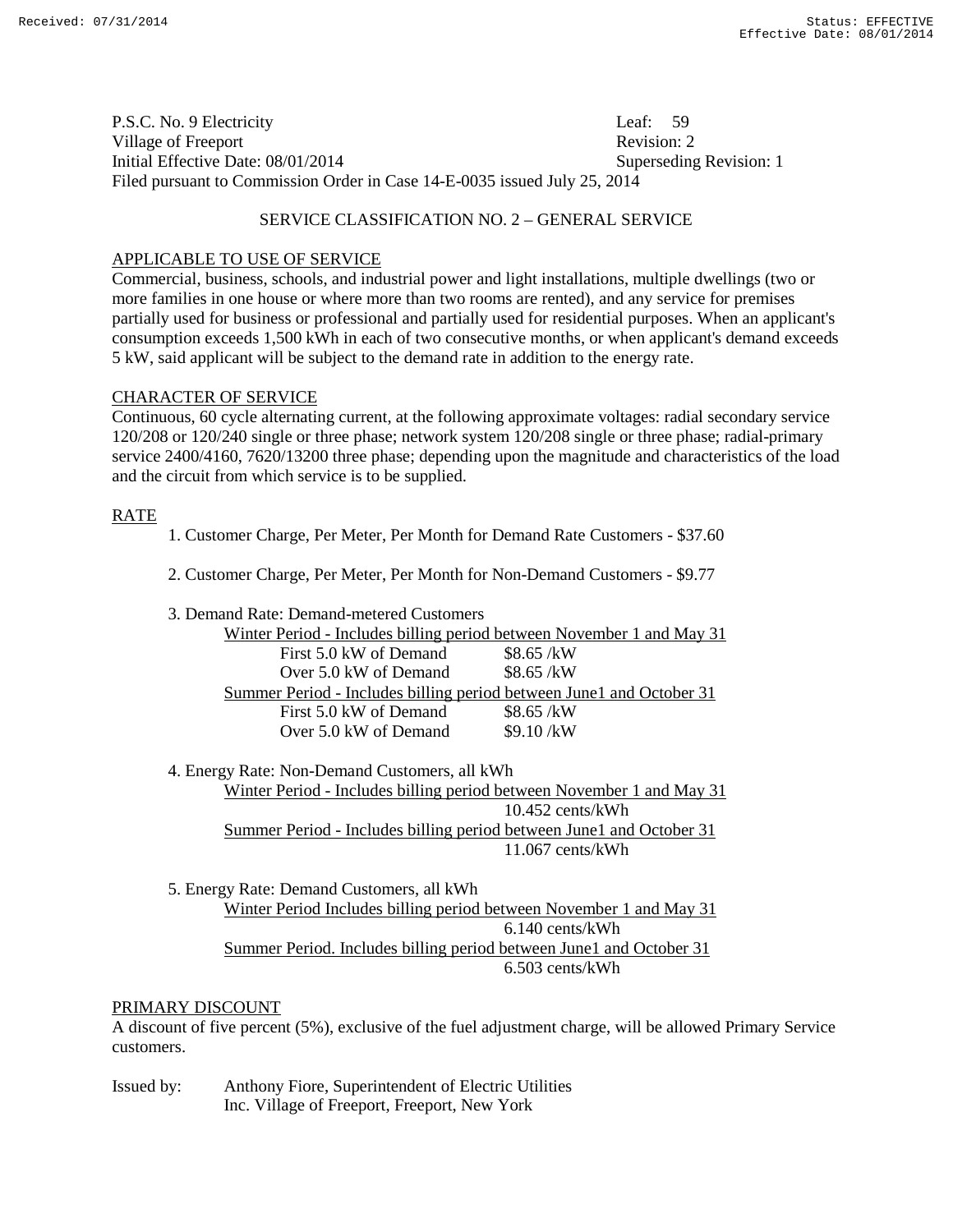P.S.C. No. 9 Electricity — Leaf: 59
Village of Freeport — Revision: 2
Initial Effective Date: 08/01/2014 — Superseding Revision: 1
Filed pursuant to Commission Order in Case 14-E-0035 issued July 25, 2014

## SERVICE CLASSIFICATION NO. 2 – GENERAL SERVICE

### APPLICABLE TO USE OF SERVICE

Commercial, business, schools, and industrial power and light installations, multiple dwellings (two or more families in one house or where more than two rooms are rented), and any service for premises partially used for business or professional and partially used for residential purposes. When an applicant's consumption exceeds 1,500 kWh in each of two consecutive months, or when applicant's demand exceeds 5 kW, said applicant will be subject to the demand rate in addition to the energy rate.

### CHARACTER OF SERVICE

Continuous, 60 cycle alternating current, at the following approximate voltages: radial secondary service 120/208 or 120/240 single or three phase; network system 120/208 single or three phase; radial-primary service 2400/4160, 7620/13200 three phase; depending upon the magnitude and characteristics of the load and the circuit from which service is to be supplied.

### RATE

1. Customer Charge, Per Meter, Per Month for Demand Rate Customers - $37.60

2. Customer Charge, Per Meter, Per Month for Non-Demand Customers - $9.77

3. Demand Rate: Demand-metered Customers

   Winter Period - Includes billing period between November 1 and May 31

   | | |
   |---|---|
   | First 5.0 kW of Demand | $8.65 /kW |
   | Over 5.0 kW of Demand | $8.65 /kW |

   Summer Period - Includes billing period between June1 and October 31

   | | |
   |---|---|
   | First 5.0 kW of Demand | $8.65 /kW |
   | Over 5.0 kW of Demand | $9.10 /kW |

4. Energy Rate: Non-Demand Customers, all kWh

   Winter Period - Includes billing period between November 1 and May 31
   10.452 cents/kWh

   Summer Period - Includes billing period between June1 and October 31
   11.067 cents/kWh

5. Energy Rate: Demand Customers, all kWh

   Winter Period Includes billing period between November 1 and May 31
   6.140 cents/kWh

   Summer Period. Includes billing period between June1 and October 31
   6.503 cents/kWh

### PRIMARY DISCOUNT

A discount of five percent (5%), exclusive of the fuel adjustment charge, will be allowed Primary Service customers.

Issued by: Anthony Fiore, Superintendent of Electric Utilities
Inc. Village of Freeport, Freeport, New York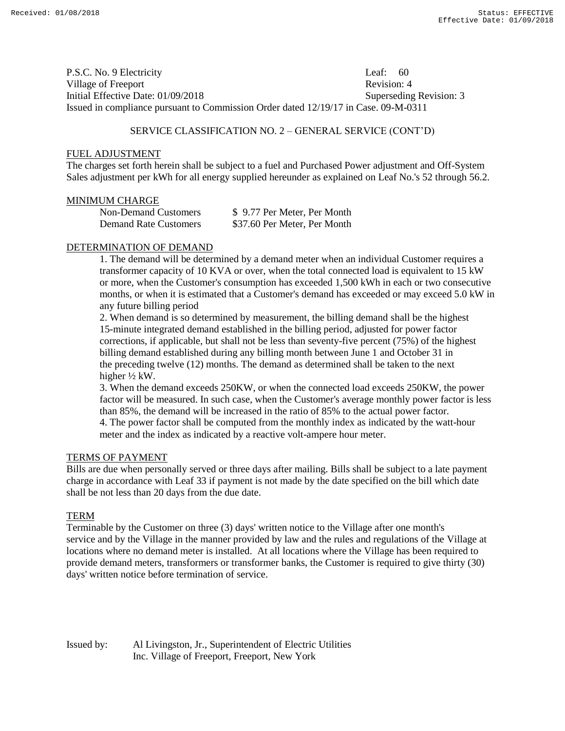P.S.C. No. 9 Electricity　　　　　　　　　　　　　　　　　　　　Leaf: 60
Village of Freeport　　　　　　　　　　　　　　　　　　　　　　Revision: 4
Initial Effective Date: 01/09/2018　　　　　　　　　　　　　　　Superseding Revision: 3
Issued in compliance pursuant to Commission Order dated 12/19/17 in Case. 09-M-0311

## SERVICE CLASSIFICATION NO. 2 – GENERAL SERVICE (CONT'D)

### FUEL ADJUSTMENT

The charges set forth herein shall be subject to a fuel and Purchased Power adjustment and Off-System Sales adjustment per kWh for all energy supplied hereunder as explained on Leaf No.'s 52 through 56.2.

### MINIMUM CHARGE

| | |
|---|---|
| Non-Demand Customers | $ 9.77 Per Meter, Per Month |
| Demand Rate Customers | $37.60 Per Meter, Per Month |

### DETERMINATION OF DEMAND

1. The demand will be determined by a demand meter when an individual Customer requires a transformer capacity of 10 KVA or over, when the total connected load is equivalent to 15 kW or more, when the Customer's consumption has exceeded 1,500 kWh in each or two consecutive months, or when it is estimated that a Customer's demand has exceeded or may exceed 5.0 kW in any future billing period
2. When demand is so determined by measurement, the billing demand shall be the highest 15-minute integrated demand established in the billing period, adjusted for power factor corrections, if applicable, but shall not be less than seventy-five percent (75%) of the highest billing demand established during any billing month between June 1 and October 31 in the preceding twelve (12) months. The demand as determined shall be taken to the next higher ½ kW.
3. When the demand exceeds 250KW, or when the connected load exceeds 250KW, the power factor will be measured. In such case, when the Customer's average monthly power factor is less than 85%, the demand will be increased in the ratio of 85% to the actual power factor.
4. The power factor shall be computed from the monthly index as indicated by the watt-hour meter and the index as indicated by a reactive volt-ampere hour meter.

### TERMS OF PAYMENT

Bills are due when personally served or three days after mailing. Bills shall be subject to a late payment charge in accordance with Leaf 33 if payment is not made by the date specified on the bill which date shall be not less than 20 days from the due date.

### TERM

Terminable by the Customer on three (3) days' written notice to the Village after one month's service and by the Village in the manner provided by law and the rules and regulations of the Village at locations where no demand meter is installed. At all locations where the Village has been required to provide demand meters, transformers or transformer banks, the Customer is required to give thirty (30) days' written notice before termination of service.

Issued by: Al Livingston, Jr., Superintendent of Electric Utilities
Inc. Village of Freeport, Freeport, New York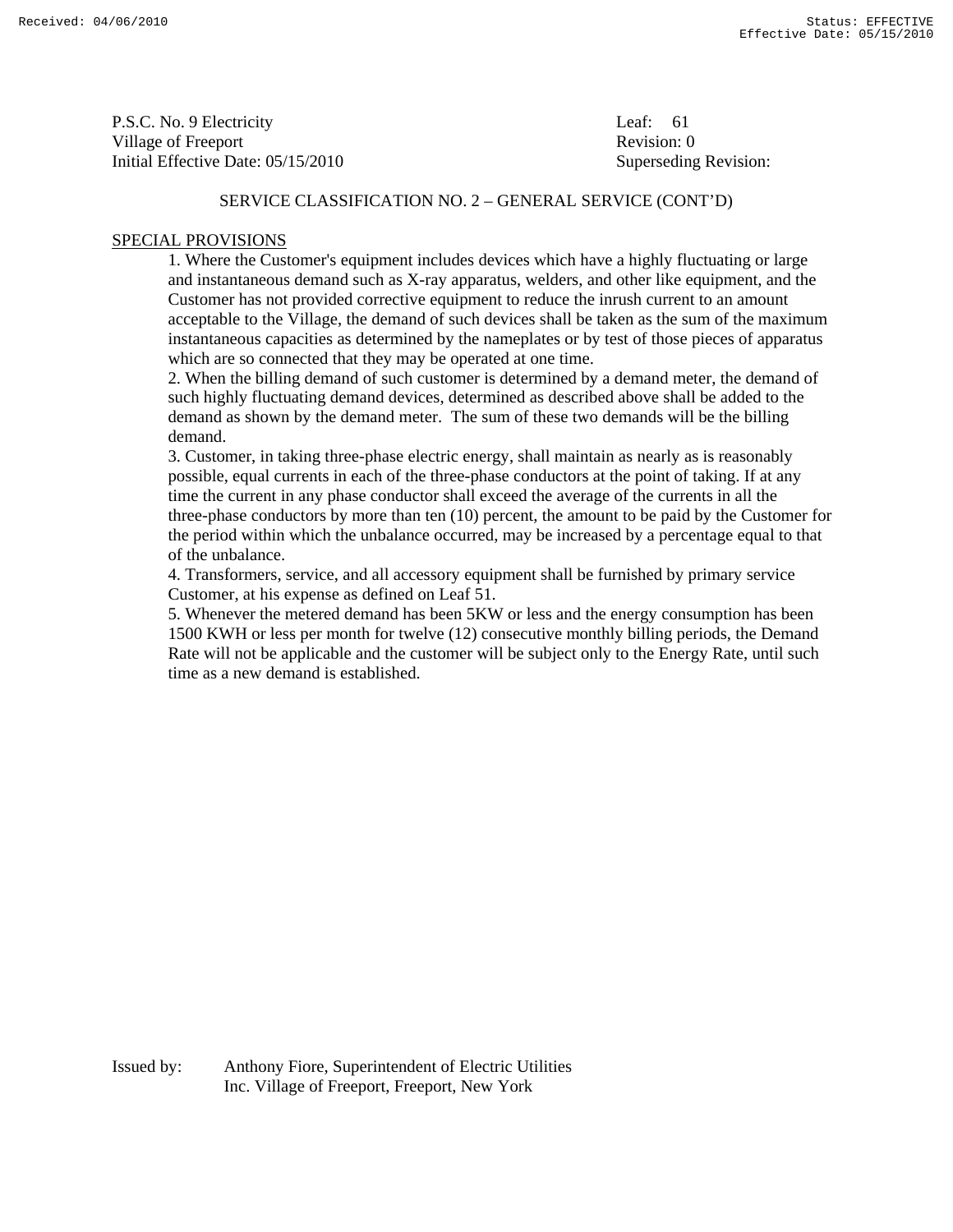P.S.C. No. 9 Electricity
Village of Freeport
Initial Effective Date: 05/15/2010

Leaf: 61
Revision: 0
Superseding Revision:

SERVICE CLASSIFICATION NO. 2 – GENERAL SERVICE (CONT'D)

SPECIAL PROVISIONS

1. Where the Customer's equipment includes devices which have a highly fluctuating or large and instantaneous demand such as X-ray apparatus, welders, and other like equipment, and the Customer has not provided corrective equipment to reduce the inrush current to an amount acceptable to the Village, the demand of such devices shall be taken as the sum of the maximum instantaneous capacities as determined by the nameplates or by test of those pieces of apparatus which are so connected that they may be operated at one time.
2. When the billing demand of such customer is determined by a demand meter, the demand of such highly fluctuating demand devices, determined as described above shall be added to the demand as shown by the demand meter. The sum of these two demands will be the billing demand.
3. Customer, in taking three-phase electric energy, shall maintain as nearly as is reasonably possible, equal currents in each of the three-phase conductors at the point of taking. If at any time the current in any phase conductor shall exceed the average of the currents in all the three-phase conductors by more than ten (10) percent, the amount to be paid by the Customer for the period within which the unbalance occurred, may be increased by a percentage equal to that of the unbalance.
4. Transformers, service, and all accessory equipment shall be furnished by primary service Customer, at his expense as defined on Leaf 51.
5. Whenever the metered demand has been 5KW or less and the energy consumption has been 1500 KWH or less per month for twelve (12) consecutive monthly billing periods, the Demand Rate will not be applicable and the customer will be subject only to the Energy Rate, until such time as a new demand is established.

Issued by: Anthony Fiore, Superintendent of Electric Utilities
Inc. Village of Freeport, Freeport, New York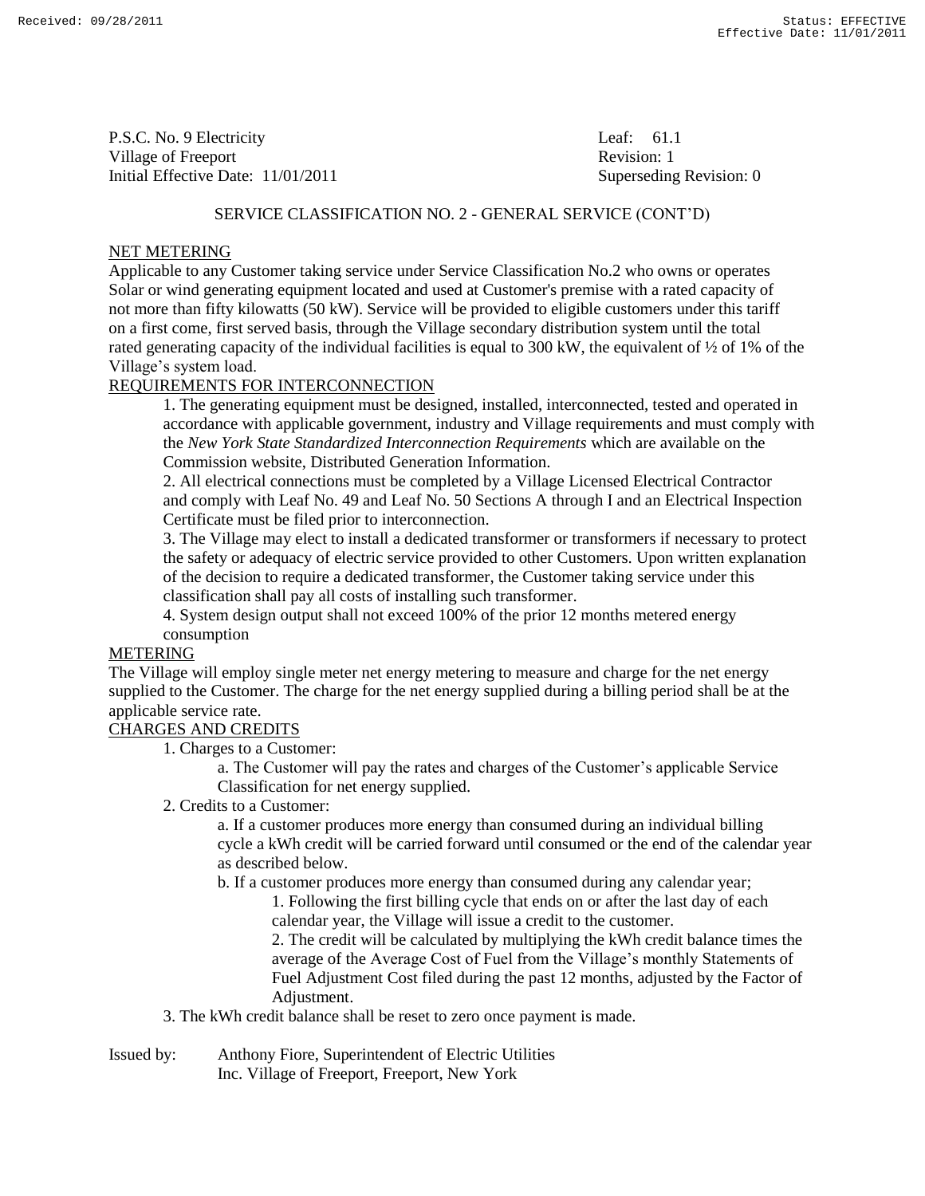P.S.C. No. 9 Electricity
Village of Freeport
Initial Effective Date: 11/01/2011

Leaf: 61.1
Revision: 1
Superseding Revision: 0

SERVICE CLASSIFICATION NO. 2 - GENERAL SERVICE (CONT'D)

NET METERING

Applicable to any Customer taking service under Service Classification No.2 who owns or operates Solar or wind generating equipment located and used at Customer's premise with a rated capacity of not more than fifty kilowatts (50 kW). Service will be provided to eligible customers under this tariff on a first come, first served basis, through the Village secondary distribution system until the total rated generating capacity of the individual facilities is equal to 300 kW, the equivalent of ½ of 1% of the Village's system load.

REQUIREMENTS FOR INTERCONNECTION

1. The generating equipment must be designed, installed, interconnected, tested and operated in accordance with applicable government, industry and Village requirements and must comply with the *New York State Standardized Interconnection Requirements* which are available on the Commission website, Distributed Generation Information.
2. All electrical connections must be completed by a Village Licensed Electrical Contractor and comply with Leaf No. 49 and Leaf No. 50 Sections A through I and an Electrical Inspection Certificate must be filed prior to interconnection.
3. The Village may elect to install a dedicated transformer or transformers if necessary to protect the safety or adequacy of electric service provided to other Customers. Upon written explanation of the decision to require a dedicated transformer, the Customer taking service under this classification shall pay all costs of installing such transformer.
4. System design output shall not exceed 100% of the prior 12 months metered energy consumption

METERING

The Village will employ single meter net energy metering to measure and charge for the net energy supplied to the Customer. The charge for the net energy supplied during a billing period shall be at the applicable service rate.

CHARGES AND CREDITS

1. Charges to a Customer:
    a. The Customer will pay the rates and charges of the Customer's applicable Service Classification for net energy supplied.
2. Credits to a Customer:
    a. If a customer produces more energy than consumed during an individual billing cycle a kWh credit will be carried forward until consumed or the end of the calendar year as described below.
    b. If a customer produces more energy than consumed during any calendar year;
        1. Following the first billing cycle that ends on or after the last day of each calendar year, the Village will issue a credit to the customer.
        2. The credit will be calculated by multiplying the kWh credit balance times the average of the Average Cost of Fuel from the Village's monthly Statements of Fuel Adjustment Cost filed during the past 12 months, adjusted by the Factor of Adjustment.
3. The kWh credit balance shall be reset to zero once payment is made.

Issued by: Anthony Fiore, Superintendent of Electric Utilities
Inc. Village of Freeport, Freeport, New York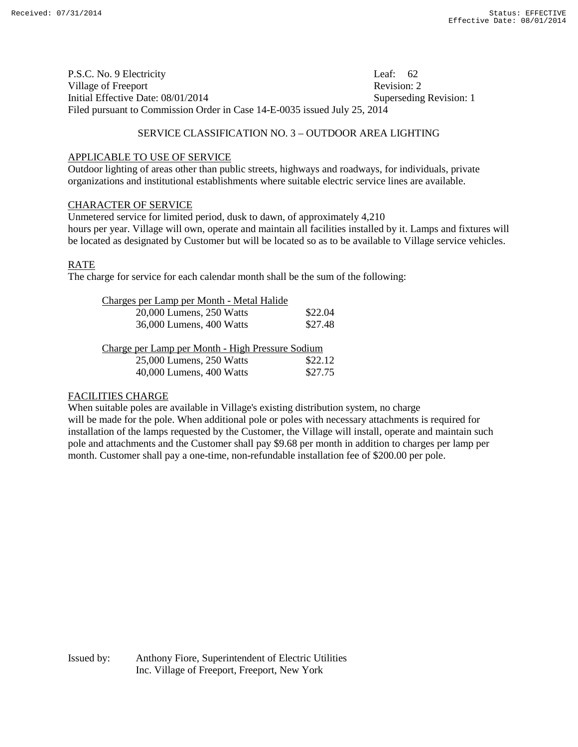P.S.C. No. 9 Electricity　　　　　　　　　　　　　　　Leaf: 62
Village of Freeport　　　　　　　　　　　　　　　　　　Revision: 2
Initial Effective Date: 08/01/2014　　　　　　　　　　　Superseding Revision: 1
Filed pursuant to Commission Order in Case 14-E-0035 issued July 25, 2014

## SERVICE CLASSIFICATION NO. 3 – OUTDOOR AREA LIGHTING

### APPLICABLE TO USE OF SERVICE

Outdoor lighting of areas other than public streets, highways and roadways, for individuals, private organizations and institutional establishments where suitable electric service lines are available.

### CHARACTER OF SERVICE

Unmetered service for limited period, dusk to dawn, of approximately 4,210 hours per year. Village will own, operate and maintain all facilities installed by it. Lamps and fixtures will be located as designated by Customer but will be located so as to be available to Village service vehicles.

### RATE

The charge for service for each calendar month shall be the sum of the following:

| Charges per Lamp per Month - Metal Halide | |
|---|---|
| 20,000 Lumens, 250 Watts | $22.04 |
| 36,000 Lumens, 400 Watts | $27.48 |

| Charge per Lamp per Month - High Pressure Sodium | |
|---|---|
| 25,000 Lumens, 250 Watts | $22.12 |
| 40,000 Lumens, 400 Watts | $27.75 |

### FACILITIES CHARGE

When suitable poles are available in Village's existing distribution system, no charge will be made for the pole. When additional pole or poles with necessary attachments is required for installation of the lamps requested by the Customer, the Village will install, operate and maintain such pole and attachments and the Customer shall pay $9.68 per month in addition to charges per lamp per month. Customer shall pay a one-time, non-refundable installation fee of $200.00 per pole.

Issued by: Anthony Fiore, Superintendent of Electric Utilities
Inc. Village of Freeport, Freeport, New York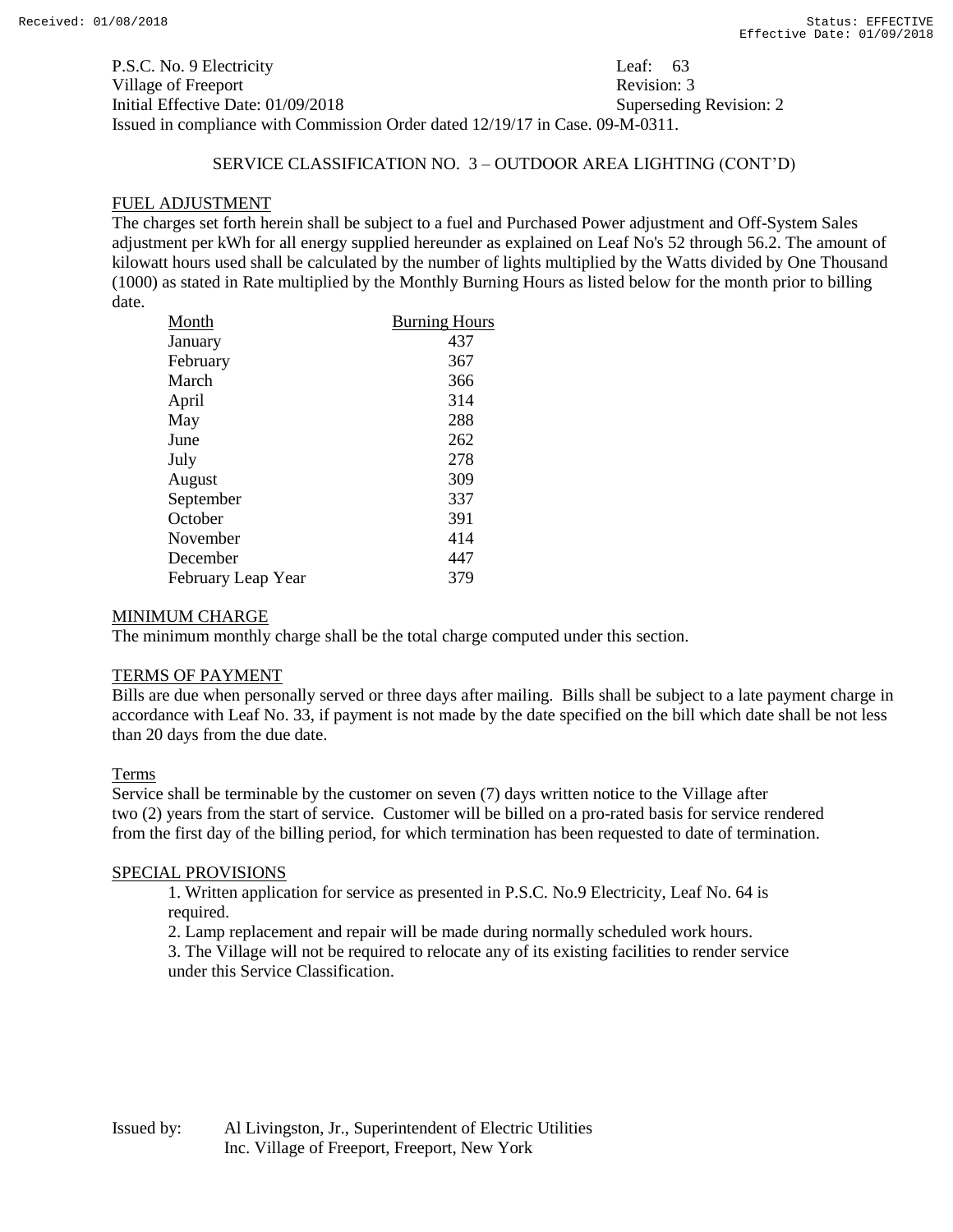P.S.C. No. 9 Electricity Leaf: 63
Village of Freeport Revision: 3
Initial Effective Date: 01/09/2018 Superseding Revision: 2
Issued in compliance with Commission Order dated 12/19/17 in Case. 09-M-0311.

## SERVICE CLASSIFICATION NO. 3 – OUTDOOR AREA LIGHTING (CONT'D)

### FUEL ADJUSTMENT

The charges set forth herein shall be subject to a fuel and Purchased Power adjustment and Off-System Sales adjustment per kWh for all energy supplied hereunder as explained on Leaf No's 52 through 56.2. The amount of kilowatt hours used shall be calculated by the number of lights multiplied by the Watts divided by One Thousand (1000) as stated in Rate multiplied by the Monthly Burning Hours as listed below for the month prior to billing date.

| Month | Burning Hours |
|---|---|
| January | 437 |
| February | 367 |
| March | 366 |
| April | 314 |
| May | 288 |
| June | 262 |
| July | 278 |
| August | 309 |
| September | 337 |
| October | 391 |
| November | 414 |
| December | 447 |
| February Leap Year | 379 |

### MINIMUM CHARGE

The minimum monthly charge shall be the total charge computed under this section.

### TERMS OF PAYMENT

Bills are due when personally served or three days after mailing. Bills shall be subject to a late payment charge in accordance with Leaf No. 33, if payment is not made by the date specified on the bill which date shall be not less than 20 days from the due date.

### Terms

Service shall be terminable by the customer on seven (7) days written notice to the Village after two (2) years from the start of service. Customer will be billed on a pro-rated basis for service rendered from the first day of the billing period, for which termination has been requested to date of termination.

### SPECIAL PROVISIONS

1. Written application for service as presented in P.S.C. No.9 Electricity, Leaf No. 64 is required.
2. Lamp replacement and repair will be made during normally scheduled work hours.
3. The Village will not be required to relocate any of its existing facilities to render service under this Service Classification.

Issued by: Al Livingston, Jr., Superintendent of Electric Utilities
Inc. Village of Freeport, Freeport, New York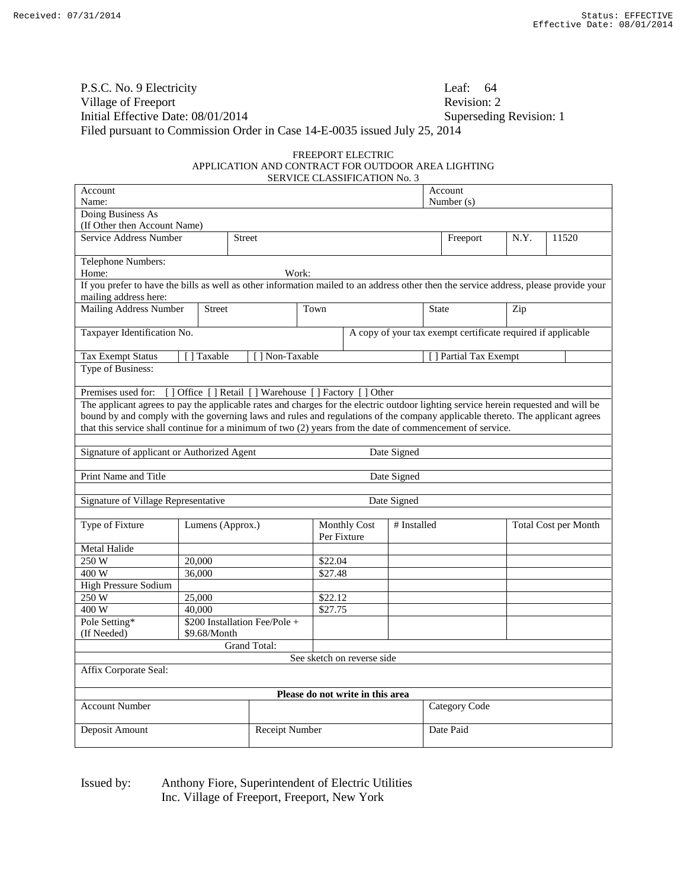Received: 07/31/2014 Status: EFFECTIVE
Effective Date: 08/01/2014

P.S.C. No. 9 Electricity Leaf: 64
Village of Freeport Revision: 2
Initial Effective Date: 08/01/2014 Superseding Revision: 1
Filed pursuant to Commission Order in Case 14-E-0035 issued July 25, 2014

FREEPORT ELECTRIC
APPLICATION AND CONTRACT FOR OUTDOOR AREA LIGHTING
SERVICE CLASSIFICATION No. 3

| | | | | | |
|---|---|---|---|---|---|
| Account Name: | | | Account Number (s) | | |
| Doing Business As (If Other then Account Name) | | | | | |
| Service Address Number | Street | | Freeport | N.Y. | 11520 |
| Telephone Numbers: Home: | Work: | | | | |

If you prefer to have the bills as well as other information mailed to an address other then the service address, please provide your mailing address here:

| | | | | |
|---|---|---|---|---|
| Mailing Address Number | Street | Town | State | Zip |

| | |
|---|---|
| Taxpayer Identification No. | A copy of your tax exempt certificate required if applicable |

Tax Exempt Status [ ] Taxable [ ] Non-Taxable [ ] Partial Tax Exempt

Type of Business:

Premises used for: [ ] Office [ ] Retail [ ] Warehouse [ ] Factory [ ] Other

The applicant agrees to pay the applicable rates and charges for the electric outdoor lighting service herein requested and will be bound by and comply with the governing laws and rules and regulations of the company applicable thereto. The applicant agrees that this service shall continue for a minimum of two (2) years from the date of commencement of service.

Signature of applicant or Authorized Agent Date Signed

Print Name and Title Date Signed

Signature of Village Representative Date Signed

| Type of Fixture | Lumens (Approx.) | Monthly Cost Per Fixture | # Installed | Total Cost per Month |
|---|---|---|---|---|
| Metal Halide | | | | |
| 250 W | 20,000 | $22.04 | | |
| 400 W | 36,000 | $27.48 | | |
| High Pressure Sodium | | | | |
| 250 W | 25,000 | $22.12 | | |
| 400 W | 40,000 | $27.75 | | |
| Pole Setting* (If Needed) | $200 Installation Fee/Pole + $9.68/Month | | | |
| | Grand Total: | | | |

See sketch on reverse side

Affix Corporate Seal:

**Please do not write in this area**

| | | |
|---|---|---|
| Account Number | | Category Code |
| Deposit Amount | Receipt Number | Date Paid |

Issued by: Anthony Fiore, Superintendent of Electric Utilities
Inc. Village of Freeport, Freeport, New York